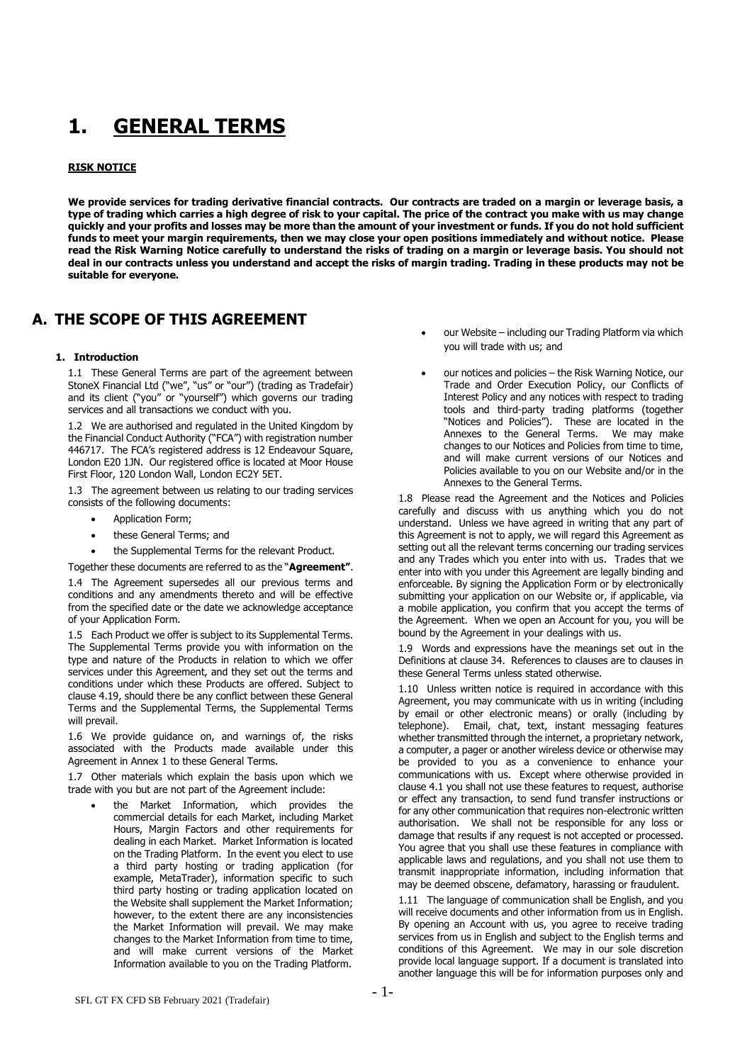# 1. GENERAL TERMS

**RISK NOTICE**

**We provide services for trading derivative financial contracts. Our contracts are traded on a margin or leverage basis, a type of trading which carries a high degree of risk to your capital. The price of the contract you make with us may change quickly and your profits and losses may be more than the amount of your investment or funds. If you do not hold sufficient funds to meet your margin requirements, then we may close your open positions immediately and without notice. Please read the Risk Warning Notice carefully to understand the risks of trading on a margin or leverage basis. You should not deal in our contracts unless you understand and accept the risks of margin trading. Trading in these products may not be suitable for everyone.**

## A. THE SCOPE OF THIS AGREEMENT

### 1. Introduction

1.1 These General Terms are part of the agreement between StoneX Financial Ltd ("we", "us" or "our") (trading as Tradefair) and its client ("you" or "yourself") which governs our trading services and all transactions we conduct with you.

1.2 We are authorised and regulated in the United Kingdom by the Financial Conduct Authority ("FCA") with registration number 446717. The FCA's registered address is 12 Endeavour Square, London E20 1JN. Our registered office is located at Moor House First Floor, 120 London Wall, London EC2Y 5ET.

1.3 The agreement between us relating to our trading services consists of the following documents:

- Application Form;
- these General Terms; and
- the Supplemental Terms for the relevant Product.

Together these documents are referred to as the "**Agreement**".

1.4 The Agreement supersedes all our previous terms and conditions and any amendments thereto and will be effective from the specified date or the date we acknowledge acceptance of your Application Form.

1.5 Each Product we offer is subject to its Supplemental Terms. The Supplemental Terms provide you with information on the type and nature of the Products in relation to which we offer services under this Agreement, and they set out the terms and conditions under which these Products are offered. Subject to clause 4.19, should there be any conflict between these General Terms and the Supplemental Terms, the Supplemental Terms will prevail.

1.6 We provide guidance on, and warnings of, the risks associated with the Products made available under this Agreement in Annex 1 to these General Terms.

1.7 Other materials which explain the basis upon which we trade with you but are not part of the Agreement include:

- the Market Information, which provides the commercial details for each Market, including Market Hours, Margin Factors and other requirements for dealing in each Market. Market Information is located on the Trading Platform. In the event you elect to use a third party hosting or trading application (for example, MetaTrader), information specific to such third party hosting or trading application located on the Website shall supplement the Market Information; however, to the extent there are any inconsistencies the Market Information will prevail. We may make changes to the Market Information from time to time, and will make current versions of the Market Information available to you on the Trading Platform.
- our Website – including our Trading Platform via which you will trade with us; and
- our notices and policies – the Risk Warning Notice, our Trade and Order Execution Policy, our Conflicts of Interest Policy and any notices with respect to trading tools and third-party trading platforms (together "Notices and Policies"). These are located in the Annexes to the General Terms. We may make changes to our Notices and Policies from time to time, and will make current versions of our Notices and Policies available to you on our Website and/or in the Annexes to the General Terms.

1.8 Please read the Agreement and the Notices and Policies carefully and discuss with us anything which you do not understand. Unless we have agreed in writing that any part of this Agreement is not to apply, we will regard this Agreement as setting out all the relevant terms concerning our trading services and any Trades which you enter into with us. Trades that we enter into with you under this Agreement are legally binding and enforceable. By signing the Application Form or by electronically submitting your application on our Website or, if applicable, via a mobile application, you confirm that you accept the terms of the Agreement. When we open an Account for you, you will be bound by the Agreement in your dealings with us.

1.9 Words and expressions have the meanings set out in the Definitions at clause 34. References to clauses are to clauses in these General Terms unless stated otherwise.

1.10 Unless written notice is required in accordance with this Agreement, you may communicate with us in writing (including by email or other electronic means) or orally (including by telephone). Email, chat, text, instant messaging features whether transmitted through the internet, a proprietary network, a computer, a pager or another wireless device or otherwise may be provided to you as a convenience to enhance your communications with us. Except where otherwise provided in clause 4.1 you shall not use these features to request, authorise or effect any transaction, to send fund transfer instructions or for any other communication that requires non-electronic written authorisation. We shall not be responsible for any loss or damage that results if any request is not accepted or processed. You agree that you shall use these features in compliance with applicable laws and regulations, and you shall not use them to transmit inappropriate information, including information that may be deemed obscene, defamatory, harassing or fraudulent.

1.11 The language of communication shall be English, and you will receive documents and other information from us in English. By opening an Account with us, you agree to receive trading services from us in English and subject to the English terms and conditions of this Agreement. We may in our sole discretion provide local language support. If a document is translated into another language this will be for information purposes only and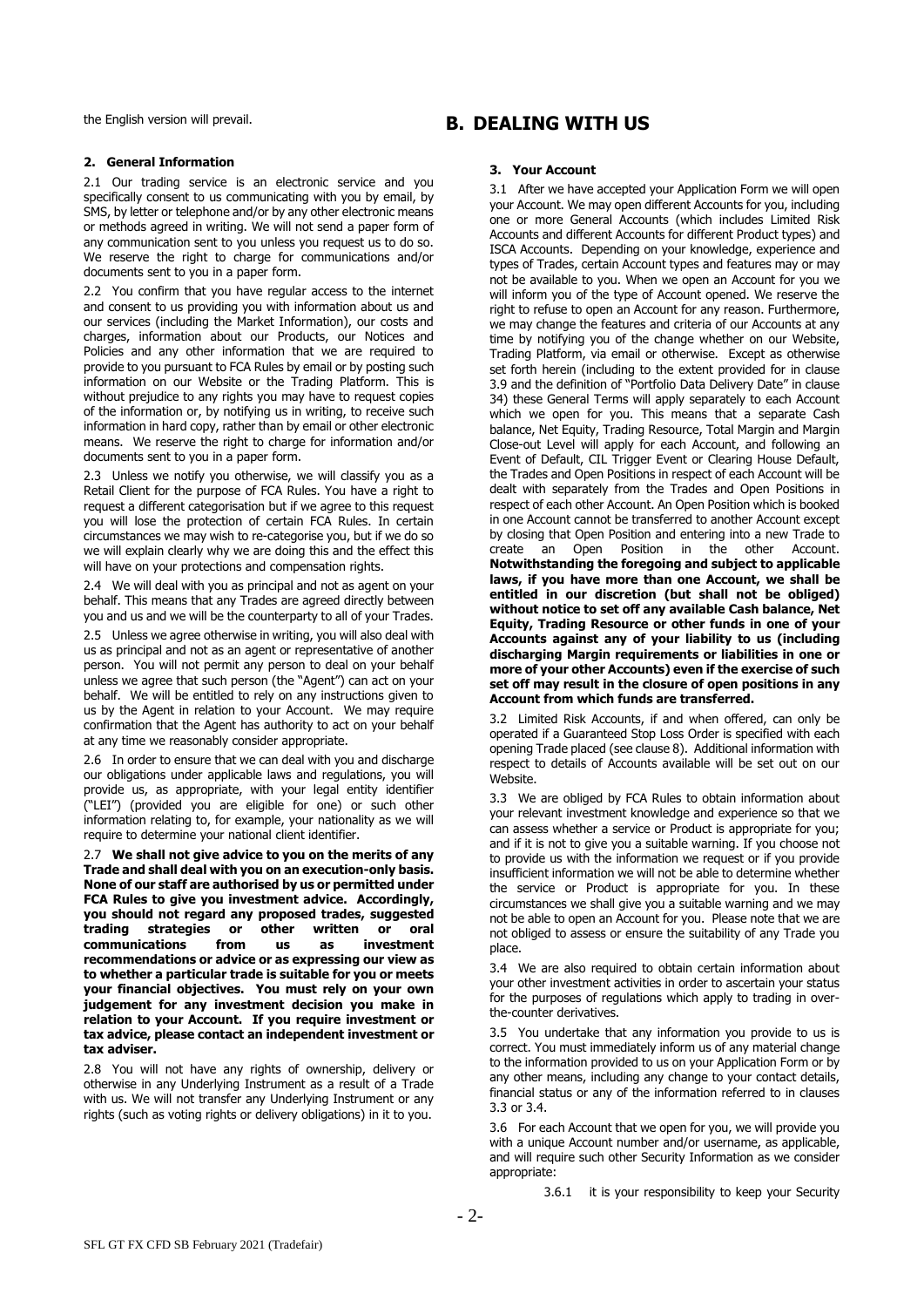the English version will prevail.

#### 2. General Information

2.1 Our trading service is an electronic service and you specifically consent to us communicating with you by email, by SMS, by letter or telephone and/or by any other electronic means or methods agreed in writing. We will not send a paper form of any communication sent to you unless you request us to do so. We reserve the right to charge for communications and/or documents sent to you in a paper form.

2.2 You confirm that you have regular access to the internet and consent to us providing you with information about us and our services (including the Market Information), our costs and charges, information about our Products, our Notices and Policies and any other information that we are required to provide to you pursuant to FCA Rules by email or by posting such information on our Website or the Trading Platform. This is without prejudice to any rights you may have to request copies of the information or, by notifying us in writing, to receive such information in hard copy, rather than by email or other electronic means. We reserve the right to charge for information and/or documents sent to you in a paper form.

2.3 Unless we notify you otherwise, we will classify you as a Retail Client for the purpose of FCA Rules. You have a right to request a different categorisation but if we agree to this request you will lose the protection of certain FCA Rules. In certain circumstances we may wish to re-categorise you, but if we do so we will explain clearly why we are doing this and the effect this will have on your protections and compensation rights.

2.4 We will deal with you as principal and not as agent on your behalf. This means that any Trades are agreed directly between you and us and we will be the counterparty to all of your Trades.

2.5 Unless we agree otherwise in writing, you will also deal with us as principal and not as an agent or representative of another person. You will not permit any person to deal on your behalf unless we agree that such person (the "Agent") can act on your behalf. We will be entitled to rely on any instructions given to us by the Agent in relation to your Account. We may require confirmation that the Agent has authority to act on your behalf at any time we reasonably consider appropriate.

2.6 In order to ensure that we can deal with you and discharge our obligations under applicable laws and regulations, you will provide us, as appropriate, with your legal entity identifier ("LEI") (provided you are eligible for one) or such other information relating to, for example, your nationality as we will require to determine your national client identifier.

2.7 **We shall not give advice to you on the merits of any Trade and shall deal with you on an execution-only basis. None of our staff are authorised by us or permitted under FCA Rules to give you investment advice. Accordingly, you should not regard any proposed trades, suggested trading strategies or other written or oral communications from us as investment recommendations or advice or as expressing our view as to whether a particular trade is suitable for you or meets your financial objectives. You must rely on your own judgement for any investment decision you make in relation to your Account. If you require investment or tax advice, please contact an independent investment or tax adviser.**

2.8 You will not have any rights of ownership, delivery or otherwise in any Underlying Instrument as a result of a Trade with us. We will not transfer any Underlying Instrument or any rights (such as voting rights or delivery obligations) in it to you.

## B. DEALING WITH US

#### 3. Your Account

3.1 After we have accepted your Application Form we will open your Account. We may open different Accounts for you, including one or more General Accounts (which includes Limited Risk Accounts and different Accounts for different Product types) and ISCA Accounts. Depending on your knowledge, experience and types of Trades, certain Account types and features may or may not be available to you. When we open an Account for you we will inform you of the type of Account opened. We reserve the right to refuse to open an Account for any reason. Furthermore, we may change the features and criteria of our Accounts at any time by notifying you of the change whether on our Website, Trading Platform, via email or otherwise. Except as otherwise set forth herein (including to the extent provided for in clause 3.9 and the definition of "Portfolio Data Delivery Date" in clause 34) these General Terms will apply separately to each Account which we open for you. This means that a separate Cash balance, Net Equity, Trading Resource, Total Margin and Margin Close-out Level will apply for each Account, and following an Event of Default, CIL Trigger Event or Clearing House Default, the Trades and Open Positions in respect of each Account will be dealt with separately from the Trades and Open Positions in respect of each other Account. An Open Position which is booked in one Account cannot be transferred to another Account except by closing that Open Position and entering into a new Trade to create an Open Position in the other Account. **Notwithstanding the foregoing and subject to applicable laws, if you have more than one Account, we shall be entitled in our discretion (but shall not be obliged) without notice to set off any available Cash balance, Net Equity, Trading Resource or other funds in one of your Accounts against any of your liability to us (including discharging Margin requirements or liabilities in one or more of your other Accounts) even if the exercise of such set off may result in the closure of open positions in any Account from which funds are transferred.**

3.2 Limited Risk Accounts, if and when offered, can only be operated if a Guaranteed Stop Loss Order is specified with each opening Trade placed (see clause 8). Additional information with respect to details of Accounts available will be set out on our Website.

3.3 We are obliged by FCA Rules to obtain information about your relevant investment knowledge and experience so that we can assess whether a service or Product is appropriate for you; and if it is not to give you a suitable warning. If you choose not to provide us with the information we request or if you provide insufficient information we will not be able to determine whether the service or Product is appropriate for you. In these circumstances we shall give you a suitable warning and we may not be able to open an Account for you. Please note that we are not obliged to assess or ensure the suitability of any Trade you place.

3.4 We are also required to obtain certain information about your other investment activities in order to ascertain your status for the purposes of regulations which apply to trading in over-the-counter derivatives.

3.5 You undertake that any information you provide to us is correct. You must immediately inform us of any material change to the information provided to us on your Application Form or by any other means, including any change to your contact details, financial status or any of the information referred to in clauses 3.3 or 3.4.

3.6 For each Account that we open for you, we will provide you with a unique Account number and/or username, as applicable, and will require such other Security Information as we consider appropriate:

3.6.1 it is your responsibility to keep your Security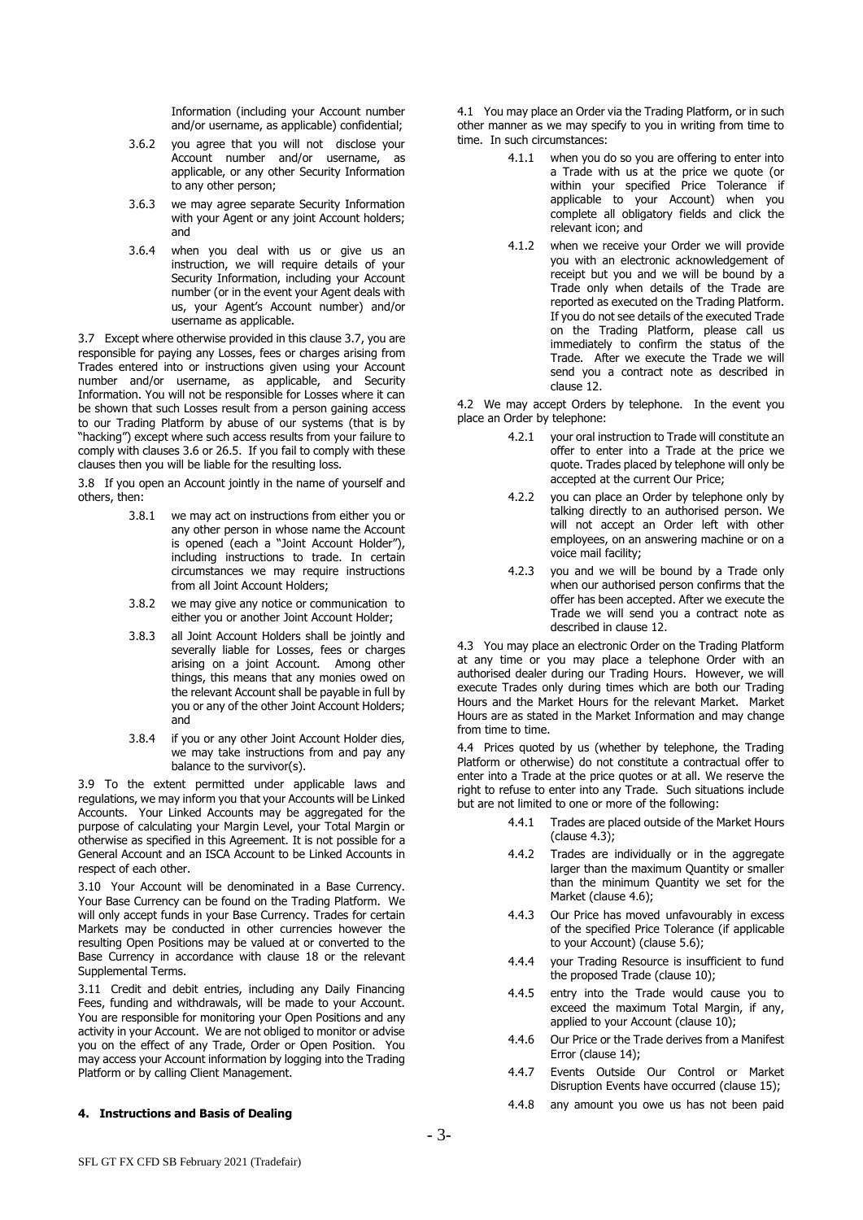Information (including your Account number and/or username, as applicable) confidential;

3.6.2 you agree that you will not disclose your Account number and/or username, as applicable, or any other Security Information to any other person;

3.6.3 we may agree separate Security Information with your Agent or any joint Account holders; and

3.6.4 when you deal with us or give us an instruction, we will require details of your Security Information, including your Account number (or in the event your Agent deals with us, your Agent's Account number) and/or username as applicable.

3.7 Except where otherwise provided in this clause 3.7, you are responsible for paying any Losses, fees or charges arising from Trades entered into or instructions given using your Account number and/or username, as applicable, and Security Information. You will not be responsible for Losses where it can be shown that such Losses result from a person gaining access to our Trading Platform by abuse of our systems (that is by "hacking") except where such access results from your failure to comply with clauses 3.6 or 26.5. If you fail to comply with these clauses then you will be liable for the resulting loss.

3.8 If you open an Account jointly in the name of yourself and others, then:

3.8.1 we may act on instructions from either you or any other person in whose name the Account is opened (each a "Joint Account Holder"), including instructions to trade. In certain circumstances we may require instructions from all Joint Account Holders;

3.8.2 we may give any notice or communication to either you or another Joint Account Holder;

3.8.3 all Joint Account Holders shall be jointly and severally liable for Losses, fees or charges arising on a joint Account. Among other things, this means that any monies owed on the relevant Account shall be payable in full by you or any of the other Joint Account Holders; and

3.8.4 if you or any other Joint Account Holder dies, we may take instructions from and pay any balance to the survivor(s).

3.9 To the extent permitted under applicable laws and regulations, we may inform you that your Accounts will be Linked Accounts. Your Linked Accounts may be aggregated for the purpose of calculating your Margin Level, your Total Margin or otherwise as specified in this Agreement. It is not possible for a General Account and an ISCA Account to be Linked Accounts in respect of each other.

3.10 Your Account will be denominated in a Base Currency. Your Base Currency can be found on the Trading Platform. We will only accept funds in your Base Currency. Trades for certain Markets may be conducted in other currencies however the resulting Open Positions may be valued at or converted to the Base Currency in accordance with clause 18 or the relevant Supplemental Terms.

3.11 Credit and debit entries, including any Daily Financing Fees, funding and withdrawals, will be made to your Account. You are responsible for monitoring your Open Positions and any activity in your Account. We are not obliged to monitor or advise you on the effect of any Trade, Order or Open Position. You may access your Account information by logging into the Trading Platform or by calling Client Management.

## 4. Instructions and Basis of Dealing

4.1 You may place an Order via the Trading Platform, or in such other manner as we may specify to you in writing from time to time. In such circumstances:

4.1.1 when you do so you are offering to enter into a Trade with us at the price we quote (or within your specified Price Tolerance if applicable to your Account) when you complete all obligatory fields and click the relevant icon; and

4.1.2 when we receive your Order we will provide you with an electronic acknowledgement of receipt but you and we will be bound by a Trade only when details of the Trade are reported as executed on the Trading Platform. If you do not see details of the executed Trade on the Trading Platform, please call us immediately to confirm the status of the Trade. After we execute the Trade we will send you a contract note as described in clause 12.

4.2 We may accept Orders by telephone. In the event you place an Order by telephone:

4.2.1 your oral instruction to Trade will constitute an offer to enter into a Trade at the price we quote. Trades placed by telephone will only be accepted at the current Our Price;

4.2.2 you can place an Order by telephone only by talking directly to an authorised person. We will not accept an Order left with other employees, on an answering machine or on a voice mail facility;

4.2.3 you and we will be bound by a Trade only when our authorised person confirms that the offer has been accepted. After we execute the Trade we will send you a contract note as described in clause 12.

4.3 You may place an electronic Order on the Trading Platform at any time or you may place a telephone Order with an authorised dealer during our Trading Hours. However, we will execute Trades only during times which are both our Trading Hours and the Market Hours for the relevant Market. Market Hours are as stated in the Market Information and may change from time to time.

4.4 Prices quoted by us (whether by telephone, the Trading Platform or otherwise) do not constitute a contractual offer to enter into a Trade at the price quotes or at all. We reserve the right to refuse to enter into any Trade. Such situations include but are not limited to one or more of the following:

4.4.1 Trades are placed outside of the Market Hours (clause 4.3);

4.4.2 Trades are individually or in the aggregate larger than the maximum Quantity or smaller than the minimum Quantity we set for the Market (clause 4.6);

4.4.3 Our Price has moved unfavourably in excess of the specified Price Tolerance (if applicable to your Account) (clause 5.6);

4.4.4 your Trading Resource is insufficient to fund the proposed Trade (clause 10);

4.4.5 entry into the Trade would cause you to exceed the maximum Total Margin, if any, applied to your Account (clause 10);

4.4.6 Our Price or the Trade derives from a Manifest Error (clause 14);

4.4.7 Events Outside Our Control or Market Disruption Events have occurred (clause 15);

4.4.8 any amount you owe us has not been paid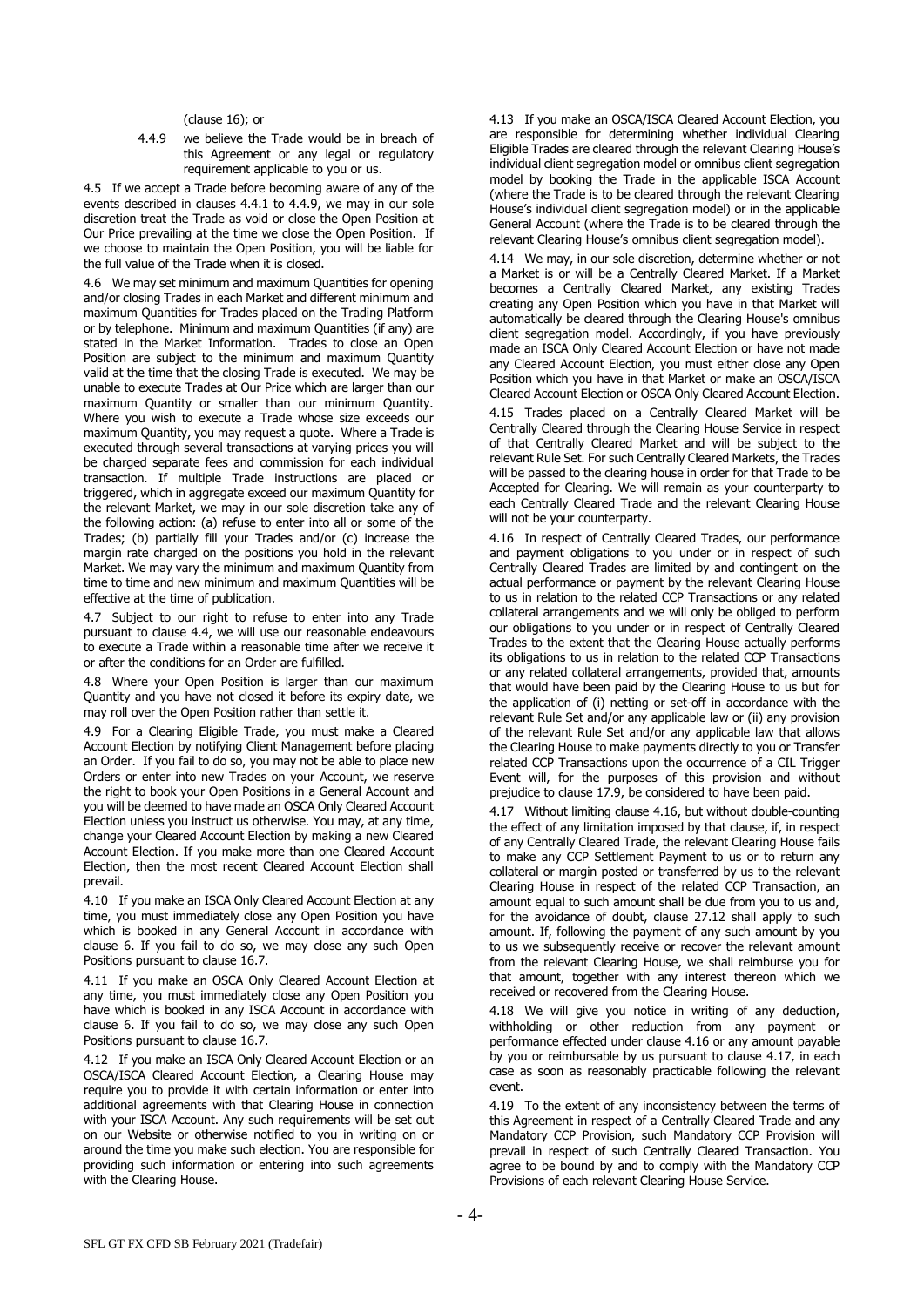(clause 16); or

4.4.9 we believe the Trade would be in breach of this Agreement or any legal or regulatory requirement applicable to you or us.

4.5 If we accept a Trade before becoming aware of any of the events described in clauses 4.4.1 to 4.4.9, we may in our sole discretion treat the Trade as void or close the Open Position at Our Price prevailing at the time we close the Open Position. If we choose to maintain the Open Position, you will be liable for the full value of the Trade when it is closed.

4.6 We may set minimum and maximum Quantities for opening and/or closing Trades in each Market and different minimum and maximum Quantities for Trades placed on the Trading Platform or by telephone. Minimum and maximum Quantities (if any) are stated in the Market Information. Trades to close an Open Position are subject to the minimum and maximum Quantity valid at the time that the closing Trade is executed. We may be unable to execute Trades at Our Price which are larger than our maximum Quantity or smaller than our minimum Quantity. Where you wish to execute a Trade whose size exceeds our maximum Quantity, you may request a quote. Where a Trade is executed through several transactions at varying prices you will be charged separate fees and commission for each individual transaction. If multiple Trade instructions are placed or triggered, which in aggregate exceed our maximum Quantity for the relevant Market, we may in our sole discretion take any of the following action: (a) refuse to enter into all or some of the Trades; (b) partially fill your Trades and/or (c) increase the margin rate charged on the positions you hold in the relevant Market. We may vary the minimum and maximum Quantity from time to time and new minimum and maximum Quantities will be effective at the time of publication.

4.7 Subject to our right to refuse to enter into any Trade pursuant to clause 4.4, we will use our reasonable endeavours to execute a Trade within a reasonable time after we receive it or after the conditions for an Order are fulfilled.

4.8 Where your Open Position is larger than our maximum Quantity and you have not closed it before its expiry date, we may roll over the Open Position rather than settle it.

4.9 For a Clearing Eligible Trade, you must make a Cleared Account Election by notifying Client Management before placing an Order. If you fail to do so, you may not be able to place new Orders or enter into new Trades on your Account, we reserve the right to book your Open Positions in a General Account and you will be deemed to have made an OSCA Only Cleared Account Election unless you instruct us otherwise. You may, at any time, change your Cleared Account Election by making a new Cleared Account Election. If you make more than one Cleared Account Election, then the most recent Cleared Account Election shall prevail.

4.10 If you make an ISCA Only Cleared Account Election at any time, you must immediately close any Open Position you have which is booked in any General Account in accordance with clause 6. If you fail to do so, we may close any such Open Positions pursuant to clause 16.7.

4.11 If you make an OSCA Only Cleared Account Election at any time, you must immediately close any Open Position you have which is booked in any ISCA Account in accordance with clause 6. If you fail to do so, we may close any such Open Positions pursuant to clause 16.7.

4.12 If you make an ISCA Only Cleared Account Election or an OSCA/ISCA Cleared Account Election, a Clearing House may require you to provide it with certain information or enter into additional agreements with that Clearing House in connection with your ISCA Account. Any such requirements will be set out on our Website or otherwise notified to you in writing on or around the time you make such election. You are responsible for providing such information or entering into such agreements with the Clearing House.

4.13 If you make an OSCA/ISCA Cleared Account Election, you are responsible for determining whether individual Clearing Eligible Trades are cleared through the relevant Clearing House's individual client segregation model or omnibus client segregation model by booking the Trade in the applicable ISCA Account (where the Trade is to be cleared through the relevant Clearing House's individual client segregation model) or in the applicable General Account (where the Trade is to be cleared through the relevant Clearing House's omnibus client segregation model).

4.14 We may, in our sole discretion, determine whether or not a Market is or will be a Centrally Cleared Market. If a Market becomes a Centrally Cleared Market, any existing Trades creating any Open Position which you have in that Market will automatically be cleared through the Clearing House's omnibus client segregation model. Accordingly, if you have previously made an ISCA Only Cleared Account Election or have not made any Cleared Account Election, you must either close any Open Position which you have in that Market or make an OSCA/ISCA Cleared Account Election or OSCA Only Cleared Account Election.

4.15 Trades placed on a Centrally Cleared Market will be Centrally Cleared through the Clearing House Service in respect of that Centrally Cleared Market and will be subject to the relevant Rule Set. For such Centrally Cleared Markets, the Trades will be passed to the clearing house in order for that Trade to be Accepted for Clearing. We will remain as your counterparty to each Centrally Cleared Trade and the relevant Clearing House will not be your counterparty.

4.16 In respect of Centrally Cleared Trades, our performance and payment obligations to you under or in respect of such Centrally Cleared Trades are limited by and contingent on the actual performance or payment by the relevant Clearing House to us in relation to the related CCP Transactions or any related collateral arrangements and we will only be obliged to perform our obligations to you under or in respect of Centrally Cleared Trades to the extent that the Clearing House actually performs its obligations to us in relation to the related CCP Transactions or any related collateral arrangements, provided that, amounts that would have been paid by the Clearing House to us but for the application of (i) netting or set-off in accordance with the relevant Rule Set and/or any applicable law or (ii) any provision of the relevant Rule Set and/or any applicable law that allows the Clearing House to make payments directly to you or Transfer related CCP Transactions upon the occurrence of a CIL Trigger Event will, for the purposes of this provision and without prejudice to clause 17.9, be considered to have been paid.

4.17 Without limiting clause 4.16, but without double-counting the effect of any limitation imposed by that clause, if, in respect of any Centrally Cleared Trade, the relevant Clearing House fails to make any CCP Settlement Payment to us or to return any collateral or margin posted or transferred by us to the relevant Clearing House in respect of the related CCP Transaction, an amount equal to such amount shall be due from you to us and, for the avoidance of doubt, clause 27.12 shall apply to such amount. If, following the payment of any such amount by you to us we subsequently receive or recover the relevant amount from the relevant Clearing House, we shall reimburse you for that amount, together with any interest thereon which we received or recovered from the Clearing House.

4.18 We will give you notice in writing of any deduction, withholding or other reduction from any payment or performance effected under clause 4.16 or any amount payable by you or reimbursable by us pursuant to clause 4.17, in each case as soon as reasonably practicable following the relevant event.

4.19 To the extent of any inconsistency between the terms of this Agreement in respect of a Centrally Cleared Trade and any Mandatory CCP Provision, such Mandatory CCP Provision will prevail in respect of such Centrally Cleared Transaction. You agree to be bound by and to comply with the Mandatory CCP Provisions of each relevant Clearing House Service.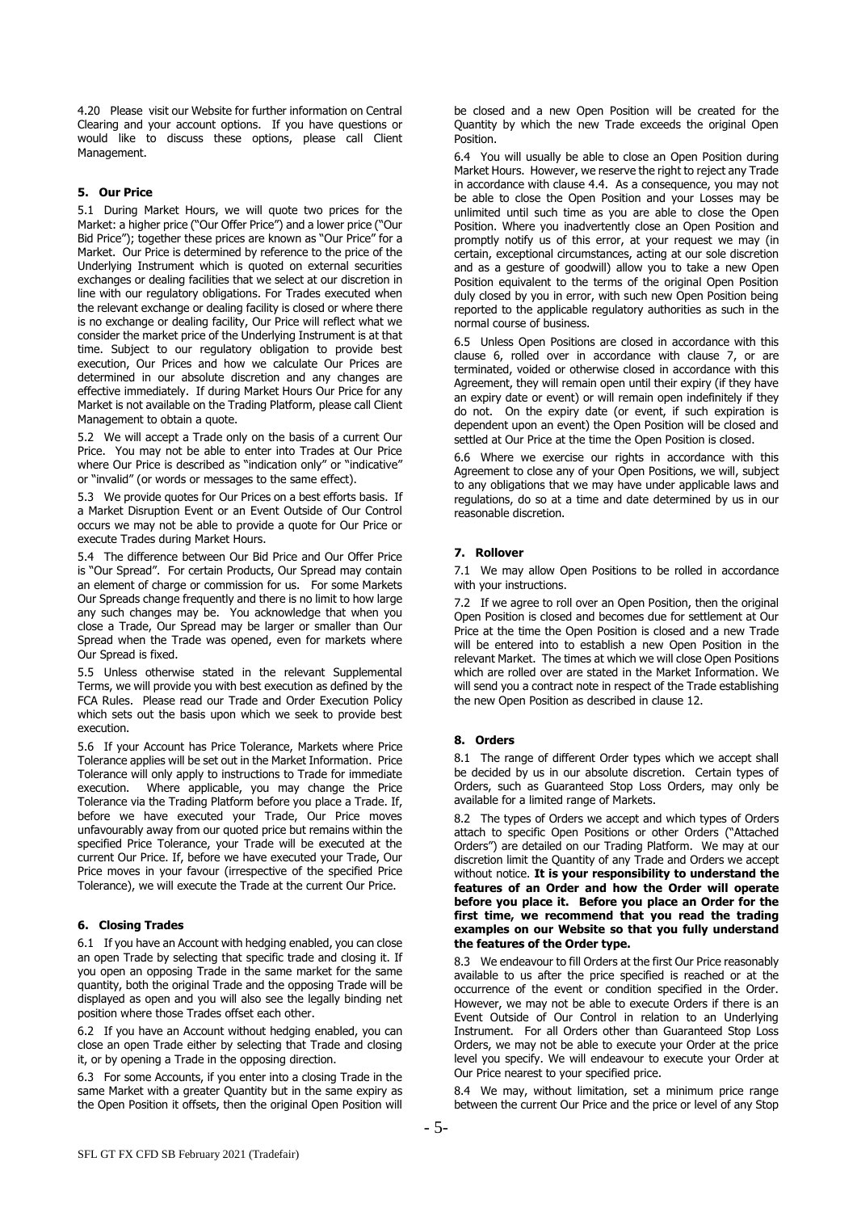4.20 Please visit our Website for further information on Central Clearing and your account options. If you have questions or would like to discuss these options, please call Client Management.

## 5. Our Price

5.1 During Market Hours, we will quote two prices for the Market: a higher price ("Our Offer Price") and a lower price ("Our Bid Price"); together these prices are known as "Our Price" for a Market. Our Price is determined by reference to the price of the Underlying Instrument which is quoted on external securities exchanges or dealing facilities that we select at our discretion in line with our regulatory obligations. For Trades executed when the relevant exchange or dealing facility is closed or where there is no exchange or dealing facility, Our Price will reflect what we consider the market price of the Underlying Instrument is at that time. Subject to our regulatory obligation to provide best execution, Our Prices and how we calculate Our Prices are determined in our absolute discretion and any changes are effective immediately. If during Market Hours Our Price for any Market is not available on the Trading Platform, please call Client Management to obtain a quote.

5.2 We will accept a Trade only on the basis of a current Our Price. You may not be able to enter into Trades at Our Price where Our Price is described as "indication only" or "indicative" or "invalid" (or words or messages to the same effect).

5.3 We provide quotes for Our Prices on a best efforts basis. If a Market Disruption Event or an Event Outside of Our Control occurs we may not be able to provide a quote for Our Price or execute Trades during Market Hours.

5.4 The difference between Our Bid Price and Our Offer Price is "Our Spread". For certain Products, Our Spread may contain an element of charge or commission for us. For some Markets Our Spreads change frequently and there is no limit to how large any such changes may be. You acknowledge that when you close a Trade, Our Spread may be larger or smaller than Our Spread when the Trade was opened, even for markets where Our Spread is fixed.

5.5 Unless otherwise stated in the relevant Supplemental Terms, we will provide you with best execution as defined by the FCA Rules. Please read our Trade and Order Execution Policy which sets out the basis upon which we seek to provide best execution.

5.6 If your Account has Price Tolerance, Markets where Price Tolerance applies will be set out in the Market Information. Price Tolerance will only apply to instructions to Trade for immediate execution. Where applicable, you may change the Price Tolerance via the Trading Platform before you place a Trade. If, before we have executed your Trade, Our Price moves unfavourably away from our quoted price but remains within the specified Price Tolerance, your Trade will be executed at the current Our Price. If, before we have executed your Trade, Our Price moves in your favour (irrespective of the specified Price Tolerance), we will execute the Trade at the current Our Price.

## 6. Closing Trades

6.1 If you have an Account with hedging enabled, you can close an open Trade by selecting that specific trade and closing it. If you open an opposing Trade in the same market for the same quantity, both the original Trade and the opposing Trade will be displayed as open and you will also see the legally binding net position where those Trades offset each other.

6.2 If you have an Account without hedging enabled, you can close an open Trade either by selecting that Trade and closing it, or by opening a Trade in the opposing direction.

6.3 For some Accounts, if you enter into a closing Trade in the same Market with a greater Quantity but in the same expiry as the Open Position it offsets, then the original Open Position will be closed and a new Open Position will be created for the Quantity by which the new Trade exceeds the original Open Position.

6.4 You will usually be able to close an Open Position during Market Hours. However, we reserve the right to reject any Trade in accordance with clause 4.4. As a consequence, you may not be able to close the Open Position and your Losses may be unlimited until such time as you are able to close the Open Position. Where you inadvertently close an Open Position and promptly notify us of this error, at your request we may (in certain, exceptional circumstances, acting at our sole discretion and as a gesture of goodwill) allow you to take a new Open Position equivalent to the terms of the original Open Position duly closed by you in error, with such new Open Position being reported to the applicable regulatory authorities as such in the normal course of business.

6.5 Unless Open Positions are closed in accordance with this clause 6, rolled over in accordance with clause 7, or are terminated, voided or otherwise closed in accordance with this Agreement, they will remain open until their expiry (if they have an expiry date or event) or will remain open indefinitely if they do not. On the expiry date (or event, if such expiration is dependent upon an event) the Open Position will be closed and settled at Our Price at the time the Open Position is closed.

6.6 Where we exercise our rights in accordance with this Agreement to close any of your Open Positions, we will, subject to any obligations that we may have under applicable laws and regulations, do so at a time and date determined by us in our reasonable discretion.

## 7. Rollover

7.1 We may allow Open Positions to be rolled in accordance with your instructions.

7.2 If we agree to roll over an Open Position, then the original Open Position is closed and becomes due for settlement at Our Price at the time the Open Position is closed and a new Trade will be entered into to establish a new Open Position in the relevant Market. The times at which we will close Open Positions which are rolled over are stated in the Market Information. We will send you a contract note in respect of the Trade establishing the new Open Position as described in clause 12.

## 8. Orders

8.1 The range of different Order types which we accept shall be decided by us in our absolute discretion. Certain types of Orders, such as Guaranteed Stop Loss Orders, may only be available for a limited range of Markets.

8.2 The types of Orders we accept and which types of Orders attach to specific Open Positions or other Orders ("Attached Orders") are detailed on our Trading Platform. We may at our discretion limit the Quantity of any Trade and Orders we accept without notice. **It is your responsibility to understand the features of an Order and how the Order will operate before you place it. Before you place an Order for the first time, we recommend that you read the trading examples on our Website so that you fully understand the features of the Order type.**

8.3 We endeavour to fill Orders at the first Our Price reasonably available to us after the price specified is reached or at the occurrence of the event or condition specified in the Order. However, we may not be able to execute Orders if there is an Event Outside of Our Control in relation to an Underlying Instrument. For all Orders other than Guaranteed Stop Loss Orders, we may not be able to execute your Order at the price level you specify. We will endeavour to execute your Order at Our Price nearest to your specified price.

8.4 We may, without limitation, set a minimum price range between the current Our Price and the price or level of any Stop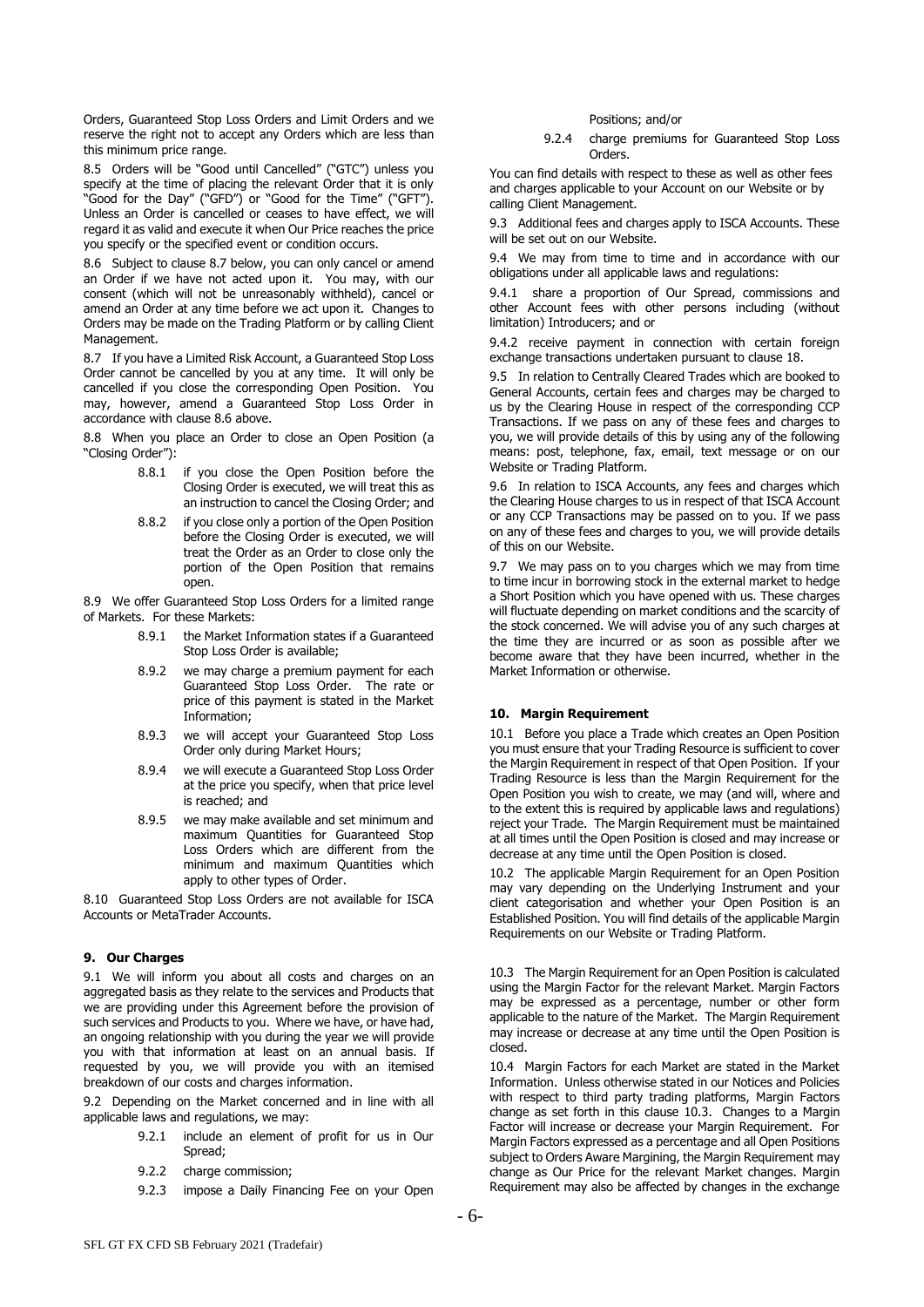Orders, Guaranteed Stop Loss Orders and Limit Orders and we reserve the right not to accept any Orders which are less than this minimum price range.

8.5 Orders will be "Good until Cancelled" ("GTC") unless you specify at the time of placing the relevant Order that it is only "Good for the Day" ("GFD") or "Good for the Time" ("GFT"). Unless an Order is cancelled or ceases to have effect, we will regard it as valid and execute it when Our Price reaches the price you specify or the specified event or condition occurs.

8.6 Subject to clause 8.7 below, you can only cancel or amend an Order if we have not acted upon it. You may, with our consent (which will not be unreasonably withheld), cancel or amend an Order at any time before we act upon it. Changes to Orders may be made on the Trading Platform or by calling Client Management.

8.7 If you have a Limited Risk Account, a Guaranteed Stop Loss Order cannot be cancelled by you at any time. It will only be cancelled if you close the corresponding Open Position. You may, however, amend a Guaranteed Stop Loss Order in accordance with clause 8.6 above.

8.8 When you place an Order to close an Open Position (a "Closing Order"):

8.8.1 if you close the Open Position before the Closing Order is executed, we will treat this as an instruction to cancel the Closing Order; and

8.8.2 if you close only a portion of the Open Position before the Closing Order is executed, we will treat the Order as an Order to close only the portion of the Open Position that remains open.

8.9 We offer Guaranteed Stop Loss Orders for a limited range of Markets. For these Markets:

8.9.1 the Market Information states if a Guaranteed Stop Loss Order is available;

8.9.2 we may charge a premium payment for each Guaranteed Stop Loss Order. The rate or price of this payment is stated in the Market Information;

8.9.3 we will accept your Guaranteed Stop Loss Order only during Market Hours;

8.9.4 we will execute a Guaranteed Stop Loss Order at the price you specify, when that price level is reached; and

8.9.5 we may make available and set minimum and maximum Quantities for Guaranteed Stop Loss Orders which are different from the minimum and maximum Quantities which apply to other types of Order.

8.10 Guaranteed Stop Loss Orders are not available for ISCA Accounts or MetaTrader Accounts.

## 9. Our Charges

9.1 We will inform you about all costs and charges on an aggregated basis as they relate to the services and Products that we are providing under this Agreement before the provision of such services and Products to you. Where we have, or have had, an ongoing relationship with you during the year we will provide you with that information at least on an annual basis. If requested by you, we will provide you with an itemised breakdown of our costs and charges information.

9.2 Depending on the Market concerned and in line with all applicable laws and regulations, we may:

9.2.1 include an element of profit for us in Our Spread;

9.2.2 charge commission;

9.2.3 impose a Daily Financing Fee on your Open Positions; and/or

9.2.4 charge premiums for Guaranteed Stop Loss Orders.

You can find details with respect to these as well as other fees and charges applicable to your Account on our Website or by calling Client Management.

9.3 Additional fees and charges apply to ISCA Accounts. These will be set out on our Website.

9.4 We may from time to time and in accordance with our obligations under all applicable laws and regulations:

9.4.1 share a proportion of Our Spread, commissions and other Account fees with other persons including (without limitation) Introducers; and or

9.4.2 receive payment in connection with certain foreign exchange transactions undertaken pursuant to clause 18.

9.5 In relation to Centrally Cleared Trades which are booked to General Accounts, certain fees and charges may be charged to us by the Clearing House in respect of the corresponding CCP Transactions. If we pass on any of these fees and charges to you, we will provide details of this by using any of the following means: post, telephone, fax, email, text message or on our Website or Trading Platform.

9.6 In relation to ISCA Accounts, any fees and charges which the Clearing House charges to us in respect of that ISCA Account or any CCP Transactions may be passed on to you. If we pass on any of these fees and charges to you, we will provide details of this on our Website.

9.7 We may pass on to you charges which we may from time to time incur in borrowing stock in the external market to hedge a Short Position which you have opened with us. These charges will fluctuate depending on market conditions and the scarcity of the stock concerned. We will advise you of any such charges at the time they are incurred or as soon as possible after we become aware that they have been incurred, whether in the Market Information or otherwise.

## 10. Margin Requirement

10.1 Before you place a Trade which creates an Open Position you must ensure that your Trading Resource is sufficient to cover the Margin Requirement in respect of that Open Position. If your Trading Resource is less than the Margin Requirement for the Open Position you wish to create, we may (and will, where and to the extent this is required by applicable laws and regulations) reject your Trade. The Margin Requirement must be maintained at all times until the Open Position is closed and may increase or decrease at any time until the Open Position is closed.

10.2 The applicable Margin Requirement for an Open Position may vary depending on the Underlying Instrument and your client categorisation and whether your Open Position is an Established Position. You will find details of the applicable Margin Requirements on our Website or Trading Platform.

10.3 The Margin Requirement for an Open Position is calculated using the Margin Factor for the relevant Market. Margin Factors may be expressed as a percentage, number or other form applicable to the nature of the Market. The Margin Requirement may increase or decrease at any time until the Open Position is closed.

10.4 Margin Factors for each Market are stated in the Market Information. Unless otherwise stated in our Notices and Policies with respect to third party trading platforms, Margin Factors change as set forth in this clause 10.3. Changes to a Margin Factor will increase or decrease your Margin Requirement. For Margin Factors expressed as a percentage and all Open Positions subject to Orders Aware Margining, the Margin Requirement may change as Our Price for the relevant Market changes. Margin Requirement may also be affected by changes in the exchange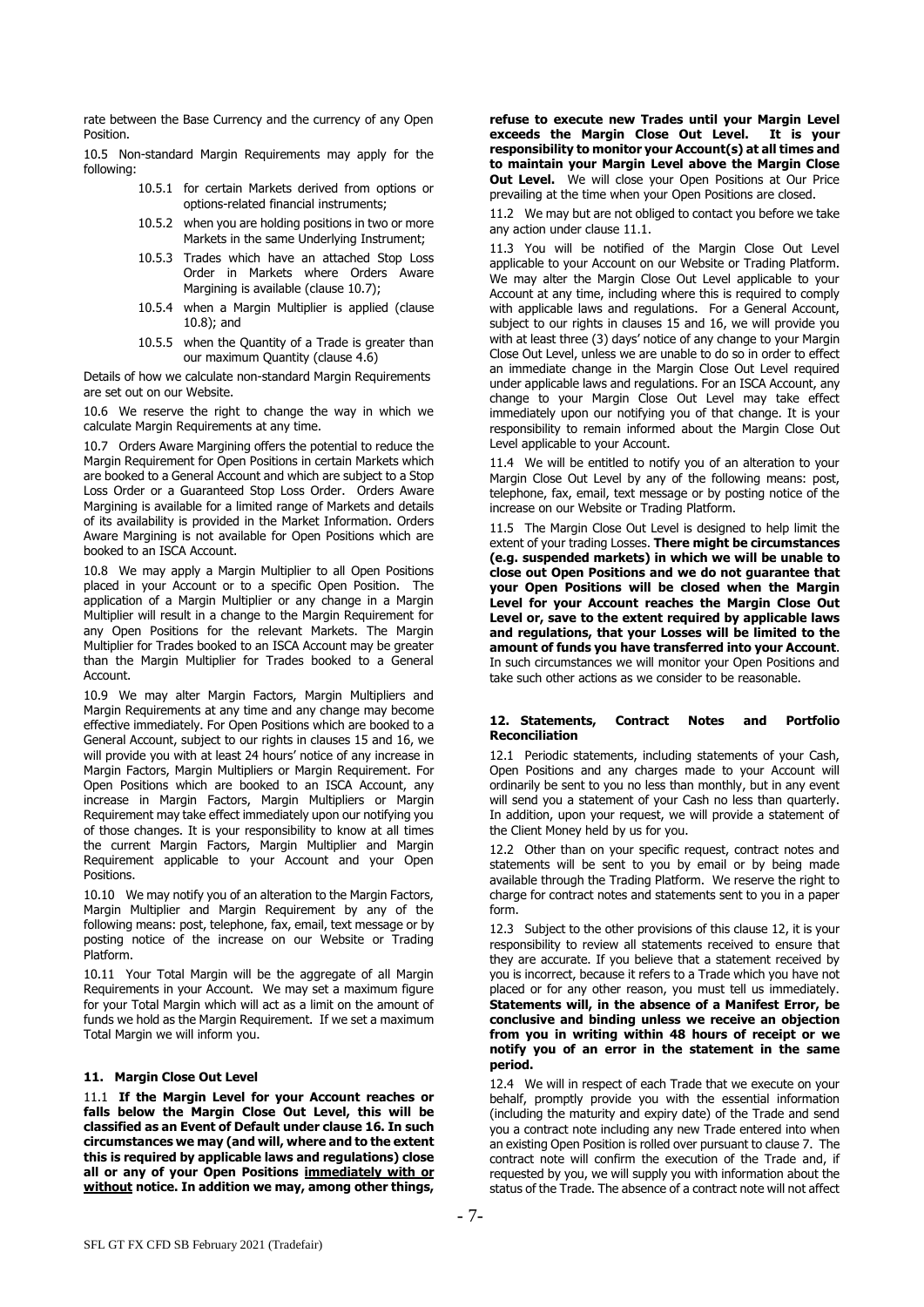rate between the Base Currency and the currency of any Open Position.

10.5 Non-standard Margin Requirements may apply for the following:

- 10.5.1 for certain Markets derived from options or options-related financial instruments;
- 10.5.2 when you are holding positions in two or more Markets in the same Underlying Instrument;
- 10.5.3 Trades which have an attached Stop Loss Order in Markets where Orders Aware Margining is available (clause 10.7);
- 10.5.4 when a Margin Multiplier is applied (clause 10.8); and
- 10.5.5 when the Quantity of a Trade is greater than our maximum Quantity (clause 4.6)

Details of how we calculate non-standard Margin Requirements are set out on our Website.

10.6 We reserve the right to change the way in which we calculate Margin Requirements at any time.

10.7 Orders Aware Margining offers the potential to reduce the Margin Requirement for Open Positions in certain Markets which are booked to a General Account and which are subject to a Stop Loss Order or a Guaranteed Stop Loss Order. Orders Aware Margining is available for a limited range of Markets and details of its availability is provided in the Market Information. Orders Aware Margining is not available for Open Positions which are booked to an ISCA Account.

10.8 We may apply a Margin Multiplier to all Open Positions placed in your Account or to a specific Open Position. The application of a Margin Multiplier or any change in a Margin Multiplier will result in a change to the Margin Requirement for any Open Positions for the relevant Markets. The Margin Multiplier for Trades booked to an ISCA Account may be greater than the Margin Multiplier for Trades booked to a General Account.

10.9 We may alter Margin Factors, Margin Multipliers and Margin Requirements at any time and any change may become effective immediately. For Open Positions which are booked to a General Account, subject to our rights in clauses 15 and 16, we will provide you with at least 24 hours' notice of any increase in Margin Factors, Margin Multipliers or Margin Requirement. For Open Positions which are booked to an ISCA Account, any increase in Margin Factors, Margin Multipliers or Margin Requirement may take effect immediately upon our notifying you of those changes. It is your responsibility to know at all times the current Margin Factors, Margin Multiplier and Margin Requirement applicable to your Account and your Open Positions.

10.10 We may notify you of an alteration to the Margin Factors, Margin Multiplier and Margin Requirement by any of the following means: post, telephone, fax, email, text message or by posting notice of the increase on our Website or Trading Platform.

10.11 Your Total Margin will be the aggregate of all Margin Requirements in your Account. We may set a maximum figure for your Total Margin which will act as a limit on the amount of funds we hold as the Margin Requirement. If we set a maximum Total Margin we will inform you.

## 11. Margin Close Out Level

11.1 **If the Margin Level for your Account reaches or falls below the Margin Close Out Level, this will be classified as an Event of Default under clause 16. In such circumstances we may (and will, where and to the extent this is required by applicable laws and regulations) close all or any of your Open Positions <u>immediately with or without</u> notice. In addition we may, among other things, refuse to execute new Trades until your Margin Level exceeds the Margin Close Out Level. It is your responsibility to monitor your Account(s) at all times and to maintain your Margin Level above the Margin Close Out Level.** We will close your Open Positions at Our Price prevailing at the time when your Open Positions are closed.

11.2 We may but are not obliged to contact you before we take any action under clause 11.1.

11.3 You will be notified of the Margin Close Out Level applicable to your Account on our Website or Trading Platform. We may alter the Margin Close Out Level applicable to your Account at any time, including where this is required to comply with applicable laws and regulations. For a General Account, subject to our rights in clauses 15 and 16, we will provide you with at least three (3) days' notice of any change to your Margin Close Out Level, unless we are unable to do so in order to effect an immediate change in the Margin Close Out Level required under applicable laws and regulations. For an ISCA Account, any change to your Margin Close Out Level may take effect immediately upon our notifying you of that change. It is your responsibility to remain informed about the Margin Close Out Level applicable to your Account.

11.4 We will be entitled to notify you of an alteration to your Margin Close Out Level by any of the following means: post, telephone, fax, email, text message or by posting notice of the increase on our Website or Trading Platform.

11.5 The Margin Close Out Level is designed to help limit the extent of your trading Losses. **There might be circumstances (e.g. suspended markets) in which we will be unable to close out Open Positions and we do not guarantee that your Open Positions will be closed when the Margin Level for your Account reaches the Margin Close Out Level or, save to the extent required by applicable laws and regulations, that your Losses will be limited to the amount of funds you have transferred into your Account**. In such circumstances we will monitor your Open Positions and take such other actions as we consider to be reasonable.

## 12. Statements, Contract Notes and Portfolio Reconciliation

12.1 Periodic statements, including statements of your Cash, Open Positions and any charges made to your Account will ordinarily be sent to you no less than monthly, but in any event will send you a statement of your Cash no less than quarterly. In addition, upon your request, we will provide a statement of the Client Money held by us for you.

12.2 Other than on your specific request, contract notes and statements will be sent to you by email or by being made available through the Trading Platform. We reserve the right to charge for contract notes and statements sent to you in a paper form.

12.3 Subject to the other provisions of this clause 12, it is your responsibility to review all statements received to ensure that they are accurate. If you believe that a statement received by you is incorrect, because it refers to a Trade which you have not placed or for any other reason, you must tell us immediately. **Statements will, in the absence of a Manifest Error, be conclusive and binding unless we receive an objection from you in writing within 48 hours of receipt or we notify you of an error in the statement in the same period.**

12.4 We will in respect of each Trade that we execute on your behalf, promptly provide you with the essential information (including the maturity and expiry date) of the Trade and send you a contract note including any new Trade entered into when an existing Open Position is rolled over pursuant to clause 7. The contract note will confirm the execution of the Trade and, if requested by you, we will supply you with information about the status of the Trade. The absence of a contract note will not affect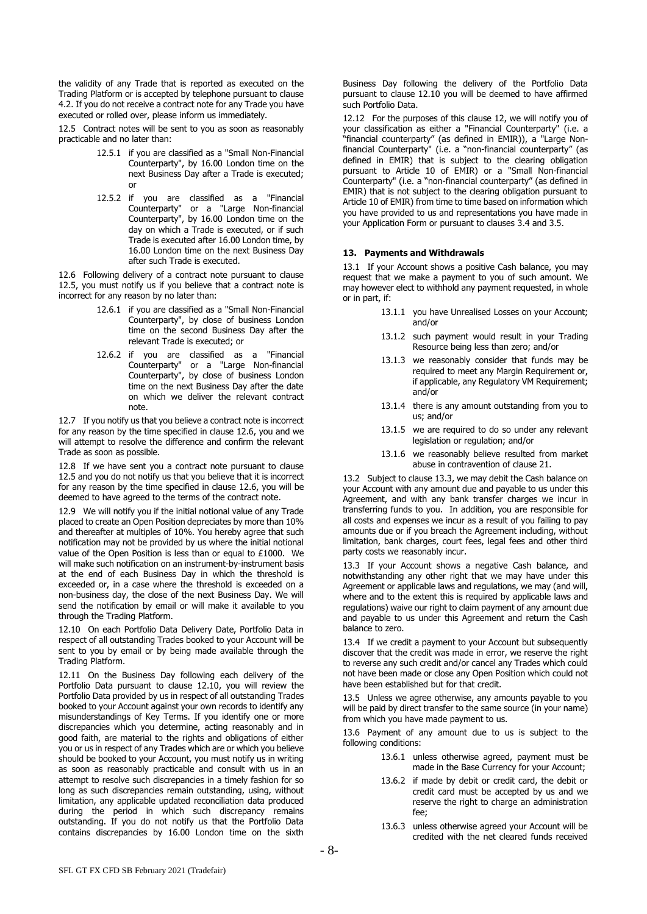the validity of any Trade that is reported as executed on the Trading Platform or is accepted by telephone pursuant to clause 4.2. If you do not receive a contract note for any Trade you have executed or rolled over, please inform us immediately.

12.5 Contract notes will be sent to you as soon as reasonably practicable and no later than:

> 12.5.1 if you are classified as a "Small Non-Financial Counterparty", by 16.00 London time on the next Business Day after a Trade is executed; or
>
> 12.5.2 if you are classified as a "Financial Counterparty" or a "Large Non-financial Counterparty", by 16.00 London time on the day on which a Trade is executed, or if such Trade is executed after 16.00 London time, by 16.00 London time on the next Business Day after such Trade is executed.

12.6 Following delivery of a contract note pursuant to clause 12.5, you must notify us if you believe that a contract note is incorrect for any reason by no later than:

> 12.6.1 if you are classified as a "Small Non-Financial Counterparty", by close of business London time on the second Business Day after the relevant Trade is executed; or
>
> 12.6.2 if you are classified as a "Financial Counterparty" or a "Large Non-financial Counterparty", by close of business London time on the next Business Day after the date on which we deliver the relevant contract note.

12.7 If you notify us that you believe a contract note is incorrect for any reason by the time specified in clause 12.6, you and we will attempt to resolve the difference and confirm the relevant Trade as soon as possible.

12.8 If we have sent you a contract note pursuant to clause 12.5 and you do not notify us that you believe that it is incorrect for any reason by the time specified in clause 12.6, you will be deemed to have agreed to the terms of the contract note.

12.9 We will notify you if the initial notional value of any Trade placed to create an Open Position depreciates by more than 10% and thereafter at multiples of 10%. You hereby agree that such notification may not be provided by us where the initial notional value of the Open Position is less than or equal to £1000. We will make such notification on an instrument-by-instrument basis at the end of each Business Day in which the threshold is exceeded or, in a case where the threshold is exceeded on a non-business day, the close of the next Business Day. We will send the notification by email or will make it available to you through the Trading Platform.

12.10 On each Portfolio Data Delivery Date, Portfolio Data in respect of all outstanding Trades booked to your Account will be sent to you by email or by being made available through the Trading Platform.

12.11 On the Business Day following each delivery of the Portfolio Data pursuant to clause 12.10, you will review the Portfolio Data provided by us in respect of all outstanding Trades booked to your Account against your own records to identify any misunderstandings of Key Terms. If you identify one or more discrepancies which you determine, acting reasonably and in good faith, are material to the rights and obligations of either you or us in respect of any Trades which are or which you believe should be booked to your Account, you must notify us in writing as soon as reasonably practicable and consult with us in an attempt to resolve such discrepancies in a timely fashion for so long as such discrepancies remain outstanding, using, without limitation, any applicable updated reconciliation data produced during the period in which such discrepancy remains outstanding. If you do not notify us that the Portfolio Data contains discrepancies by 16.00 London time on the sixth Business Day following the delivery of the Portfolio Data pursuant to clause 12.10 you will be deemed to have affirmed such Portfolio Data.

12.12 For the purposes of this clause 12, we will notify you of your classification as either a "Financial Counterparty" (i.e. a "financial counterparty" (as defined in EMIR)), a "Large Non-financial Counterparty" (i.e. a "non-financial counterparty" (as defined in EMIR) that is subject to the clearing obligation pursuant to Article 10 of EMIR) or a "Small Non-financial Counterparty" (i.e. a "non-financial counterparty" (as defined in EMIR) that is not subject to the clearing obligation pursuant to Article 10 of EMIR) from time to time based on information which you have provided to us and representations you have made in your Application Form or pursuant to clauses 3.4 and 3.5.

## 13. Payments and Withdrawals

13.1 If your Account shows a positive Cash balance, you may request that we make a payment to you of such amount. We may however elect to withhold any payment requested, in whole or in part, if:

> 13.1.1 you have Unrealised Losses on your Account; and/or
>
> 13.1.2 such payment would result in your Trading Resource being less than zero; and/or
>
> 13.1.3 we reasonably consider that funds may be required to meet any Margin Requirement or, if applicable, any Regulatory VM Requirement; and/or
>
> 13.1.4 there is any amount outstanding from you to us; and/or
>
> 13.1.5 we are required to do so under any relevant legislation or regulation; and/or
>
> 13.1.6 we reasonably believe resulted from market abuse in contravention of clause 21.

13.2 Subject to clause 13.3, we may debit the Cash balance on your Account with any amount due and payable to us under this Agreement, and with any bank transfer charges we incur in transferring funds to you. In addition, you are responsible for all costs and expenses we incur as a result of you failing to pay amounts due or if you breach the Agreement including, without limitation, bank charges, court fees, legal fees and other third party costs we reasonably incur.

13.3 If your Account shows a negative Cash balance, and notwithstanding any other right that we may have under this Agreement or applicable laws and regulations, we may (and will, where and to the extent this is required by applicable laws and regulations) waive our right to claim payment of any amount due and payable to us under this Agreement and return the Cash balance to zero.

13.4 If we credit a payment to your Account but subsequently discover that the credit was made in error, we reserve the right to reverse any such credit and/or cancel any Trades which could not have been made or close any Open Position which could not have been established but for that credit.

13.5 Unless we agree otherwise, any amounts payable to you will be paid by direct transfer to the same source (in your name) from which you have made payment to us.

13.6 Payment of any amount due to us is subject to the following conditions:

> 13.6.1 unless otherwise agreed, payment must be made in the Base Currency for your Account;
>
> 13.6.2 if made by debit or credit card, the debit or credit card must be accepted by us and we reserve the right to charge an administration fee;
>
> 13.6.3 unless otherwise agreed your Account will be credited with the net cleared funds received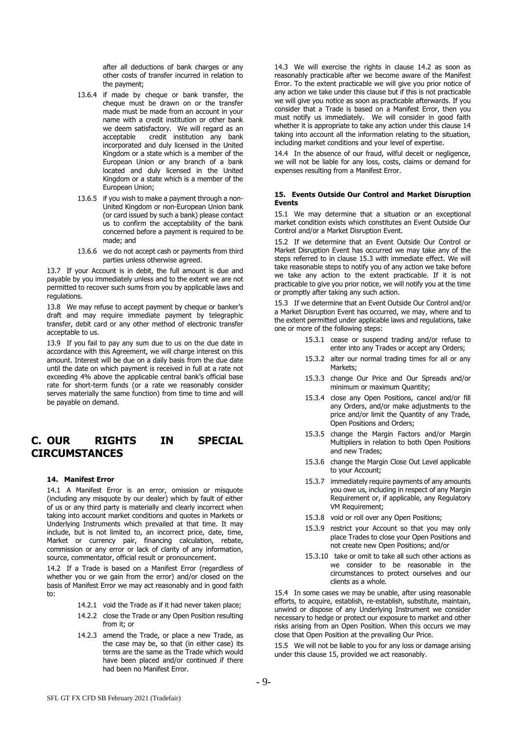after all deductions of bank charges or any other costs of transfer incurred in relation to the payment;

13.6.4 if made by cheque or bank transfer, the cheque must be drawn on or the transfer made must be made from an account in your name with a credit institution or other bank we deem satisfactory. We will regard as an acceptable credit institution any bank incorporated and duly licensed in the United Kingdom or a state which is a member of the European Union or any branch of a bank located and duly licensed in the United Kingdom or a state which is a member of the European Union;

13.6.5 if you wish to make a payment through a non-United Kingdom or non-European Union bank (or card issued by such a bank) please contact us to confirm the acceptability of the bank concerned before a payment is required to be made; and

13.6.6 we do not accept cash or payments from third parties unless otherwise agreed.

13.7 If your Account is in debit, the full amount is due and payable by you immediately unless and to the extent we are not permitted to recover such sums from you by applicable laws and regulations.

13.8 We may refuse to accept payment by cheque or banker's draft and may require immediate payment by telegraphic transfer, debit card or any other method of electronic transfer acceptable to us.

13.9 If you fail to pay any sum due to us on the due date in accordance with this Agreement, we will charge interest on this amount. Interest will be due on a daily basis from the due date until the date on which payment is received in full at a rate not exceeding 4% above the applicable central bank's official base rate for short-term funds (or a rate we reasonably consider serves materially the same function) from time to time and will be payable on demand.

# C. OUR RIGHTS IN SPECIAL CIRCUMSTANCES

#### 14. Manifest Error

14.1 A Manifest Error is an error, omission or misquote (including any misquote by our dealer) which by fault of either of us or any third party is materially and clearly incorrect when taking into account market conditions and quotes in Markets or Underlying Instruments which prevailed at that time. It may include, but is not limited to, an incorrect price, date, time, Market or currency pair, financing calculation, rebate, commission or any error or lack of clarity of any information, source, commentator, official result or pronouncement.

14.2 If a Trade is based on a Manifest Error (regardless of whether you or we gain from the error) and/or closed on the basis of Manifest Error we may act reasonably and in good faith to:

14.2.1 void the Trade as if it had never taken place;

14.2.2 close the Trade or any Open Position resulting from it; or

14.2.3 amend the Trade, or place a new Trade, as the case may be, so that (in either case) its terms are the same as the Trade which would have been placed and/or continued if there had been no Manifest Error.

14.3 We will exercise the rights in clause 14.2 as soon as reasonably practicable after we become aware of the Manifest Error. To the extent practicable we will give you prior notice of any action we take under this clause but if this is not practicable we will give you notice as soon as practicable afterwards. If you consider that a Trade is based on a Manifest Error, then you must notify us immediately. We will consider in good faith whether it is appropriate to take any action under this clause 14 taking into account all the information relating to the situation, including market conditions and your level of expertise.

14.4 In the absence of our fraud, wilful deceit or negligence, we will not be liable for any loss, costs, claims or demand for expenses resulting from a Manifest Error.

#### 15. Events Outside Our Control and Market Disruption Events

15.1 We may determine that a situation or an exceptional market condition exists which constitutes an Event Outside Our Control and/or a Market Disruption Event.

15.2 If we determine that an Event Outside Our Control or Market Disruption Event has occurred we may take any of the steps referred to in clause 15.3 with immediate effect. We will take reasonable steps to notify you of any action we take before we take any action to the extent practicable. If it is not practicable to give you prior notice, we will notify you at the time or promptly after taking any such action.

15.3 If we determine that an Event Outside Our Control and/or a Market Disruption Event has occurred, we may, where and to the extent permitted under applicable laws and regulations, take one or more of the following steps:

15.3.1 cease or suspend trading and/or refuse to enter into any Trades or accept any Orders;

15.3.2 alter our normal trading times for all or any Markets;

15.3.3 change Our Price and Our Spreads and/or minimum or maximum Quantity;

15.3.4 close any Open Positions, cancel and/or fill any Orders, and/or make adjustments to the price and/or limit the Quantity of any Trade, Open Positions and Orders;

15.3.5 change the Margin Factors and/or Margin Multipliers in relation to both Open Positions and new Trades;

15.3.6 change the Margin Close Out Level applicable to your Account;

15.3.7 immediately require payments of any amounts you owe us, including in respect of any Margin Requirement or, if applicable, any Regulatory VM Requirement;

15.3.8 void or roll over any Open Positions;

15.3.9 restrict your Account so that you may only place Trades to close your Open Positions and not create new Open Positions; and/or

15.3.10 take or omit to take all such other actions as we consider to be reasonable in the circumstances to protect ourselves and our clients as a whole.

15.4 In some cases we may be unable, after using reasonable efforts, to acquire, establish, re-establish, substitute, maintain, unwind or dispose of any Underlying Instrument we consider necessary to hedge or protect our exposure to market and other risks arising from an Open Position. When this occurs we may close that Open Position at the prevailing Our Price.

15.5 We will not be liable to you for any loss or damage arising under this clause 15, provided we act reasonably.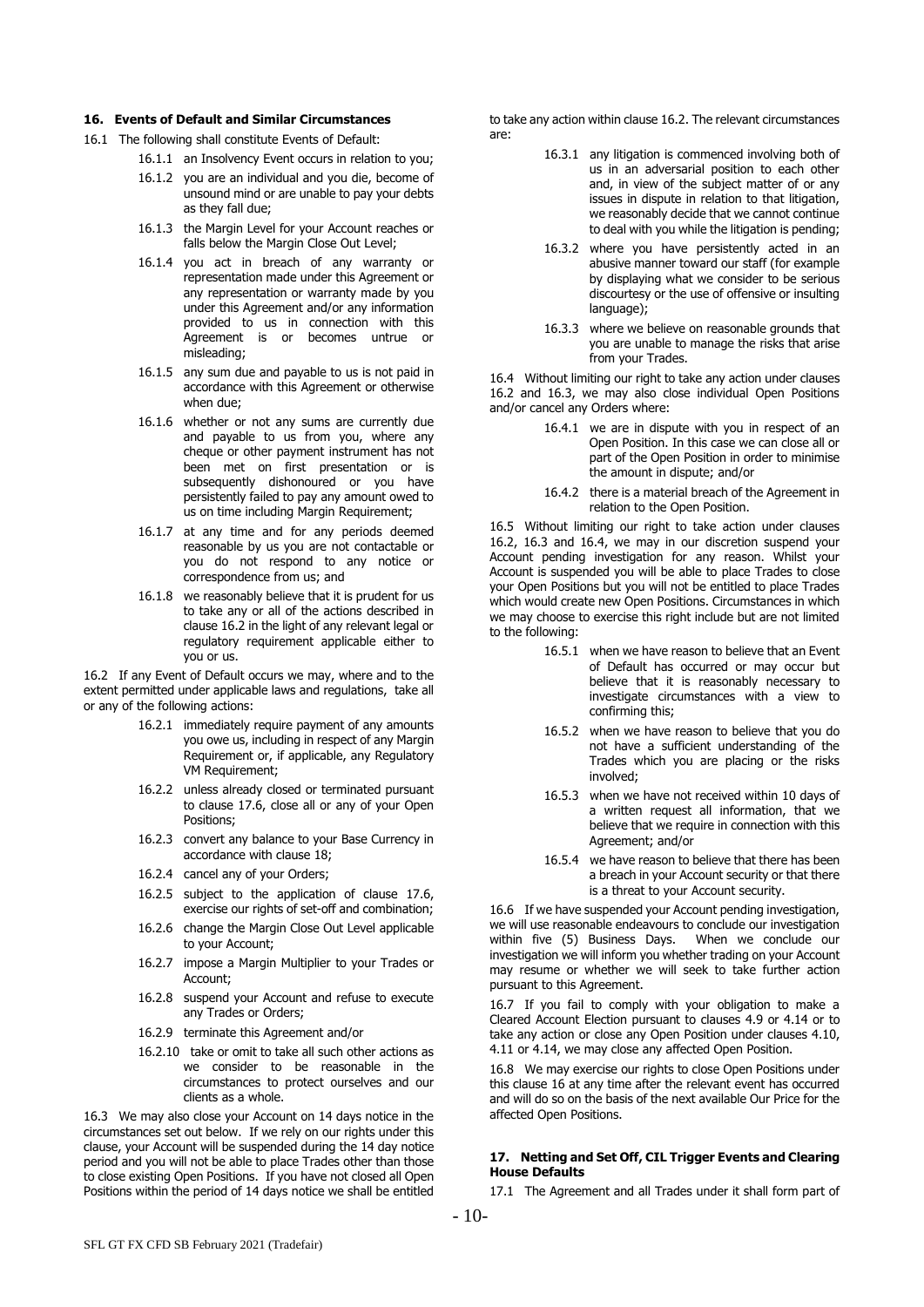## 16. Events of Default and Similar Circumstances

16.1 The following shall constitute Events of Default:

16.1.1 an Insolvency Event occurs in relation to you;

16.1.2 you are an individual and you die, become of unsound mind or are unable to pay your debts as they fall due;

16.1.3 the Margin Level for your Account reaches or falls below the Margin Close Out Level;

16.1.4 you act in breach of any warranty or representation made under this Agreement or any representation or warranty made by you under this Agreement and/or any information provided to us in connection with this Agreement is or becomes untrue or misleading;

16.1.5 any sum due and payable to us is not paid in accordance with this Agreement or otherwise when due;

16.1.6 whether or not any sums are currently due and payable to us from you, where any cheque or other payment instrument has not been met on first presentation or is subsequently dishonoured or you have persistently failed to pay any amount owed to us on time including Margin Requirement;

16.1.7 at any time and for any periods deemed reasonable by us you are not contactable or you do not respond to any notice or correspondence from us; and

16.1.8 we reasonably believe that it is prudent for us to take any or all of the actions described in clause 16.2 in the light of any relevant legal or regulatory requirement applicable either to you or us.

16.2 If any Event of Default occurs we may, where and to the extent permitted under applicable laws and regulations, take all or any of the following actions:

16.2.1 immediately require payment of any amounts you owe us, including in respect of any Margin Requirement or, if applicable, any Regulatory VM Requirement;

16.2.2 unless already closed or terminated pursuant to clause 17.6, close all or any of your Open Positions;

16.2.3 convert any balance to your Base Currency in accordance with clause 18;

16.2.4 cancel any of your Orders;

16.2.5 subject to the application of clause 17.6, exercise our rights of set-off and combination;

16.2.6 change the Margin Close Out Level applicable to your Account;

16.2.7 impose a Margin Multiplier to your Trades or Account;

16.2.8 suspend your Account and refuse to execute any Trades or Orders;

16.2.9 terminate this Agreement and/or

16.2.10 take or omit to take all such other actions as we consider to be reasonable in the circumstances to protect ourselves and our clients as a whole.

16.3 We may also close your Account on 14 days notice in the circumstances set out below. If we rely on our rights under this clause, your Account will be suspended during the 14 day notice period and you will not be able to place Trades other than those to close existing Open Positions. If you have not closed all Open Positions within the period of 14 days notice we shall be entitled to take any action within clause 16.2. The relevant circumstances are:

16.3.1 any litigation is commenced involving both of us in an adversarial position to each other and, in view of the subject matter of or any issues in dispute in relation to that litigation, we reasonably decide that we cannot continue to deal with you while the litigation is pending;

16.3.2 where you have persistently acted in an abusive manner toward our staff (for example by displaying what we consider to be serious discourtesy or the use of offensive or insulting language);

16.3.3 where we believe on reasonable grounds that you are unable to manage the risks that arise from your Trades.

16.4 Without limiting our right to take any action under clauses 16.2 and 16.3, we may also close individual Open Positions and/or cancel any Orders where:

16.4.1 we are in dispute with you in respect of an Open Position. In this case we can close all or part of the Open Position in order to minimise the amount in dispute; and/or

16.4.2 there is a material breach of the Agreement in relation to the Open Position.

16.5 Without limiting our right to take action under clauses 16.2, 16.3 and 16.4, we may in our discretion suspend your Account pending investigation for any reason. Whilst your Account is suspended you will be able to place Trades to close your Open Positions but you will not be entitled to place Trades which would create new Open Positions. Circumstances in which we may choose to exercise this right include but are not limited to the following:

16.5.1 when we have reason to believe that an Event of Default has occurred or may occur but believe that it is reasonably necessary to investigate circumstances with a view to confirming this;

16.5.2 when we have reason to believe that you do not have a sufficient understanding of the Trades which you are placing or the risks involved;

16.5.3 when we have not received within 10 days of a written request all information, that we believe that we require in connection with this Agreement; and/or

16.5.4 we have reason to believe that there has been a breach in your Account security or that there is a threat to your Account security.

16.6 If we have suspended your Account pending investigation, we will use reasonable endeavours to conclude our investigation within five (5) Business Days. When we conclude our investigation we will inform you whether trading on your Account may resume or whether we will seek to take further action pursuant to this Agreement.

16.7 If you fail to comply with your obligation to make a Cleared Account Election pursuant to clauses 4.9 or 4.14 or to take any action or close any Open Position under clauses 4.10, 4.11 or 4.14, we may close any affected Open Position.

16.8 We may exercise our rights to close Open Positions under this clause 16 at any time after the relevant event has occurred and will do so on the basis of the next available Our Price for the affected Open Positions.

## 17. Netting and Set Off, CIL Trigger Events and Clearing House Defaults

17.1 The Agreement and all Trades under it shall form part of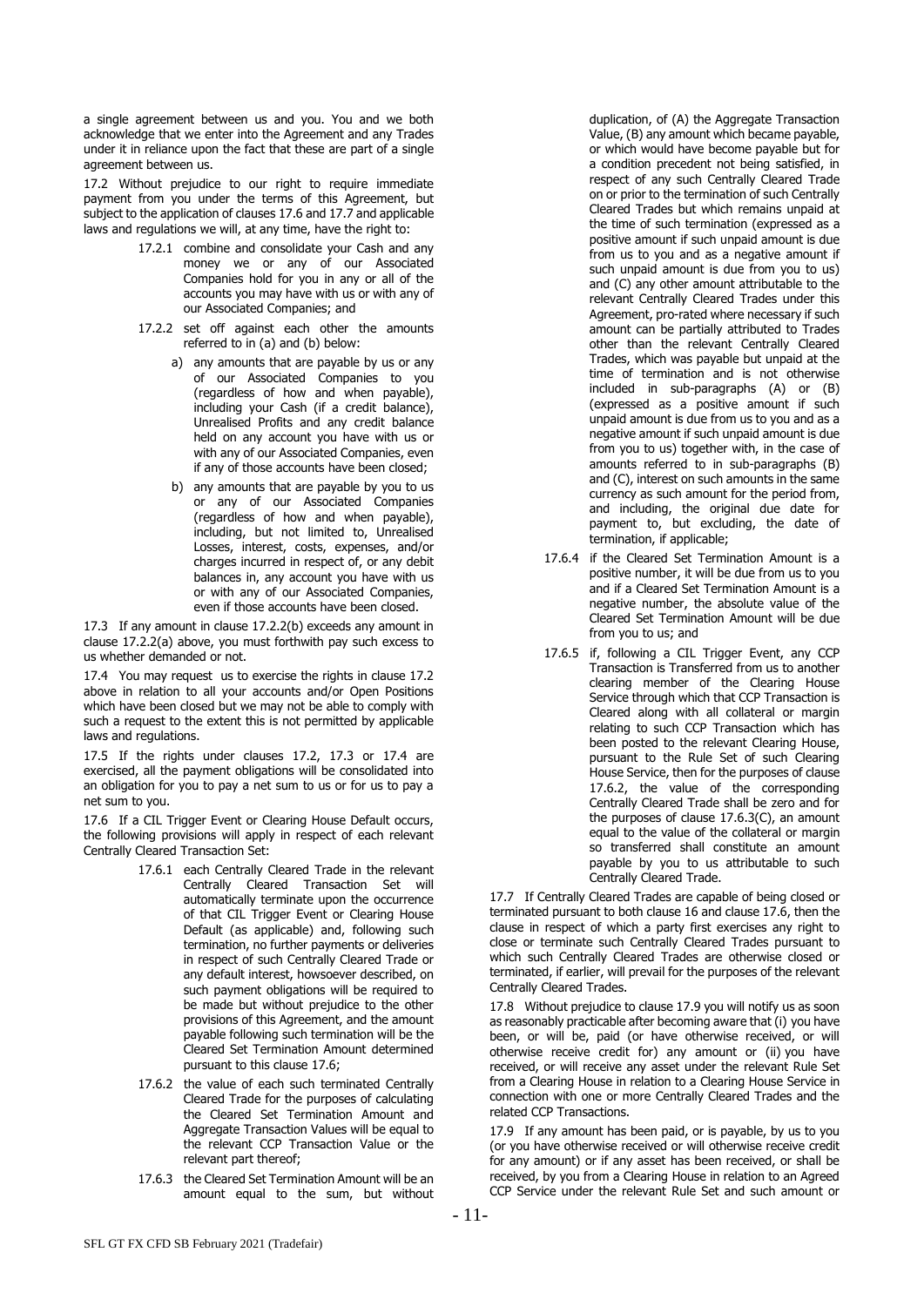a single agreement between us and you. You and we both acknowledge that we enter into the Agreement and any Trades under it in reliance upon the fact that these are part of a single agreement between us.

17.2 Without prejudice to our right to require immediate payment from you under the terms of this Agreement, but subject to the application of clauses 17.6 and 17.7 and applicable laws and regulations we will, at any time, have the right to:

- 17.2.1 combine and consolidate your Cash and any money we or any of our Associated Companies hold for you in any or all of the accounts you may have with us or with any of our Associated Companies; and
- 17.2.2 set off against each other the amounts referred to in (a) and (b) below:
  - a) any amounts that are payable by us or any of our Associated Companies to you (regardless of how and when payable), including your Cash (if a credit balance), Unrealised Profits and any credit balance held on any account you have with us or with any of our Associated Companies, even if any of those accounts have been closed;
  - b) any amounts that are payable by you to us or any of our Associated Companies (regardless of how and when payable), including, but not limited to, Unrealised Losses, interest, costs, expenses, and/or charges incurred in respect of, or any debit balances in, any account you have with us or with any of our Associated Companies, even if those accounts have been closed.

17.3 If any amount in clause 17.2.2(b) exceeds any amount in clause 17.2.2(a) above, you must forthwith pay such excess to us whether demanded or not.

17.4 You may request us to exercise the rights in clause 17.2 above in relation to all your accounts and/or Open Positions which have been closed but we may not be able to comply with such a request to the extent this is not permitted by applicable laws and regulations.

17.5 If the rights under clauses 17.2, 17.3 or 17.4 are exercised, all the payment obligations will be consolidated into an obligation for you to pay a net sum to us or for us to pay a net sum to you.

17.6 If a CIL Trigger Event or Clearing House Default occurs, the following provisions will apply in respect of each relevant Centrally Cleared Transaction Set:

- 17.6.1 each Centrally Cleared Trade in the relevant Centrally Cleared Transaction Set will automatically terminate upon the occurrence of that CIL Trigger Event or Clearing House Default (as applicable) and, following such termination, no further payments or deliveries in respect of such Centrally Cleared Trade or any default interest, howsoever described, on such payment obligations will be required to be made but without prejudice to the other provisions of this Agreement, and the amount payable following such termination will be the Cleared Set Termination Amount determined pursuant to this clause 17.6;
- 17.6.2 the value of each such terminated Centrally Cleared Trade for the purposes of calculating the Cleared Set Termination Amount and Aggregate Transaction Values will be equal to the relevant CCP Transaction Value or the relevant part thereof;
- 17.6.3 the Cleared Set Termination Amount will be an amount equal to the sum, but without duplication, of (A) the Aggregate Transaction Value, (B) any amount which became payable, or which would have become payable but for a condition precedent not being satisfied, in respect of any such Centrally Cleared Trade on or prior to the termination of such Centrally Cleared Trades but which remains unpaid at the time of such termination (expressed as a positive amount if such unpaid amount is due from us to you and as a negative amount if such unpaid amount is due from you to us) and (C) any other amount attributable to the relevant Centrally Cleared Trades under this Agreement, pro-rated where necessary if such amount can be partially attributed to Trades other than the relevant Centrally Cleared Trades, which was payable but unpaid at the time of termination and is not otherwise included in sub-paragraphs (A) or (B) (expressed as a positive amount if such unpaid amount is due from us to you and as a negative amount if such unpaid amount is due from you to us) together with, in the case of amounts referred to in sub-paragraphs (B) and (C), interest on such amounts in the same currency as such amount for the period from, and including, the original due date for payment to, but excluding, the date of termination, if applicable;
- 17.6.4 if the Cleared Set Termination Amount is a positive number, it will be due from us to you and if a Cleared Set Termination Amount is a negative number, the absolute value of the Cleared Set Termination Amount will be due from you to us; and
- 17.6.5 if, following a CIL Trigger Event, any CCP Transaction is Transferred from us to another clearing member of the Clearing House Service through which that CCP Transaction is Cleared along with all collateral or margin relating to such CCP Transaction which has been posted to the relevant Clearing House, pursuant to the Rule Set of such Clearing House Service, then for the purposes of clause 17.6.2, the value of the corresponding Centrally Cleared Trade shall be zero and for the purposes of clause 17.6.3(C), an amount equal to the value of the collateral or margin so transferred shall constitute an amount payable by you to us attributable to such Centrally Cleared Trade.

17.7 If Centrally Cleared Trades are capable of being closed or terminated pursuant to both clause 16 and clause 17.6, then the clause in respect of which a party first exercises any right to close or terminate such Centrally Cleared Trades pursuant to which such Centrally Cleared Trades are otherwise closed or terminated, if earlier, will prevail for the purposes of the relevant Centrally Cleared Trades.

17.8 Without prejudice to clause 17.9 you will notify us as soon as reasonably practicable after becoming aware that (i) you have been, or will be, paid (or have otherwise received, or will otherwise receive credit for) any amount or (ii) you have received, or will receive any asset under the relevant Rule Set from a Clearing House in relation to a Clearing House Service in connection with one or more Centrally Cleared Trades and the related CCP Transactions.

17.9 If any amount has been paid, or is payable, by us to you (or you have otherwise received or will otherwise receive credit for any amount) or if any asset has been received, or shall be received, by you from a Clearing House in relation to an Agreed CCP Service under the relevant Rule Set and such amount or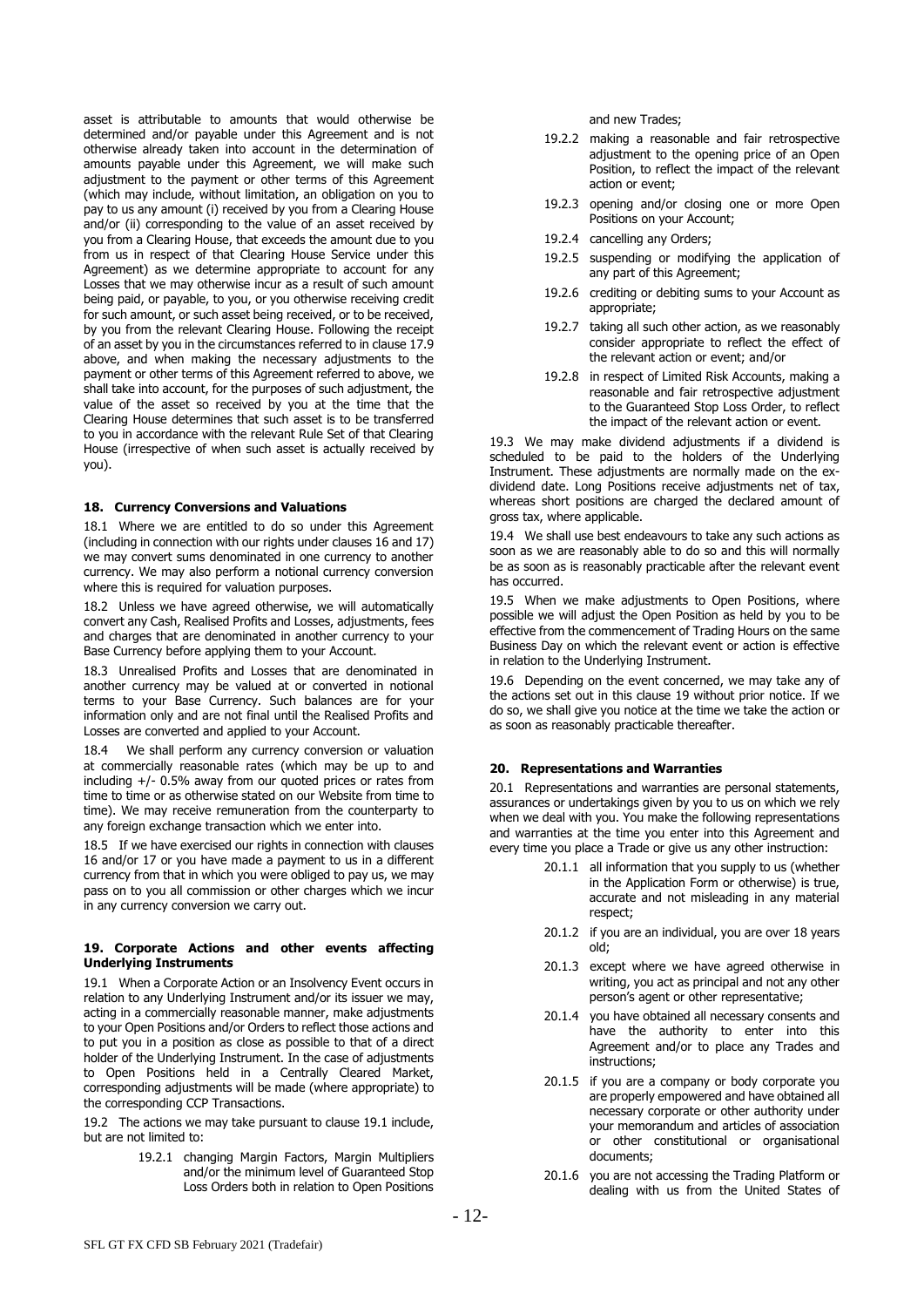asset is attributable to amounts that would otherwise be determined and/or payable under this Agreement and is not otherwise already taken into account in the determination of amounts payable under this Agreement, we will make such adjustment to the payment or other terms of this Agreement (which may include, without limitation, an obligation on you to pay to us any amount (i) received by you from a Clearing House and/or (ii) corresponding to the value of an asset received by you from a Clearing House, that exceeds the amount due to you from us in respect of that Clearing House Service under this Agreement) as we determine appropriate to account for any Losses that we may otherwise incur as a result of such amount being paid, or payable, to you, or you otherwise receiving credit for such amount, or such asset being received, or to be received, by you from the relevant Clearing House. Following the receipt of an asset by you in the circumstances referred to in clause 17.9 above, and when making the necessary adjustments to the payment or other terms of this Agreement referred to above, we shall take into account, for the purposes of such adjustment, the value of the asset so received by you at the time that the Clearing House determines that such asset is to be transferred to you in accordance with the relevant Rule Set of that Clearing House (irrespective of when such asset is actually received by you).

## 18. Currency Conversions and Valuations

18.1 Where we are entitled to do so under this Agreement (including in connection with our rights under clauses 16 and 17) we may convert sums denominated in one currency to another currency. We may also perform a notional currency conversion where this is required for valuation purposes.

18.2 Unless we have agreed otherwise, we will automatically convert any Cash, Realised Profits and Losses, adjustments, fees and charges that are denominated in another currency to your Base Currency before applying them to your Account.

18.3 Unrealised Profits and Losses that are denominated in another currency may be valued at or converted in notional terms to your Base Currency. Such balances are for your information only and are not final until the Realised Profits and Losses are converted and applied to your Account.

18.4 We shall perform any currency conversion or valuation at commercially reasonable rates (which may be up to and including +/- 0.5% away from our quoted prices or rates from time to time or as otherwise stated on our Website from time to time). We may receive remuneration from the counterparty to any foreign exchange transaction which we enter into.

18.5 If we have exercised our rights in connection with clauses 16 and/or 17 or you have made a payment to us in a different currency from that in which you were obliged to pay us, we may pass on to you all commission or other charges which we incur in any currency conversion we carry out.

## 19. Corporate Actions and other events affecting Underlying Instruments

19.1 When a Corporate Action or an Insolvency Event occurs in relation to any Underlying Instrument and/or its issuer we may, acting in a commercially reasonable manner, make adjustments to your Open Positions and/or Orders to reflect those actions and to put you in a position as close as possible to that of a direct holder of the Underlying Instrument. In the case of adjustments to Open Positions held in a Centrally Cleared Market, corresponding adjustments will be made (where appropriate) to the corresponding CCP Transactions.

19.2 The actions we may take pursuant to clause 19.1 include, but are not limited to:

- 19.2.1 changing Margin Factors, Margin Multipliers and/or the minimum level of Guaranteed Stop Loss Orders both in relation to Open Positions and new Trades;
- 19.2.2 making a reasonable and fair retrospective adjustment to the opening price of an Open Position, to reflect the impact of the relevant action or event;
- 19.2.3 opening and/or closing one or more Open Positions on your Account;
- 19.2.4 cancelling any Orders;
- 19.2.5 suspending or modifying the application of any part of this Agreement;
- 19.2.6 crediting or debiting sums to your Account as appropriate;
- 19.2.7 taking all such other action, as we reasonably consider appropriate to reflect the effect of the relevant action or event; and/or
- 19.2.8 in respect of Limited Risk Accounts, making a reasonable and fair retrospective adjustment to the Guaranteed Stop Loss Order, to reflect the impact of the relevant action or event.

19.3 We may make dividend adjustments if a dividend is scheduled to be paid to the holders of the Underlying Instrument. These adjustments are normally made on the ex-dividend date. Long Positions receive adjustments net of tax, whereas short positions are charged the declared amount of gross tax, where applicable.

19.4 We shall use best endeavours to take any such actions as soon as we are reasonably able to do so and this will normally be as soon as is reasonably practicable after the relevant event has occurred.

19.5 When we make adjustments to Open Positions, where possible we will adjust the Open Position as held by you to be effective from the commencement of Trading Hours on the same Business Day on which the relevant event or action is effective in relation to the Underlying Instrument.

19.6 Depending on the event concerned, we may take any of the actions set out in this clause 19 without prior notice. If we do so, we shall give you notice at the time we take the action or as soon as reasonably practicable thereafter.

## 20. Representations and Warranties

20.1 Representations and warranties are personal statements, assurances or undertakings given by you to us on which we rely when we deal with you. You make the following representations and warranties at the time you enter into this Agreement and every time you place a Trade or give us any other instruction:

- 20.1.1 all information that you supply to us (whether in the Application Form or otherwise) is true, accurate and not misleading in any material respect;
- 20.1.2 if you are an individual, you are over 18 years old;
- 20.1.3 except where we have agreed otherwise in writing, you act as principal and not any other person's agent or other representative;
- 20.1.4 you have obtained all necessary consents and have the authority to enter into this Agreement and/or to place any Trades and instructions;
- 20.1.5 if you are a company or body corporate you are properly empowered and have obtained all necessary corporate or other authority under your memorandum and articles of association or other constitutional or organisational documents;
- 20.1.6 you are not accessing the Trading Platform or dealing with us from the United States of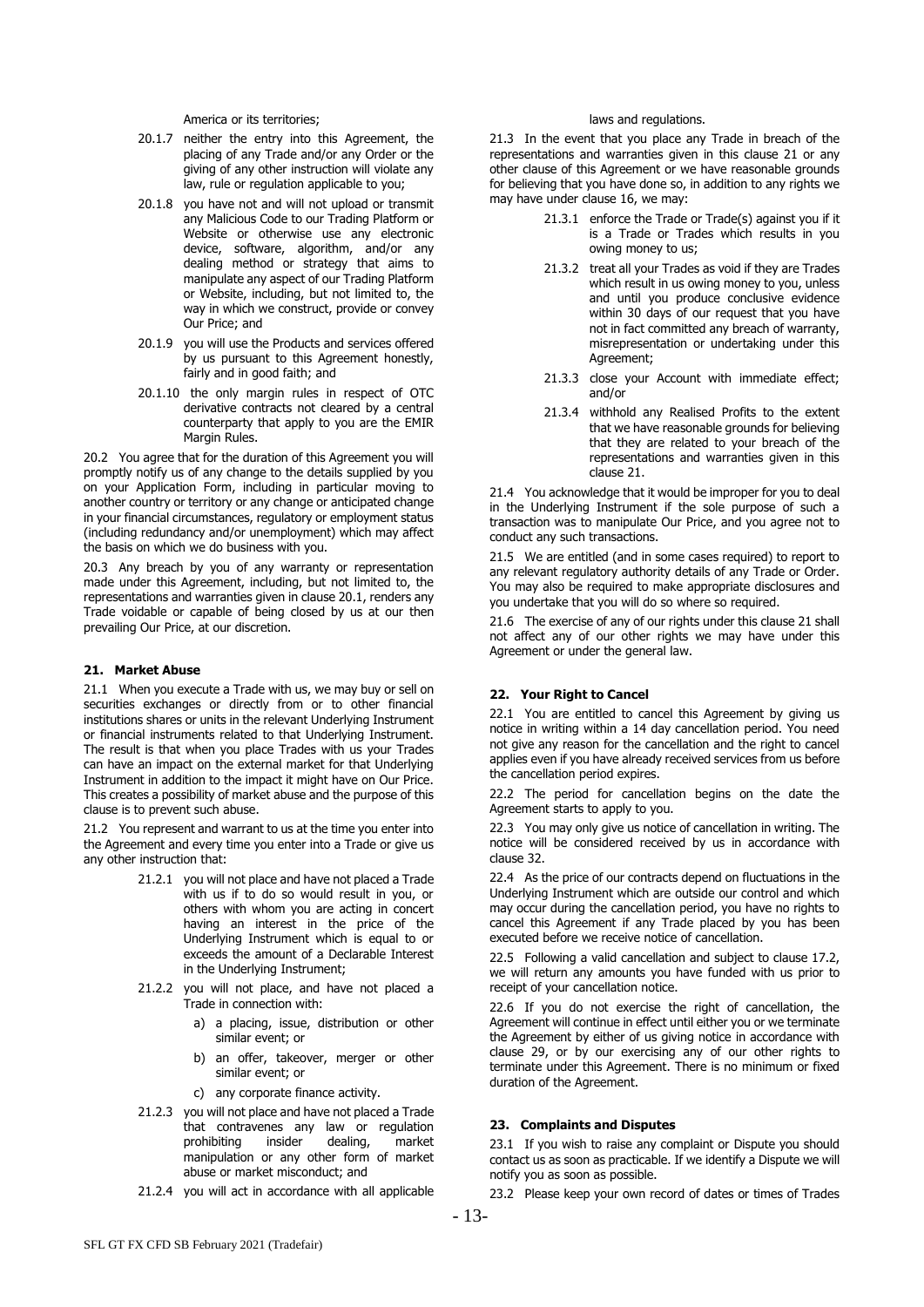America or its territories;

20.1.7 neither the entry into this Agreement, the placing of any Trade and/or any Order or the giving of any other instruction will violate any law, rule or regulation applicable to you;

20.1.8 you have not and will not upload or transmit any Malicious Code to our Trading Platform or Website or otherwise use any electronic device, software, algorithm, and/or any dealing method or strategy that aims to manipulate any aspect of our Trading Platform or Website, including, but not limited to, the way in which we construct, provide or convey Our Price; and

20.1.9 you will use the Products and services offered by us pursuant to this Agreement honestly, fairly and in good faith; and

20.1.10 the only margin rules in respect of OTC derivative contracts not cleared by a central counterparty that apply to you are the EMIR Margin Rules.

20.2 You agree that for the duration of this Agreement you will promptly notify us of any change to the details supplied by you on your Application Form, including in particular moving to another country or territory or any change or anticipated change in your financial circumstances, regulatory or employment status (including redundancy and/or unemployment) which may affect the basis on which we do business with you.

20.3 Any breach by you of any warranty or representation made under this Agreement, including, but not limited to, the representations and warranties given in clause 20.1, renders any Trade voidable or capable of being closed by us at our then prevailing Our Price, at our discretion.

## 21. Market Abuse

21.1 When you execute a Trade with us, we may buy or sell on securities exchanges or directly from or to other financial institutions shares or units in the relevant Underlying Instrument or financial instruments related to that Underlying Instrument. The result is that when you place Trades with us your Trades can have an impact on the external market for that Underlying Instrument in addition to the impact it might have on Our Price. This creates a possibility of market abuse and the purpose of this clause is to prevent such abuse.

21.2 You represent and warrant to us at the time you enter into the Agreement and every time you enter into a Trade or give us any other instruction that:

21.2.1 you will not place and have not placed a Trade with us if to do so would result in you, or others with whom you are acting in concert having an interest in the price of the Underlying Instrument which is equal to or exceeds the amount of a Declarable Interest in the Underlying Instrument;

21.2.2 you will not place, and have not placed a Trade in connection with:

a) a placing, issue, distribution or other similar event; or

b) an offer, takeover, merger or other similar event; or

c) any corporate finance activity.

21.2.3 you will not place and have not placed a Trade that contravenes any law or regulation prohibiting insider dealing, market manipulation or any other form of market abuse or market misconduct; and

21.2.4 you will act in accordance with all applicable laws and regulations.

21.3 In the event that you place any Trade in breach of the representations and warranties given in this clause 21 or any other clause of this Agreement or we have reasonable grounds for believing that you have done so, in addition to any rights we may have under clause 16, we may:

21.3.1 enforce the Trade or Trade(s) against you if it is a Trade or Trades which results in you owing money to us;

21.3.2 treat all your Trades as void if they are Trades which result in us owing money to you, unless and until you produce conclusive evidence within 30 days of our request that you have not in fact committed any breach of warranty, misrepresentation or undertaking under this Agreement;

21.3.3 close your Account with immediate effect; and/or

21.3.4 withhold any Realised Profits to the extent that we have reasonable grounds for believing that they are related to your breach of the representations and warranties given in this clause 21.

21.4 You acknowledge that it would be improper for you to deal in the Underlying Instrument if the sole purpose of such a transaction was to manipulate Our Price, and you agree not to conduct any such transactions.

21.5 We are entitled (and in some cases required) to report to any relevant regulatory authority details of any Trade or Order. You may also be required to make appropriate disclosures and you undertake that you will do so where so required.

21.6 The exercise of any of our rights under this clause 21 shall not affect any of our other rights we may have under this Agreement or under the general law.

## 22. Your Right to Cancel

22.1 You are entitled to cancel this Agreement by giving us notice in writing within a 14 day cancellation period. You need not give any reason for the cancellation and the right to cancel applies even if you have already received services from us before the cancellation period expires.

22.2 The period for cancellation begins on the date the Agreement starts to apply to you.

22.3 You may only give us notice of cancellation in writing. The notice will be considered received by us in accordance with clause 32.

22.4 As the price of our contracts depend on fluctuations in the Underlying Instrument which are outside our control and which may occur during the cancellation period, you have no rights to cancel this Agreement if any Trade placed by you has been executed before we receive notice of cancellation.

22.5 Following a valid cancellation and subject to clause 17.2, we will return any amounts you have funded with us prior to receipt of your cancellation notice.

22.6 If you do not exercise the right of cancellation, the Agreement will continue in effect until either you or we terminate the Agreement by either of us giving notice in accordance with clause 29, or by our exercising any of our other rights to terminate under this Agreement. There is no minimum or fixed duration of the Agreement.

## 23. Complaints and Disputes

23.1 If you wish to raise any complaint or Dispute you should contact us as soon as practicable. If we identify a Dispute we will notify you as soon as possible.

23.2 Please keep your own record of dates or times of Trades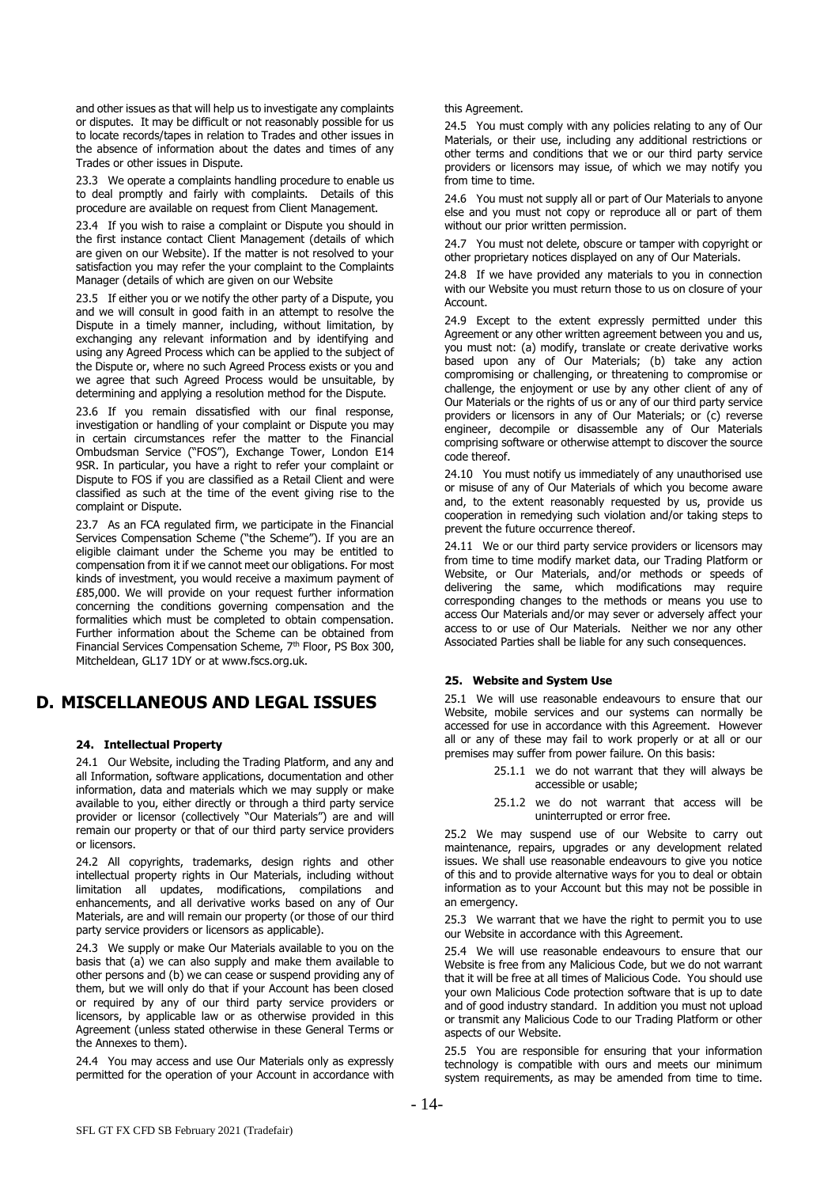and other issues as that will help us to investigate any complaints or disputes. It may be difficult or not reasonably possible for us to locate records/tapes in relation to Trades and other issues in the absence of information about the dates and times of any Trades or other issues in Dispute.

23.3 We operate a complaints handling procedure to enable us to deal promptly and fairly with complaints. Details of this procedure are available on request from Client Management.

23.4 If you wish to raise a complaint or Dispute you should in the first instance contact Client Management (details of which are given on our Website). If the matter is not resolved to your satisfaction you may refer the your complaint to the Complaints Manager (details of which are given on our Website

23.5 If either you or we notify the other party of a Dispute, you and we will consult in good faith in an attempt to resolve the Dispute in a timely manner, including, without limitation, by exchanging any relevant information and by identifying and using any Agreed Process which can be applied to the subject of the Dispute or, where no such Agreed Process exists or you and we agree that such Agreed Process would be unsuitable, by determining and applying a resolution method for the Dispute.

23.6 If you remain dissatisfied with our final response, investigation or handling of your complaint or Dispute you may in certain circumstances refer the matter to the Financial Ombudsman Service ("FOS"), Exchange Tower, London E14 9SR. In particular, you have a right to refer your complaint or Dispute to FOS if you are classified as a Retail Client and were classified as such at the time of the event giving rise to the complaint or Dispute.

23.7 As an FCA regulated firm, we participate in the Financial Services Compensation Scheme ("the Scheme"). If you are an eligible claimant under the Scheme you may be entitled to compensation from it if we cannot meet our obligations. For most kinds of investment, you would receive a maximum payment of £85,000. We will provide on your request further information concerning the conditions governing compensation and the formalities which must be completed to obtain compensation. Further information about the Scheme can be obtained from Financial Services Compensation Scheme, 7th Floor, PS Box 300, Mitcheldean, GL17 1DY or at www.fscs.org.uk.

# D. MISCELLANEOUS AND LEGAL ISSUES

### 24. Intellectual Property

24.1 Our Website, including the Trading Platform, and any and all Information, software applications, documentation and other information, data and materials which we may supply or make available to you, either directly or through a third party service provider or licensor (collectively "Our Materials") are and will remain our property or that of our third party service providers or licensors.

24.2 All copyrights, trademarks, design rights and other intellectual property rights in Our Materials, including without limitation all updates, modifications, compilations and enhancements, and all derivative works based on any of Our Materials, are and will remain our property (or those of our third party service providers or licensors as applicable).

24.3 We supply or make Our Materials available to you on the basis that (a) we can also supply and make them available to other persons and (b) we can cease or suspend providing any of them, but we will only do that if your Account has been closed or required by any of our third party service providers or licensors, by applicable law or as otherwise provided in this Agreement (unless stated otherwise in these General Terms or the Annexes to them).

24.4 You may access and use Our Materials only as expressly permitted for the operation of your Account in accordance with this Agreement.

24.5 You must comply with any policies relating to any of Our Materials, or their use, including any additional restrictions or other terms and conditions that we or our third party service providers or licensors may issue, of which we may notify you from time to time.

24.6 You must not supply all or part of Our Materials to anyone else and you must not copy or reproduce all or part of them without our prior written permission.

24.7 You must not delete, obscure or tamper with copyright or other proprietary notices displayed on any of Our Materials.

24.8 If we have provided any materials to you in connection with our Website you must return those to us on closure of your Account.

24.9 Except to the extent expressly permitted under this Agreement or any other written agreement between you and us, you must not: (a) modify, translate or create derivative works based upon any of Our Materials; (b) take any action compromising or challenging, or threatening to compromise or challenge, the enjoyment or use by any other client of any of Our Materials or the rights of us or any of our third party service providers or licensors in any of Our Materials; or (c) reverse engineer, decompile or disassemble any of Our Materials comprising software or otherwise attempt to discover the source code thereof.

24.10 You must notify us immediately of any unauthorised use or misuse of any of Our Materials of which you become aware and, to the extent reasonably requested by us, provide us cooperation in remedying such violation and/or taking steps to prevent the future occurrence thereof.

24.11 We or our third party service providers or licensors may from time to time modify market data, our Trading Platform or Website, or Our Materials, and/or methods or speeds of delivering the same, which modifications may require corresponding changes to the methods or means you use to access Our Materials and/or may sever or adversely affect your access to or use of Our Materials. Neither we nor any other Associated Parties shall be liable for any such consequences.

### 25. Website and System Use

25.1 We will use reasonable endeavours to ensure that our Website, mobile services and our systems can normally be accessed for use in accordance with this Agreement. However all or any of these may fail to work properly or at all or our premises may suffer from power failure. On this basis:

- 25.1.1 we do not warrant that they will always be accessible or usable;
- 25.1.2 we do not warrant that access will be uninterrupted or error free.

25.2 We may suspend use of our Website to carry out maintenance, repairs, upgrades or any development related issues. We shall use reasonable endeavours to give you notice of this and to provide alternative ways for you to deal or obtain information as to your Account but this may not be possible in an emergency.

25.3 We warrant that we have the right to permit you to use our Website in accordance with this Agreement.

25.4 We will use reasonable endeavours to ensure that our Website is free from any Malicious Code, but we do not warrant that it will be free at all times of Malicious Code. You should use your own Malicious Code protection software that is up to date and of good industry standard. In addition you must not upload or transmit any Malicious Code to our Trading Platform or other aspects of our Website.

25.5 You are responsible for ensuring that your information technology is compatible with ours and meets our minimum system requirements, as may be amended from time to time.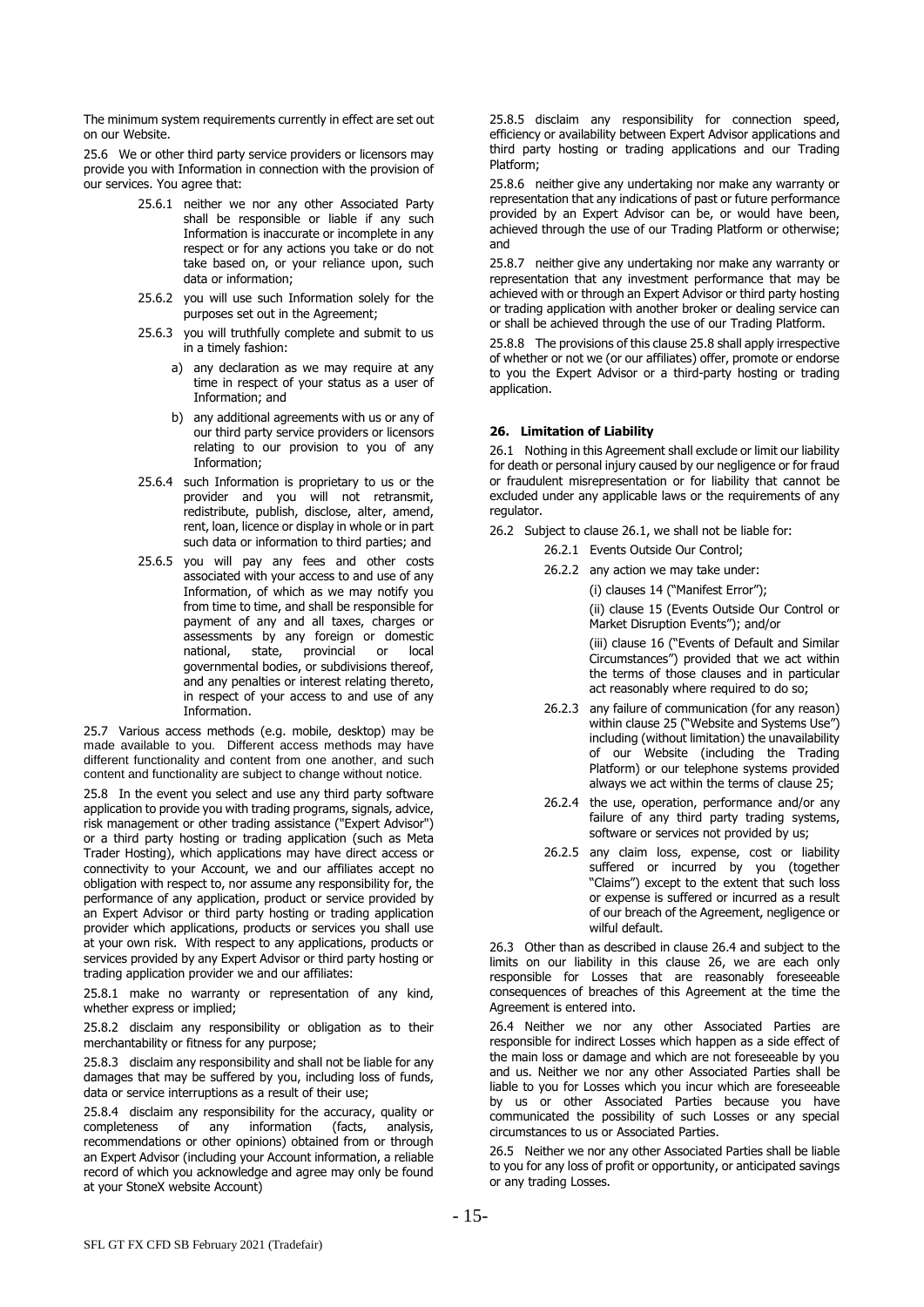The minimum system requirements currently in effect are set out on our Website.

25.6 We or other third party service providers or licensors may provide you with Information in connection with the provision of our services. You agree that:

25.6.1 neither we nor any other Associated Party shall be responsible or liable if any such Information is inaccurate or incomplete in any respect or for any actions you take or do not take based on, or your reliance upon, such data or information;

25.6.2 you will use such Information solely for the purposes set out in the Agreement;

25.6.3 you will truthfully complete and submit to us in a timely fashion:

a) any declaration as we may require at any time in respect of your status as a user of Information; and

b) any additional agreements with us or any of our third party service providers or licensors relating to our provision to you of any Information;

25.6.4 such Information is proprietary to us or the provider and you will not retransmit, redistribute, publish, disclose, alter, amend, rent, loan, licence or display in whole or in part such data or information to third parties; and

25.6.5 you will pay any fees and other costs associated with your access to and use of any Information, of which as we may notify you from time to time, and shall be responsible for payment of any and all taxes, charges or assessments by any foreign or domestic national, state, provincial or local governmental bodies, or subdivisions thereof, and any penalties or interest relating thereto, in respect of your access to and use of any Information.

25.7 Various access methods (e.g. mobile, desktop) may be made available to you. Different access methods may have different functionality and content from one another, and such content and functionality are subject to change without notice.

25.8 In the event you select and use any third party software application to provide you with trading programs, signals, advice, risk management or other trading assistance ("Expert Advisor") or a third party hosting or trading application (such as Meta Trader Hosting), which applications may have direct access or connectivity to your Account, we and our affiliates accept no obligation with respect to, nor assume any responsibility for, the performance of any application, product or service provided by an Expert Advisor or third party hosting or trading application provider which applications, products or services you shall use at your own risk. With respect to any applications, products or services provided by any Expert Advisor or third party hosting or trading application provider we and our affiliates:

25.8.1 make no warranty or representation of any kind, whether express or implied;

25.8.2 disclaim any responsibility or obligation as to their merchantability or fitness for any purpose;

25.8.3 disclaim any responsibility and shall not be liable for any damages that may be suffered by you, including loss of funds, data or service interruptions as a result of their use;

25.8.4 disclaim any responsibility for the accuracy, quality or completeness of any information (facts, analysis, recommendations or other opinions) obtained from or through an Expert Advisor (including your Account information, a reliable record of which you acknowledge and agree may only be found at your StoneX website Account)

25.8.5 disclaim any responsibility for connection speed, efficiency or availability between Expert Advisor applications and third party hosting or trading applications and our Trading Platform;

25.8.6 neither give any undertaking nor make any warranty or representation that any indications of past or future performance provided by an Expert Advisor can be, or would have been, achieved through the use of our Trading Platform or otherwise; and

25.8.7 neither give any undertaking nor make any warranty or representation that any investment performance that may be achieved with or through an Expert Advisor or third party hosting or trading application with another broker or dealing service can or shall be achieved through the use of our Trading Platform.

25.8.8 The provisions of this clause 25.8 shall apply irrespective of whether or not we (or our affiliates) offer, promote or endorse to you the Expert Advisor or a third-party hosting or trading application.

## 26. Limitation of Liability

26.1 Nothing in this Agreement shall exclude or limit our liability for death or personal injury caused by our negligence or for fraud or fraudulent misrepresentation or for liability that cannot be excluded under any applicable laws or the requirements of any regulator.

26.2 Subject to clause 26.1, we shall not be liable for:

26.2.1 Events Outside Our Control;

26.2.2 any action we may take under:

(i) clauses 14 ("Manifest Error");

(ii) clause 15 (Events Outside Our Control or Market Disruption Events"); and/or

(iii) clause 16 ("Events of Default and Similar Circumstances") provided that we act within the terms of those clauses and in particular act reasonably where required to do so;

26.2.3 any failure of communication (for any reason) within clause 25 ("Website and Systems Use") including (without limitation) the unavailability of our Website (including the Trading Platform) or our telephone systems provided always we act within the terms of clause 25;

26.2.4 the use, operation, performance and/or any failure of any third party trading systems, software or services not provided by us;

26.2.5 any claim loss, expense, cost or liability suffered or incurred by you (together "Claims") except to the extent that such loss or expense is suffered or incurred as a result of our breach of the Agreement, negligence or wilful default.

26.3 Other than as described in clause 26.4 and subject to the limits on our liability in this clause 26, we are each only responsible for Losses that are reasonably foreseeable consequences of breaches of this Agreement at the time the Agreement is entered into.

26.4 Neither we nor any other Associated Parties are responsible for indirect Losses which happen as a side effect of the main loss or damage and which are not foreseeable by you and us. Neither we nor any other Associated Parties shall be liable to you for Losses which you incur which are foreseeable by us or other Associated Parties because you have communicated the possibility of such Losses or any special circumstances to us or Associated Parties.

26.5 Neither we nor any other Associated Parties shall be liable to you for any loss of profit or opportunity, or anticipated savings or any trading Losses.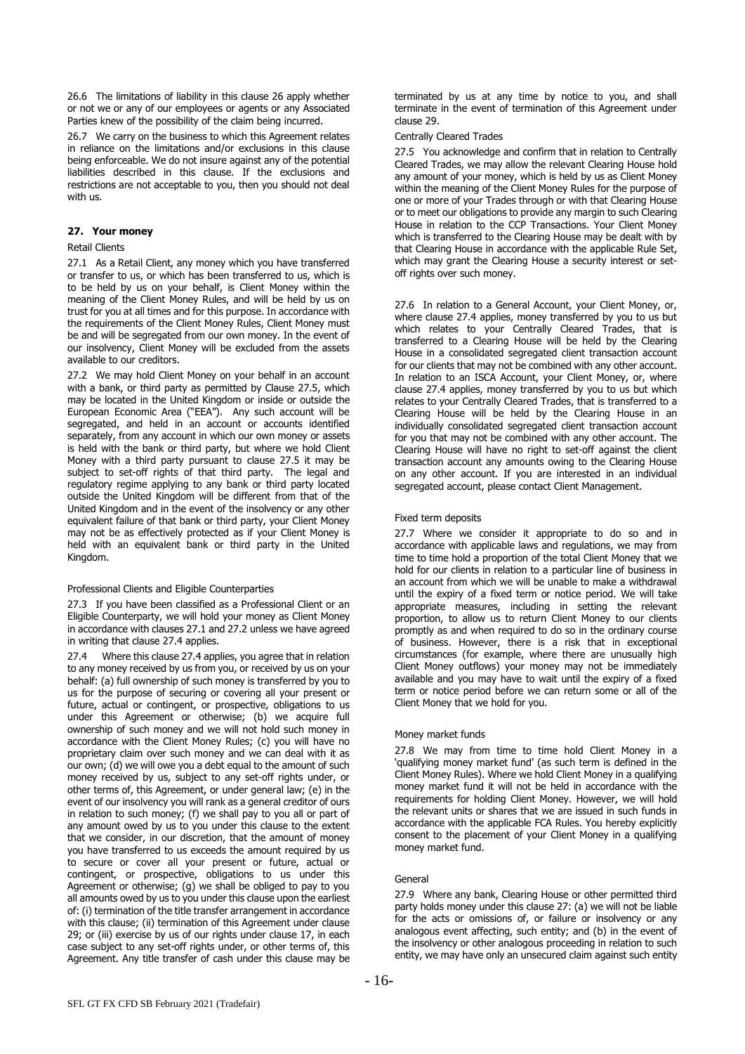26.6 The limitations of liability in this clause 26 apply whether or not we or any of our employees or agents or any Associated Parties knew of the possibility of the claim being incurred.

26.7 We carry on the business to which this Agreement relates in reliance on the limitations and/or exclusions in this clause being enforceable. We do not insure against any of the potential liabilities described in this clause. If the exclusions and restrictions are not acceptable to you, then you should not deal with us.

## 27. Your money

Retail Clients

27.1 As a Retail Client, any money which you have transferred or transfer to us, or which has been transferred to us, which is to be held by us on your behalf, is Client Money within the meaning of the Client Money Rules, and will be held by us on trust for you at all times and for this purpose. In accordance with the requirements of the Client Money Rules, Client Money must be and will be segregated from our own money. In the event of our insolvency, Client Money will be excluded from the assets available to our creditors.

27.2 We may hold Client Money on your behalf in an account with a bank, or third party as permitted by Clause 27.5, which may be located in the United Kingdom or inside or outside the European Economic Area ("EEA"). Any such account will be segregated, and held in an account or accounts identified separately, from any account in which our own money or assets is held with the bank or third party, but where we hold Client Money with a third party pursuant to clause 27.5 it may be subject to set-off rights of that third party. The legal and regulatory regime applying to any bank or third party located outside the United Kingdom will be different from that of the United Kingdom and in the event of the insolvency or any other equivalent failure of that bank or third party, your Client Money may not be as effectively protected as if your Client Money is held with an equivalent bank or third party in the United Kingdom.

Professional Clients and Eligible Counterparties

27.3 If you have been classified as a Professional Client or an Eligible Counterparty, we will hold your money as Client Money in accordance with clauses 27.1 and 27.2 unless we have agreed in writing that clause 27.4 applies.

27.4 Where this clause 27.4 applies, you agree that in relation to any money received by us from you, or received by us on your behalf: (a) full ownership of such money is transferred by you to us for the purpose of securing or covering all your present or future, actual or contingent, or prospective, obligations to us under this Agreement or otherwise; (b) we acquire full ownership of such money and we will not hold such money in accordance with the Client Money Rules; (c) you will have no proprietary claim over such money and we can deal with it as our own; (d) we will owe you a debt equal to the amount of such money received by us, subject to any set-off rights under, or other terms of, this Agreement, or under general law; (e) in the event of our insolvency you will rank as a general creditor of ours in relation to such money; (f) we shall pay to you all or part of any amount owed by us to you under this clause to the extent that we consider, in our discretion, that the amount of money you have transferred to us exceeds the amount required by us to secure or cover all your present or future, actual or contingent, or prospective, obligations to us under this Agreement or otherwise; (g) we shall be obliged to pay to you all amounts owed by us to you under this clause upon the earliest of: (i) termination of the title transfer arrangement in accordance with this clause; (ii) termination of this Agreement under clause 29; or (iii) exercise by us of our rights under clause 17, in each case subject to any set-off rights under, or other terms of, this Agreement. Any title transfer of cash under this clause may be terminated by us at any time by notice to you, and shall terminate in the event of termination of this Agreement under clause 29.

Centrally Cleared Trades

27.5 You acknowledge and confirm that in relation to Centrally Cleared Trades, we may allow the relevant Clearing House hold any amount of your money, which is held by us as Client Money within the meaning of the Client Money Rules for the purpose of one or more of your Trades through or with that Clearing House or to meet our obligations to provide any margin to such Clearing House in relation to the CCP Transactions. Your Client Money which is transferred to the Clearing House may be dealt with by that Clearing House in accordance with the applicable Rule Set, which may grant the Clearing House a security interest or set-off rights over such money.

27.6 In relation to a General Account, your Client Money, or, where clause 27.4 applies, money transferred by you to us but which relates to your Centrally Cleared Trades, that is transferred to a Clearing House will be held by the Clearing House in a consolidated segregated client transaction account for our clients that may not be combined with any other account. In relation to an ISCA Account, your Client Money, or, where clause 27.4 applies, money transferred by you to us but which relates to your Centrally Cleared Trades, that is transferred to a Clearing House will be held by the Clearing House in an individually consolidated segregated client transaction account for you that may not be combined with any other account. The Clearing House will have no right to set-off against the client transaction account any amounts owing to the Clearing House on any other account. If you are interested in an individual segregated account, please contact Client Management.

Fixed term deposits

27.7 Where we consider it appropriate to do so and in accordance with applicable laws and regulations, we may from time to time hold a proportion of the total Client Money that we hold for our clients in relation to a particular line of business in an account from which we will be unable to make a withdrawal until the expiry of a fixed term or notice period. We will take appropriate measures, including in setting the relevant proportion, to allow us to return Client Money to our clients promptly as and when required to do so in the ordinary course of business. However, there is a risk that in exceptional circumstances (for example, where there are unusually high Client Money outflows) your money may not be immediately available and you may have to wait until the expiry of a fixed term or notice period before we can return some or all of the Client Money that we hold for you.

Money market funds

27.8 We may from time to time hold Client Money in a 'qualifying money market fund' (as such term is defined in the Client Money Rules). Where we hold Client Money in a qualifying money market fund it will not be held in accordance with the requirements for holding Client Money. However, we will hold the relevant units or shares that we are issued in such funds in accordance with the applicable FCA Rules. You hereby explicitly consent to the placement of your Client Money in a qualifying money market fund.

General

27.9 Where any bank, Clearing House or other permitted third party holds money under this clause 27: (a) we will not be liable for the acts or omissions of, or failure or insolvency or any analogous event affecting, such entity; and (b) in the event of the insolvency or other analogous proceeding in relation to such entity, we may have only an unsecured claim against such entity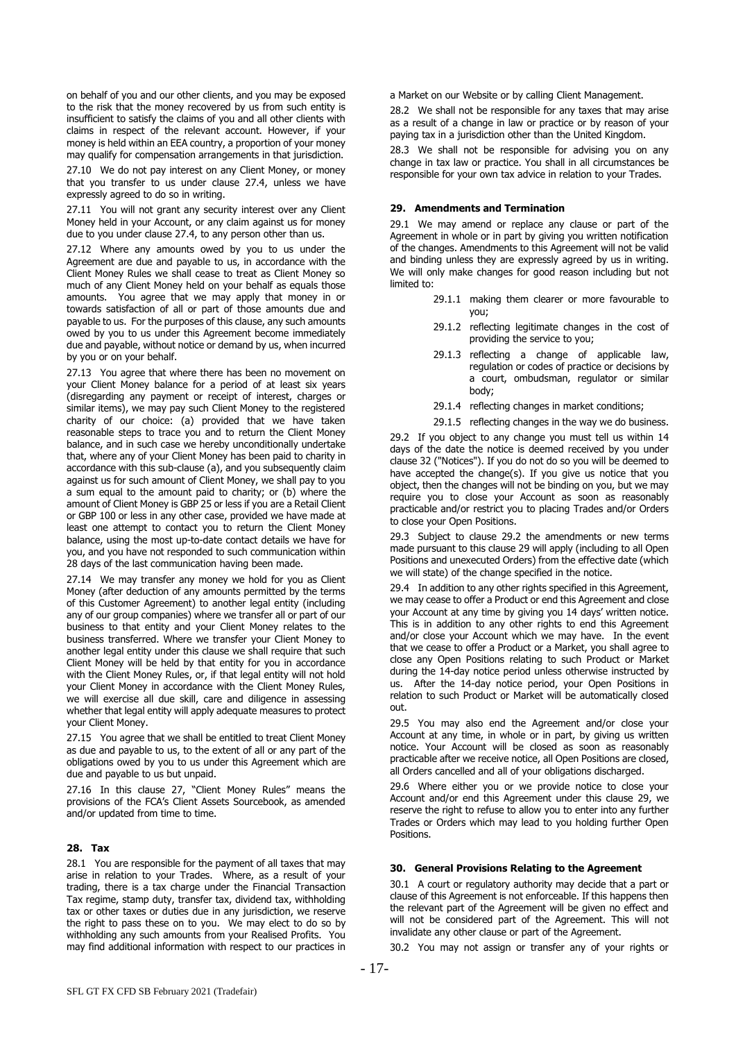on behalf of you and our other clients, and you may be exposed to the risk that the money recovered by us from such entity is insufficient to satisfy the claims of you and all other clients with claims in respect of the relevant account. However, if your money is held within an EEA country, a proportion of your money may qualify for compensation arrangements in that jurisdiction.

27.10 We do not pay interest on any Client Money, or money that you transfer to us under clause 27.4, unless we have expressly agreed to do so in writing.

27.11 You will not grant any security interest over any Client Money held in your Account, or any claim against us for money due to you under clause 27.4, to any person other than us.

27.12 Where any amounts owed by you to us under the Agreement are due and payable to us, in accordance with the Client Money Rules we shall cease to treat as Client Money so much of any Client Money held on your behalf as equals those amounts. You agree that we may apply that money in or towards satisfaction of all or part of those amounts due and payable to us. For the purposes of this clause, any such amounts owed by you to us under this Agreement become immediately due and payable, without notice or demand by us, when incurred by you or on your behalf.

27.13 You agree that where there has been no movement on your Client Money balance for a period of at least six years (disregarding any payment or receipt of interest, charges or similar items), we may pay such Client Money to the registered charity of our choice: (a) provided that we have taken reasonable steps to trace you and to return the Client Money balance, and in such case we hereby unconditionally undertake that, where any of your Client Money has been paid to charity in accordance with this sub-clause (a), and you subsequently claim against us for such amount of Client Money, we shall pay to you a sum equal to the amount paid to charity; or (b) where the amount of Client Money is GBP 25 or less if you are a Retail Client or GBP 100 or less in any other case, provided we have made at least one attempt to contact you to return the Client Money balance, using the most up-to-date contact details we have for you, and you have not responded to such communication within 28 days of the last communication having been made.

27.14 We may transfer any money we hold for you as Client Money (after deduction of any amounts permitted by the terms of this Customer Agreement) to another legal entity (including any of our group companies) where we transfer all or part of our business to that entity and your Client Money relates to the business transferred. Where we transfer your Client Money to another legal entity under this clause we shall require that such Client Money will be held by that entity for you in accordance with the Client Money Rules, or, if that legal entity will not hold your Client Money in accordance with the Client Money Rules, we will exercise all due skill, care and diligence in assessing whether that legal entity will apply adequate measures to protect your Client Money.

27.15 You agree that we shall be entitled to treat Client Money as due and payable to us, to the extent of all or any part of the obligations owed by you to us under this Agreement which are due and payable to us but unpaid.

27.16 In this clause 27, "Client Money Rules" means the provisions of the FCA's Client Assets Sourcebook, as amended and/or updated from time to time.

## 28. Tax

28.1 You are responsible for the payment of all taxes that may arise in relation to your Trades. Where, as a result of your trading, there is a tax charge under the Financial Transaction Tax regime, stamp duty, transfer tax, dividend tax, withholding tax or other taxes or duties due in any jurisdiction, we reserve the right to pass these on to you. We may elect to do so by withholding any such amounts from your Realised Profits. You may find additional information with respect to our practices in a Market on our Website or by calling Client Management.

28.2 We shall not be responsible for any taxes that may arise as a result of a change in law or practice or by reason of your paying tax in a jurisdiction other than the United Kingdom.

28.3 We shall not be responsible for advising you on any change in tax law or practice. You shall in all circumstances be responsible for your own tax advice in relation to your Trades.

## 29. Amendments and Termination

29.1 We may amend or replace any clause or part of the Agreement in whole or in part by giving you written notification of the changes. Amendments to this Agreement will not be valid and binding unless they are expressly agreed by us in writing. We will only make changes for good reason including but not limited to:

- 29.1.1 making them clearer or more favourable to you;
- 29.1.2 reflecting legitimate changes in the cost of providing the service to you;
- 29.1.3 reflecting a change of applicable law, regulation or codes of practice or decisions by a court, ombudsman, regulator or similar body;
- 29.1.4 reflecting changes in market conditions;
- 29.1.5 reflecting changes in the way we do business.

29.2 If you object to any change you must tell us within 14 days of the date the notice is deemed received by you under clause 32 ("Notices"). If you do not do so you will be deemed to have accepted the change(s). If you give us notice that you object, then the changes will not be binding on you, but we may require you to close your Account as soon as reasonably practicable and/or restrict you to placing Trades and/or Orders to close your Open Positions.

29.3 Subject to clause 29.2 the amendments or new terms made pursuant to this clause 29 will apply (including to all Open Positions and unexecuted Orders) from the effective date (which we will state) of the change specified in the notice.

29.4 In addition to any other rights specified in this Agreement, we may cease to offer a Product or end this Agreement and close your Account at any time by giving you 14 days' written notice. This is in addition to any other rights to end this Agreement and/or close your Account which we may have. In the event that we cease to offer a Product or a Market, you shall agree to close any Open Positions relating to such Product or Market during the 14-day notice period unless otherwise instructed by us. After the 14-day notice period, your Open Positions in relation to such Product or Market will be automatically closed out.

29.5 You may also end the Agreement and/or close your Account at any time, in whole or in part, by giving us written notice. Your Account will be closed as soon as reasonably practicable after we receive notice, all Open Positions are closed, all Orders cancelled and all of your obligations discharged.

29.6 Where either you or we provide notice to close your Account and/or end this Agreement under this clause 29, we reserve the right to refuse to allow you to enter into any further Trades or Orders which may lead to you holding further Open Positions.

## 30. General Provisions Relating to the Agreement

30.1 A court or regulatory authority may decide that a part or clause of this Agreement is not enforceable. If this happens then the relevant part of the Agreement will be given no effect and will not be considered part of the Agreement. This will not invalidate any other clause or part of the Agreement.

30.2 You may not assign or transfer any of your rights or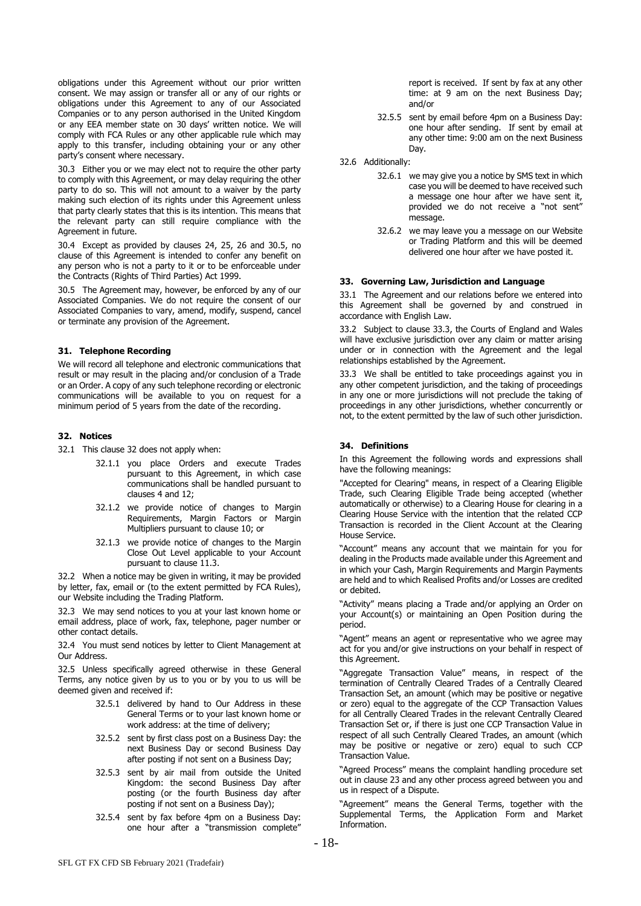obligations under this Agreement without our prior written consent. We may assign or transfer all or any of our rights or obligations under this Agreement to any of our Associated Companies or to any person authorised in the United Kingdom or any EEA member state on 30 days' written notice. We will comply with FCA Rules or any other applicable rule which may apply to this transfer, including obtaining your or any other party's consent where necessary.

30.3 Either you or we may elect not to require the other party to comply with this Agreement, or may delay requiring the other party to do so. This will not amount to a waiver by the party making such election of its rights under this Agreement unless that party clearly states that this is its intention. This means that the relevant party can still require compliance with the Agreement in future.

30.4 Except as provided by clauses 24, 25, 26 and 30.5, no clause of this Agreement is intended to confer any benefit on any person who is not a party to it or to be enforceable under the Contracts (Rights of Third Parties) Act 1999.

30.5 The Agreement may, however, be enforced by any of our Associated Companies. We do not require the consent of our Associated Companies to vary, amend, modify, suspend, cancel or terminate any provision of the Agreement.

## 31. Telephone Recording

We will record all telephone and electronic communications that result or may result in the placing and/or conclusion of a Trade or an Order. A copy of any such telephone recording or electronic communications will be available to you on request for a minimum period of 5 years from the date of the recording.

## 32. Notices

32.1 This clause 32 does not apply when:

32.1.1 you place Orders and execute Trades pursuant to this Agreement, in which case communications shall be handled pursuant to clauses 4 and 12;

32.1.2 we provide notice of changes to Margin Requirements, Margin Factors or Margin Multipliers pursuant to clause 10; or

32.1.3 we provide notice of changes to the Margin Close Out Level applicable to your Account pursuant to clause 11.3.

32.2 When a notice may be given in writing, it may be provided by letter, fax, email or (to the extent permitted by FCA Rules), our Website including the Trading Platform.

32.3 We may send notices to you at your last known home or email address, place of work, fax, telephone, pager number or other contact details.

32.4 You must send notices by letter to Client Management at Our Address.

32.5 Unless specifically agreed otherwise in these General Terms, any notice given by us to you or by you to us will be deemed given and received if:

32.5.1 delivered by hand to Our Address in these General Terms or to your last known home or work address: at the time of delivery;

32.5.2 sent by first class post on a Business Day: the next Business Day or second Business Day after posting if not sent on a Business Day;

32.5.3 sent by air mail from outside the United Kingdom: the second Business Day after posting (or the fourth Business day after posting if not sent on a Business Day);

32.5.4 sent by fax before 4pm on a Business Day: one hour after a "transmission complete" report is received. If sent by fax at any other time: at 9 am on the next Business Day; and/or

32.5.5 sent by email before 4pm on a Business Day: one hour after sending. If sent by email at any other time: 9:00 am on the next Business Day.

32.6 Additionally:

32.6.1 we may give you a notice by SMS text in which case you will be deemed to have received such a message one hour after we have sent it, provided we do not receive a "not sent" message.

32.6.2 we may leave you a message on our Website or Trading Platform and this will be deemed delivered one hour after we have posted it.

## 33. Governing Law, Jurisdiction and Language

33.1 The Agreement and our relations before we entered into this Agreement shall be governed by and construed in accordance with English Law.

33.2 Subject to clause 33.3, the Courts of England and Wales will have exclusive jurisdiction over any claim or matter arising under or in connection with the Agreement and the legal relationships established by the Agreement.

33.3 We shall be entitled to take proceedings against you in any other competent jurisdiction, and the taking of proceedings in any one or more jurisdictions will not preclude the taking of proceedings in any other jurisdictions, whether concurrently or not, to the extent permitted by the law of such other jurisdiction.

## 34. Definitions

In this Agreement the following words and expressions shall have the following meanings:

"Accepted for Clearing" means, in respect of a Clearing Eligible Trade, such Clearing Eligible Trade being accepted (whether automatically or otherwise) to a Clearing House for clearing in a Clearing House Service with the intention that the related CCP Transaction is recorded in the Client Account at the Clearing House Service.

"Account" means any account that we maintain for you for dealing in the Products made available under this Agreement and in which your Cash, Margin Requirements and Margin Payments are held and to which Realised Profits and/or Losses are credited or debited.

"Activity" means placing a Trade and/or applying an Order on your Account(s) or maintaining an Open Position during the period.

"Agent" means an agent or representative who we agree may act for you and/or give instructions on your behalf in respect of this Agreement.

"Aggregate Transaction Value" means, in respect of the termination of Centrally Cleared Trades of a Centrally Cleared Transaction Set, an amount (which may be positive or negative or zero) equal to the aggregate of the CCP Transaction Values for all Centrally Cleared Trades in the relevant Centrally Cleared Transaction Set or, if there is just one CCP Transaction Value in respect of all such Centrally Cleared Trades, an amount (which may be positive or negative or zero) equal to such CCP Transaction Value.

"Agreed Process" means the complaint handling procedure set out in clause 23 and any other process agreed between you and us in respect of a Dispute.

"Agreement" means the General Terms, together with the Supplemental Terms, the Application Form and Market Information.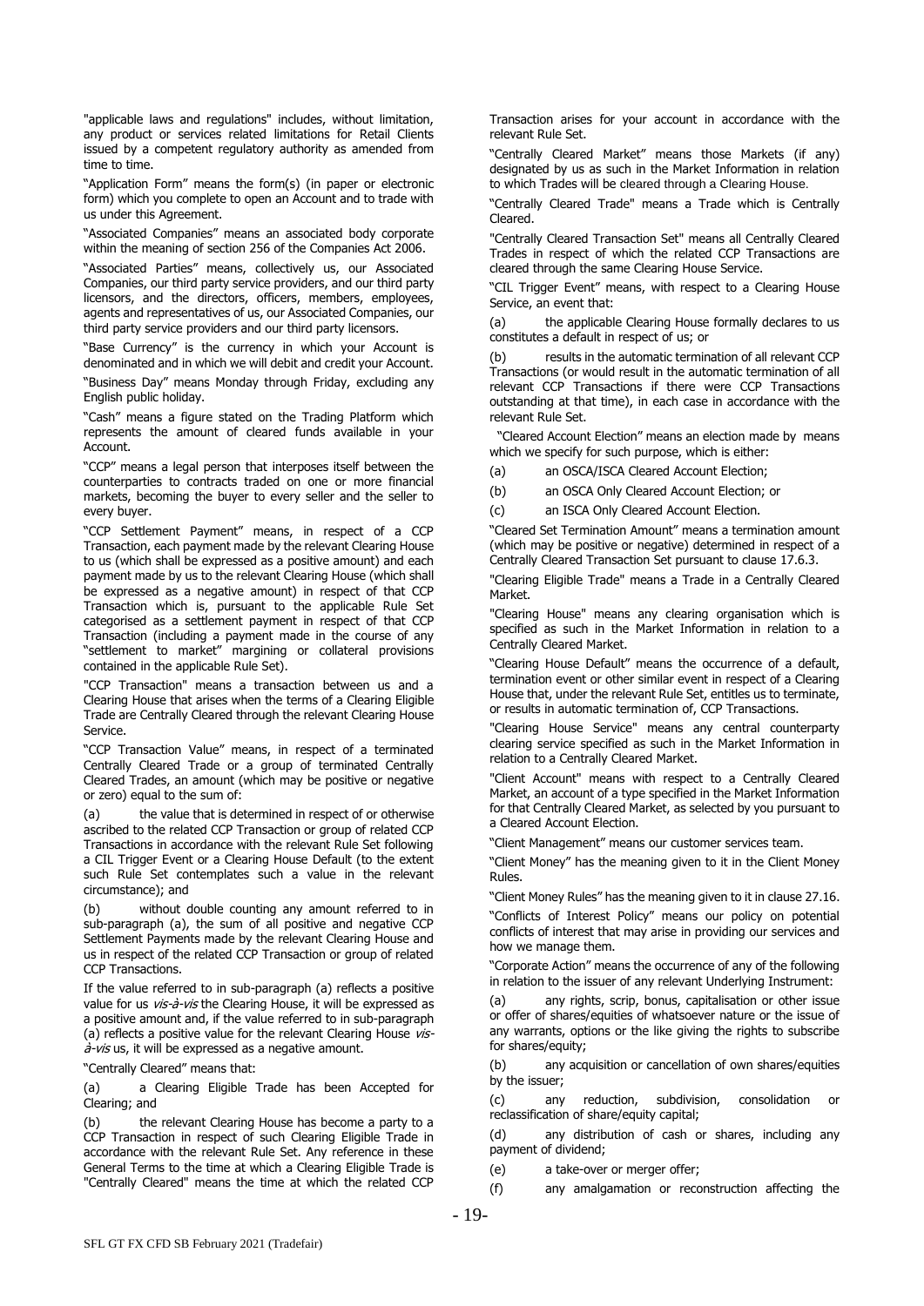"applicable laws and regulations" includes, without limitation, any product or services related limitations for Retail Clients issued by a competent regulatory authority as amended from time to time.

"Application Form" means the form(s) (in paper or electronic form) which you complete to open an Account and to trade with us under this Agreement.

"Associated Companies" means an associated body corporate within the meaning of section 256 of the Companies Act 2006.

"Associated Parties" means, collectively us, our Associated Companies, our third party service providers, and our third party licensors, and the directors, officers, members, employees, agents and representatives of us, our Associated Companies, our third party service providers and our third party licensors.

"Base Currency" is the currency in which your Account is denominated and in which we will debit and credit your Account.

"Business Day" means Monday through Friday, excluding any English public holiday.

"Cash" means a figure stated on the Trading Platform which represents the amount of cleared funds available in your Account.

"CCP" means a legal person that interposes itself between the counterparties to contracts traded on one or more financial markets, becoming the buyer to every seller and the seller to every buyer.

"CCP Settlement Payment" means, in respect of a CCP Transaction, each payment made by the relevant Clearing House to us (which shall be expressed as a positive amount) and each payment made by us to the relevant Clearing House (which shall be expressed as a negative amount) in respect of that CCP Transaction which is, pursuant to the applicable Rule Set categorised as a settlement payment in respect of that CCP Transaction (including a payment made in the course of any "settlement to market" margining or collateral provisions contained in the applicable Rule Set).

"CCP Transaction" means a transaction between us and a Clearing House that arises when the terms of a Clearing Eligible Trade are Centrally Cleared through the relevant Clearing House Service.

"CCP Transaction Value" means, in respect of a terminated Centrally Cleared Trade or a group of terminated Centrally Cleared Trades, an amount (which may be positive or negative or zero) equal to the sum of:

(a) the value that is determined in respect of or otherwise ascribed to the related CCP Transaction or group of related CCP Transactions in accordance with the relevant Rule Set following a CIL Trigger Event or a Clearing House Default (to the extent such Rule Set contemplates such a value in the relevant circumstance); and

(b) without double counting any amount referred to in sub-paragraph (a), the sum of all positive and negative CCP Settlement Payments made by the relevant Clearing House and us in respect of the related CCP Transaction or group of related CCP Transactions.

If the value referred to in sub-paragraph (a) reflects a positive value for us *vis-à-vis* the Clearing House, it will be expressed as a positive amount and, if the value referred to in sub-paragraph (a) reflects a positive value for the relevant Clearing House *vis-à-vis* us, it will be expressed as a negative amount.

"Centrally Cleared" means that:

(a) a Clearing Eligible Trade has been Accepted for Clearing; and

(b) the relevant Clearing House has become a party to a CCP Transaction in respect of such Clearing Eligible Trade in accordance with the relevant Rule Set. Any reference in these General Terms to the time at which a Clearing Eligible Trade is "Centrally Cleared" means the time at which the related CCP Transaction arises for your account in accordance with the relevant Rule Set.

"Centrally Cleared Market" means those Markets (if any) designated by us as such in the Market Information in relation to which Trades will be cleared through a Clearing House.

"Centrally Cleared Trade" means a Trade which is Centrally Cleared.

"Centrally Cleared Transaction Set" means all Centrally Cleared Trades in respect of which the related CCP Transactions are cleared through the same Clearing House Service.

"CIL Trigger Event" means, with respect to a Clearing House Service, an event that:

(a) the applicable Clearing House formally declares to us constitutes a default in respect of us; or

(b) results in the automatic termination of all relevant CCP Transactions (or would result in the automatic termination of all relevant CCP Transactions if there were CCP Transactions outstanding at that time), in each case in accordance with the relevant Rule Set.

"Cleared Account Election" means an election made by means which we specify for such purpose, which is either:

(a) an OSCA/ISCA Cleared Account Election;

(b) an OSCA Only Cleared Account Election; or

(c) an ISCA Only Cleared Account Election.

"Cleared Set Termination Amount" means a termination amount (which may be positive or negative) determined in respect of a Centrally Cleared Transaction Set pursuant to clause 17.6.3.

"Clearing Eligible Trade" means a Trade in a Centrally Cleared Market.

"Clearing House" means any clearing organisation which is specified as such in the Market Information in relation to a Centrally Cleared Market.

"Clearing House Default" means the occurrence of a default, termination event or other similar event in respect of a Clearing House that, under the relevant Rule Set, entitles us to terminate, or results in automatic termination of, CCP Transactions.

"Clearing House Service" means any central counterparty clearing service specified as such in the Market Information in relation to a Centrally Cleared Market.

"Client Account" means with respect to a Centrally Cleared Market, an account of a type specified in the Market Information for that Centrally Cleared Market, as selected by you pursuant to a Cleared Account Election.

"Client Management" means our customer services team.

"Client Money" has the meaning given to it in the Client Money Rules.

"Client Money Rules" has the meaning given to it in clause 27.16.

"Conflicts of Interest Policy" means our policy on potential conflicts of interest that may arise in providing our services and how we manage them.

"Corporate Action" means the occurrence of any of the following in relation to the issuer of any relevant Underlying Instrument:

(a) any rights, scrip, bonus, capitalisation or other issue or offer of shares/equities of whatsoever nature or the issue of any warrants, options or the like giving the rights to subscribe for shares/equity;

(b) any acquisition or cancellation of own shares/equities by the issuer;

(c) any reduction, subdivision, consolidation or reclassification of share/equity capital;

(d) any distribution of cash or shares, including any payment of dividend;

(e) a take-over or merger offer;

(f) any amalgamation or reconstruction affecting the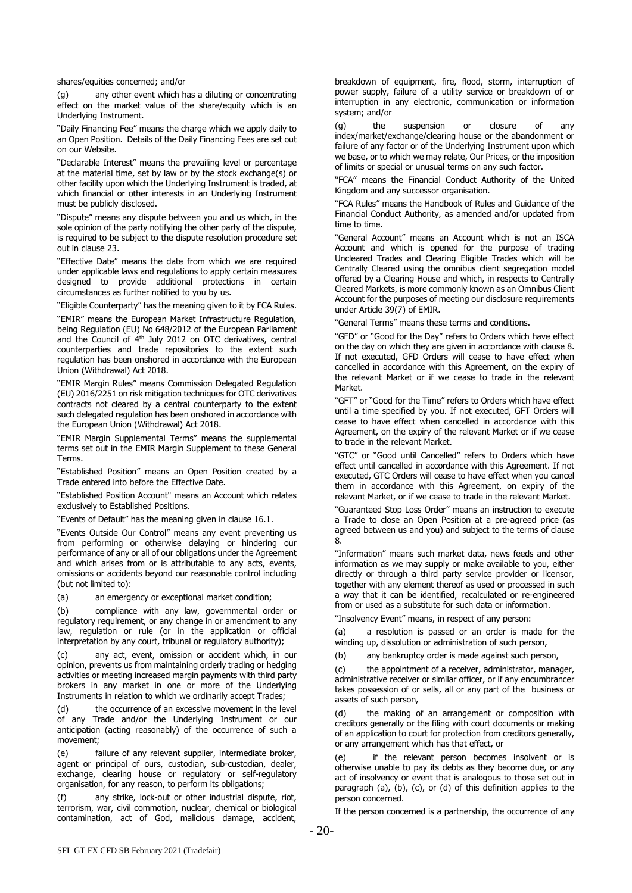shares/equities concerned; and/or

(g) any other event which has a diluting or concentrating effect on the market value of the share/equity which is an Underlying Instrument.

"Daily Financing Fee" means the charge which we apply daily to an Open Position. Details of the Daily Financing Fees are set out on our Website.

"Declarable Interest" means the prevailing level or percentage at the material time, set by law or by the stock exchange(s) or other facility upon which the Underlying Instrument is traded, at which financial or other interests in an Underlying Instrument must be publicly disclosed.

"Dispute" means any dispute between you and us which, in the sole opinion of the party notifying the other party of the dispute, is required to be subject to the dispute resolution procedure set out in clause 23.

"Effective Date" means the date from which we are required under applicable laws and regulations to apply certain measures designed to provide additional protections in certain circumstances as further notified to you by us.

"Eligible Counterparty" has the meaning given to it by FCA Rules.

"EMIR" means the European Market Infrastructure Regulation, being Regulation (EU) No 648/2012 of the European Parliament and the Council of 4th July 2012 on OTC derivatives, central counterparties and trade repositories to the extent such regulation has been onshored in accordance with the European Union (Withdrawal) Act 2018.

"EMIR Margin Rules" means Commission Delegated Regulation (EU) 2016/2251 on risk mitigation techniques for OTC derivatives contracts not cleared by a central counterparty to the extent such delegated regulation has been onshored in accordance with the European Union (Withdrawal) Act 2018.

"EMIR Margin Supplemental Terms" means the supplemental terms set out in the EMIR Margin Supplement to these General Terms.

"Established Position" means an Open Position created by a Trade entered into before the Effective Date.

"Established Position Account" means an Account which relates exclusively to Established Positions.

"Events of Default" has the meaning given in clause 16.1.

"Events Outside Our Control" means any event preventing us from performing or otherwise delaying or hindering our performance of any or all of our obligations under the Agreement and which arises from or is attributable to any acts, events, omissions or accidents beyond our reasonable control including (but not limited to):

(a) an emergency or exceptional market condition;

(b) compliance with any law, governmental order or regulatory requirement, or any change in or amendment to any law, regulation or rule (or in the application or official interpretation by any court, tribunal or regulatory authority);

(c) any act, event, omission or accident which, in our opinion, prevents us from maintaining orderly trading or hedging activities or meeting increased margin payments with third party brokers in any market in one or more of the Underlying Instruments in relation to which we ordinarily accept Trades;

(d) the occurrence of an excessive movement in the level of any Trade and/or the Underlying Instrument or our anticipation (acting reasonably) of the occurrence of such a movement;

(e) failure of any relevant supplier, intermediate broker, agent or principal of ours, custodian, sub-custodian, dealer, exchange, clearing house or regulatory or self-regulatory organisation, for any reason, to perform its obligations;

(f) any strike, lock-out or other industrial dispute, riot, terrorism, war, civil commotion, nuclear, chemical or biological contamination, act of God, malicious damage, accident, breakdown of equipment, fire, flood, storm, interruption of power supply, failure of a utility service or breakdown of or interruption in any electronic, communication or information system; and/or

(g) the suspension or closure of any index/market/exchange/clearing house or the abandonment or failure of any factor or of the Underlying Instrument upon which we base, or to which we may relate, Our Prices, or the imposition of limits or special or unusual terms on any such factor.

"FCA" means the Financial Conduct Authority of the United Kingdom and any successor organisation.

"FCA Rules" means the Handbook of Rules and Guidance of the Financial Conduct Authority, as amended and/or updated from time to time.

"General Account" means an Account which is not an ISCA Account and which is opened for the purpose of trading Uncleared Trades and Clearing Eligible Trades which will be Centrally Cleared using the omnibus client segregation model offered by a Clearing House and which, in respects to Centrally Cleared Markets, is more commonly known as an Omnibus Client Account for the purposes of meeting our disclosure requirements under Article 39(7) of EMIR.

"General Terms" means these terms and conditions.

"GFD" or "Good for the Day" refers to Orders which have effect on the day on which they are given in accordance with clause 8. If not executed, GFD Orders will cease to have effect when cancelled in accordance with this Agreement, on the expiry of the relevant Market or if we cease to trade in the relevant Market.

"GFT" or "Good for the Time" refers to Orders which have effect until a time specified by you. If not executed, GFT Orders will cease to have effect when cancelled in accordance with this Agreement, on the expiry of the relevant Market or if we cease to trade in the relevant Market.

"GTC" or "Good until Cancelled" refers to Orders which have effect until cancelled in accordance with this Agreement. If not executed, GTC Orders will cease to have effect when you cancel them in accordance with this Agreement, on expiry of the relevant Market, or if we cease to trade in the relevant Market.

"Guaranteed Stop Loss Order" means an instruction to execute a Trade to close an Open Position at a pre-agreed price (as agreed between us and you) and subject to the terms of clause 8.

"Information" means such market data, news feeds and other information as we may supply or make available to you, either directly or through a third party service provider or licensor, together with any element thereof as used or processed in such a way that it can be identified, recalculated or re-engineered from or used as a substitute for such data or information.

"Insolvency Event" means, in respect of any person:

(a) a resolution is passed or an order is made for the winding up, dissolution or administration of such person,

(b) any bankruptcy order is made against such person,

(c) the appointment of a receiver, administrator, manager, administrative receiver or similar officer, or if any encumbrancer takes possession of or sells, all or any part of the business or assets of such person,

(d) the making of an arrangement or composition with creditors generally or the filing with court documents or making of an application to court for protection from creditors generally, or any arrangement which has that effect, or

(e) if the relevant person becomes insolvent or is otherwise unable to pay its debts as they become due, or any act of insolvency or event that is analogous to those set out in paragraph (a), (b), (c), or (d) of this definition applies to the person concerned.

If the person concerned is a partnership, the occurrence of any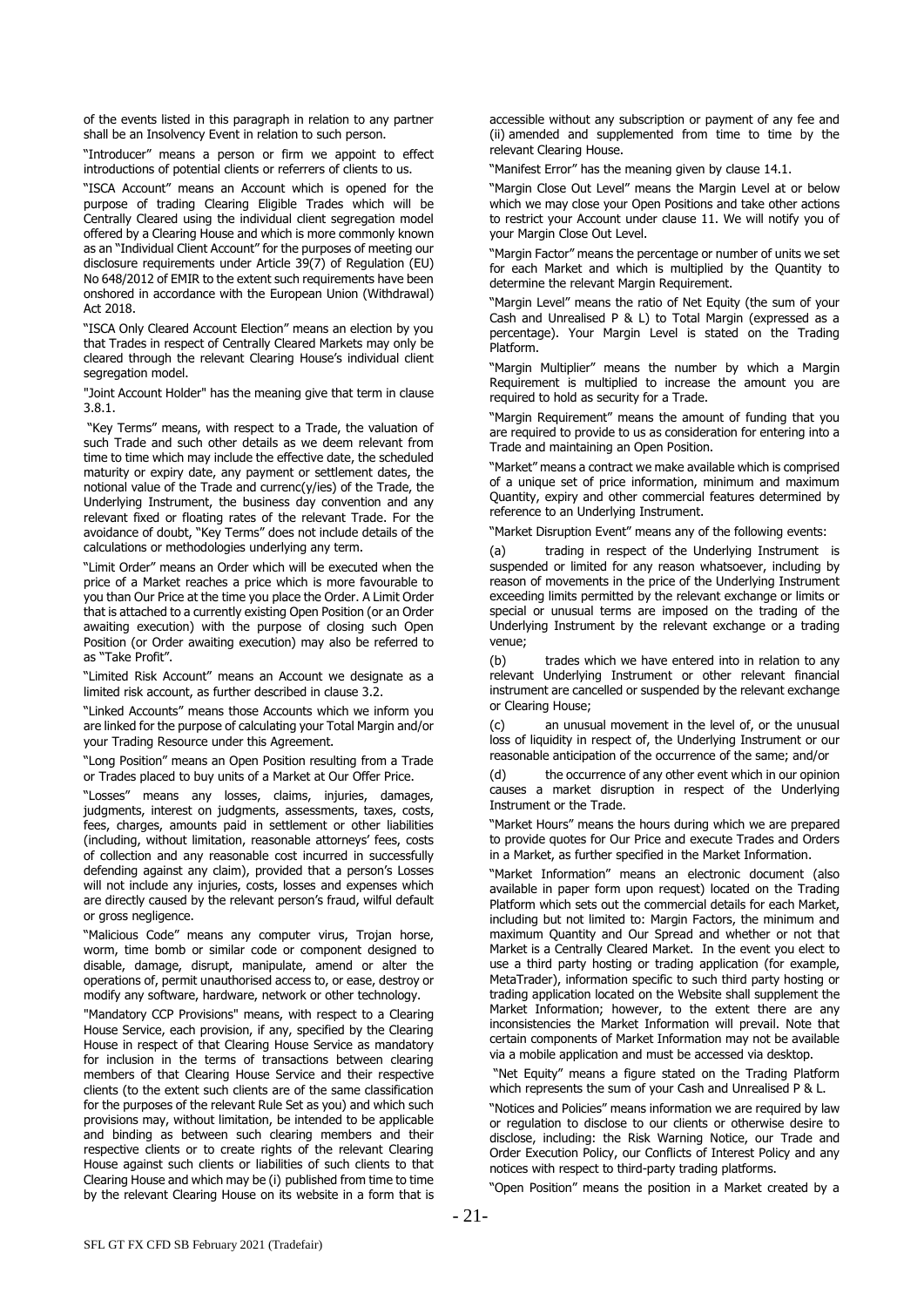of the events listed in this paragraph in relation to any partner shall be an Insolvency Event in relation to such person.

"Introducer" means a person or firm we appoint to effect introductions of potential clients or referrers of clients to us.

"ISCA Account" means an Account which is opened for the purpose of trading Clearing Eligible Trades which will be Centrally Cleared using the individual client segregation model offered by a Clearing House and which is more commonly known as an "Individual Client Account" for the purposes of meeting our disclosure requirements under Article 39(7) of Regulation (EU) No 648/2012 of EMIR to the extent such requirements have been onshored in accordance with the European Union (Withdrawal) Act 2018.

"ISCA Only Cleared Account Election" means an election by you that Trades in respect of Centrally Cleared Markets may only be cleared through the relevant Clearing House's individual client segregation model.

"Joint Account Holder" has the meaning give that term in clause 3.8.1.

"Key Terms" means, with respect to a Trade, the valuation of such Trade and such other details as we deem relevant from time to time which may include the effective date, the scheduled maturity or expiry date, any payment or settlement dates, the notional value of the Trade and currenc(y/ies) of the Trade, the Underlying Instrument, the business day convention and any relevant fixed or floating rates of the relevant Trade. For the avoidance of doubt, "Key Terms" does not include details of the calculations or methodologies underlying any term.

"Limit Order" means an Order which will be executed when the price of a Market reaches a price which is more favourable to you than Our Price at the time you place the Order. A Limit Order that is attached to a currently existing Open Position (or an Order awaiting execution) with the purpose of closing such Open Position (or Order awaiting execution) may also be referred to as "Take Profit".

"Limited Risk Account" means an Account we designate as a limited risk account, as further described in clause 3.2.

"Linked Accounts" means those Accounts which we inform you are linked for the purpose of calculating your Total Margin and/or your Trading Resource under this Agreement.

"Long Position" means an Open Position resulting from a Trade or Trades placed to buy units of a Market at Our Offer Price.

"Losses" means any losses, claims, injuries, damages, judgments, interest on judgments, assessments, taxes, costs, fees, charges, amounts paid in settlement or other liabilities (including, without limitation, reasonable attorneys' fees, costs of collection and any reasonable cost incurred in successfully defending against any claim), provided that a person's Losses will not include any injuries, costs, losses and expenses which are directly caused by the relevant person's fraud, wilful default or gross negligence.

"Malicious Code" means any computer virus, Trojan horse, worm, time bomb or similar code or component designed to disable, damage, disrupt, manipulate, amend or alter the operations of, permit unauthorised access to, or ease, destroy or modify any software, hardware, network or other technology.

"Mandatory CCP Provisions" means, with respect to a Clearing House Service, each provision, if any, specified by the Clearing House in respect of that Clearing House Service as mandatory for inclusion in the terms of transactions between clearing members of that Clearing House Service and their respective clients (to the extent such clients are of the same classification for the purposes of the relevant Rule Set as you) and which such provisions may, without limitation, be intended to be applicable and binding as between such clearing members and their respective clients or to create rights of the relevant Clearing House against such clients or liabilities of such clients to that Clearing House and which may be (i) published from time to time by the relevant Clearing House on its website in a form that is accessible without any subscription or payment of any fee and (ii) amended and supplemented from time to time by the relevant Clearing House.

"Manifest Error" has the meaning given by clause 14.1.

"Margin Close Out Level" means the Margin Level at or below which we may close your Open Positions and take other actions to restrict your Account under clause 11. We will notify you of your Margin Close Out Level.

"Margin Factor" means the percentage or number of units we set for each Market and which is multiplied by the Quantity to determine the relevant Margin Requirement.

"Margin Level" means the ratio of Net Equity (the sum of your Cash and Unrealised P & L) to Total Margin (expressed as a percentage). Your Margin Level is stated on the Trading Platform.

"Margin Multiplier" means the number by which a Margin Requirement is multiplied to increase the amount you are required to hold as security for a Trade.

"Margin Requirement" means the amount of funding that you are required to provide to us as consideration for entering into a Trade and maintaining an Open Position.

"Market" means a contract we make available which is comprised of a unique set of price information, minimum and maximum Quantity, expiry and other commercial features determined by reference to an Underlying Instrument.

"Market Disruption Event" means any of the following events:

(a) trading in respect of the Underlying Instrument is suspended or limited for any reason whatsoever, including by reason of movements in the price of the Underlying Instrument exceeding limits permitted by the relevant exchange or limits or special or unusual terms are imposed on the trading of the Underlying Instrument by the relevant exchange or a trading venue;

(b) trades which we have entered into in relation to any relevant Underlying Instrument or other relevant financial instrument are cancelled or suspended by the relevant exchange or Clearing House;

(c) an unusual movement in the level of, or the unusual loss of liquidity in respect of, the Underlying Instrument or our reasonable anticipation of the occurrence of the same; and/or

(d) the occurrence of any other event which in our opinion causes a market disruption in respect of the Underlying Instrument or the Trade.

"Market Hours" means the hours during which we are prepared to provide quotes for Our Price and execute Trades and Orders in a Market, as further specified in the Market Information.

"Market Information" means an electronic document (also available in paper form upon request) located on the Trading Platform which sets out the commercial details for each Market, including but not limited to: Margin Factors, the minimum and maximum Quantity and Our Spread and whether or not that Market is a Centrally Cleared Market. In the event you elect to use a third party hosting or trading application (for example, MetaTrader), information specific to such third party hosting or trading application located on the Website shall supplement the Market Information; however, to the extent there are any inconsistencies the Market Information will prevail. Note that certain components of Market Information may not be available via a mobile application and must be accessed via desktop.

"Net Equity" means a figure stated on the Trading Platform which represents the sum of your Cash and Unrealised P & L.

"Notices and Policies" means information we are required by law or regulation to disclose to our clients or otherwise desire to disclose, including: the Risk Warning Notice, our Trade and Order Execution Policy, our Conflicts of Interest Policy and any notices with respect to third-party trading platforms.

"Open Position" means the position in a Market created by a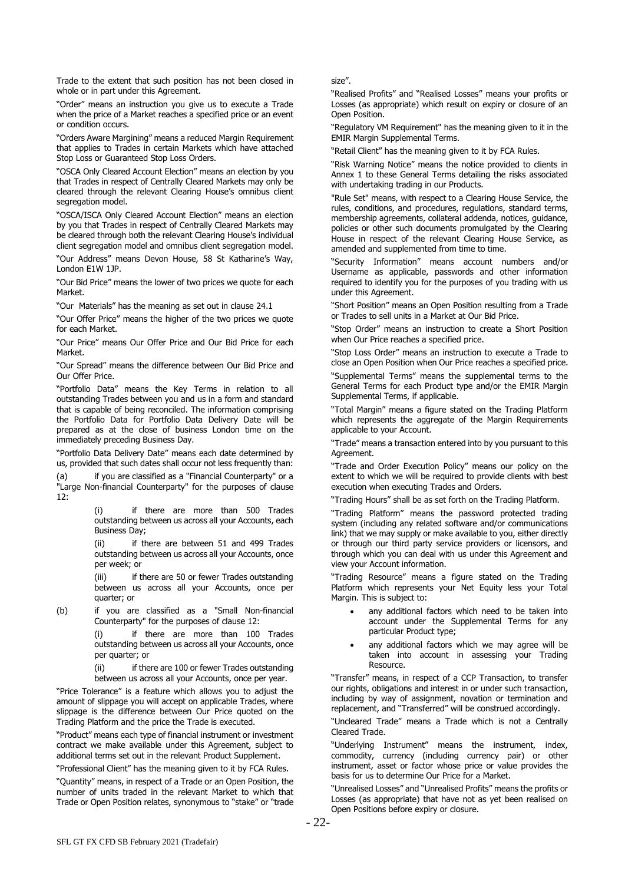Trade to the extent that such position has not been closed in whole or in part under this Agreement.

"Order" means an instruction you give us to execute a Trade when the price of a Market reaches a specified price or an event or condition occurs.

"Orders Aware Margining" means a reduced Margin Requirement that applies to Trades in certain Markets which have attached Stop Loss or Guaranteed Stop Loss Orders.

"OSCA Only Cleared Account Election" means an election by you that Trades in respect of Centrally Cleared Markets may only be cleared through the relevant Clearing House's omnibus client segregation model.

"OSCA/ISCA Only Cleared Account Election" means an election by you that Trades in respect of Centrally Cleared Markets may be cleared through both the relevant Clearing House's individual client segregation model and omnibus client segregation model.

"Our Address" means Devon House, 58 St Katharine's Way, London E1W 1JP.

"Our Bid Price" means the lower of two prices we quote for each Market.

"Our Materials" has the meaning as set out in clause 24.1

"Our Offer Price" means the higher of the two prices we quote for each Market.

"Our Price" means Our Offer Price and Our Bid Price for each Market.

"Our Spread" means the difference between Our Bid Price and Our Offer Price.

"Portfolio Data" means the Key Terms in relation to all outstanding Trades between you and us in a form and standard that is capable of being reconciled. The information comprising the Portfolio Data for Portfolio Data Delivery Date will be prepared as at the close of business London time on the immediately preceding Business Day.

"Portfolio Data Delivery Date" means each date determined by us, provided that such dates shall occur not less frequently than:

(a) if you are classified as a "Financial Counterparty" or a "Large Non-financial Counterparty" for the purposes of clause 12:

> (i) if there are more than 500 Trades outstanding between us across all your Accounts, each Business Day;
>
> (ii) if there are between 51 and 499 Trades outstanding between us across all your Accounts, once per week; or
>
> (iii) if there are 50 or fewer Trades outstanding between us across all your Accounts, once per quarter; or

(b) if you are classified as a "Small Non-financial Counterparty" for the purposes of clause 12:

> (i) if there are more than 100 Trades outstanding between us across all your Accounts, once per quarter; or
>
> (ii) if there are 100 or fewer Trades outstanding between us across all your Accounts, once per year.

"Price Tolerance" is a feature which allows you to adjust the amount of slippage you will accept on applicable Trades, where slippage is the difference between Our Price quoted on the Trading Platform and the price the Trade is executed.

"Product" means each type of financial instrument or investment contract we make available under this Agreement, subject to additional terms set out in the relevant Product Supplement.

"Professional Client" has the meaning given to it by FCA Rules.

"Quantity" means, in respect of a Trade or an Open Position, the number of units traded in the relevant Market to which that Trade or Open Position relates, synonymous to "stake" or "trade size".

"Realised Profits" and "Realised Losses" means your profits or Losses (as appropriate) which result on expiry or closure of an Open Position.

"Regulatory VM Requirement" has the meaning given to it in the EMIR Margin Supplemental Terms.

"Retail Client" has the meaning given to it by FCA Rules.

"Risk Warning Notice" means the notice provided to clients in Annex 1 to these General Terms detailing the risks associated with undertaking trading in our Products.

"Rule Set" means, with respect to a Clearing House Service, the rules, conditions, and procedures, regulations, standard terms, membership agreements, collateral addenda, notices, guidance, policies or other such documents promulgated by the Clearing House in respect of the relevant Clearing House Service, as amended and supplemented from time to time.

"Security Information" means account numbers and/or Username as applicable, passwords and other information required to identify you for the purposes of you trading with us under this Agreement.

"Short Position" means an Open Position resulting from a Trade or Trades to sell units in a Market at Our Bid Price.

"Stop Order" means an instruction to create a Short Position when Our Price reaches a specified price.

"Stop Loss Order" means an instruction to execute a Trade to close an Open Position when Our Price reaches a specified price.

"Supplemental Terms" means the supplemental terms to the General Terms for each Product type and/or the EMIR Margin Supplemental Terms, if applicable.

"Total Margin" means a figure stated on the Trading Platform which represents the aggregate of the Margin Requirements applicable to your Account.

"Trade" means a transaction entered into by you pursuant to this Agreement.

"Trade and Order Execution Policy" means our policy on the extent to which we will be required to provide clients with best execution when executing Trades and Orders.

"Trading Hours" shall be as set forth on the Trading Platform.

"Trading Platform" means the password protected trading system (including any related software and/or communications link) that we may supply or make available to you, either directly or through our third party service providers or licensors, and through which you can deal with us under this Agreement and view your Account information.

"Trading Resource" means a figure stated on the Trading Platform which represents your Net Equity less your Total Margin. This is subject to:

- any additional factors which need to be taken into account under the Supplemental Terms for any particular Product type;
- any additional factors which we may agree will be taken into account in assessing your Trading Resource.

"Transfer" means, in respect of a CCP Transaction, to transfer our rights, obligations and interest in or under such transaction, including by way of assignment, novation or termination and replacement, and "Transferred" will be construed accordingly.

"Uncleared Trade" means a Trade which is not a Centrally Cleared Trade.

"Underlying Instrument" means the instrument, index, commodity, currency (including currency pair) or other instrument, asset or factor whose price or value provides the basis for us to determine Our Price for a Market.

"Unrealised Losses" and "Unrealised Profits" means the profits or Losses (as appropriate) that have not as yet been realised on Open Positions before expiry or closure.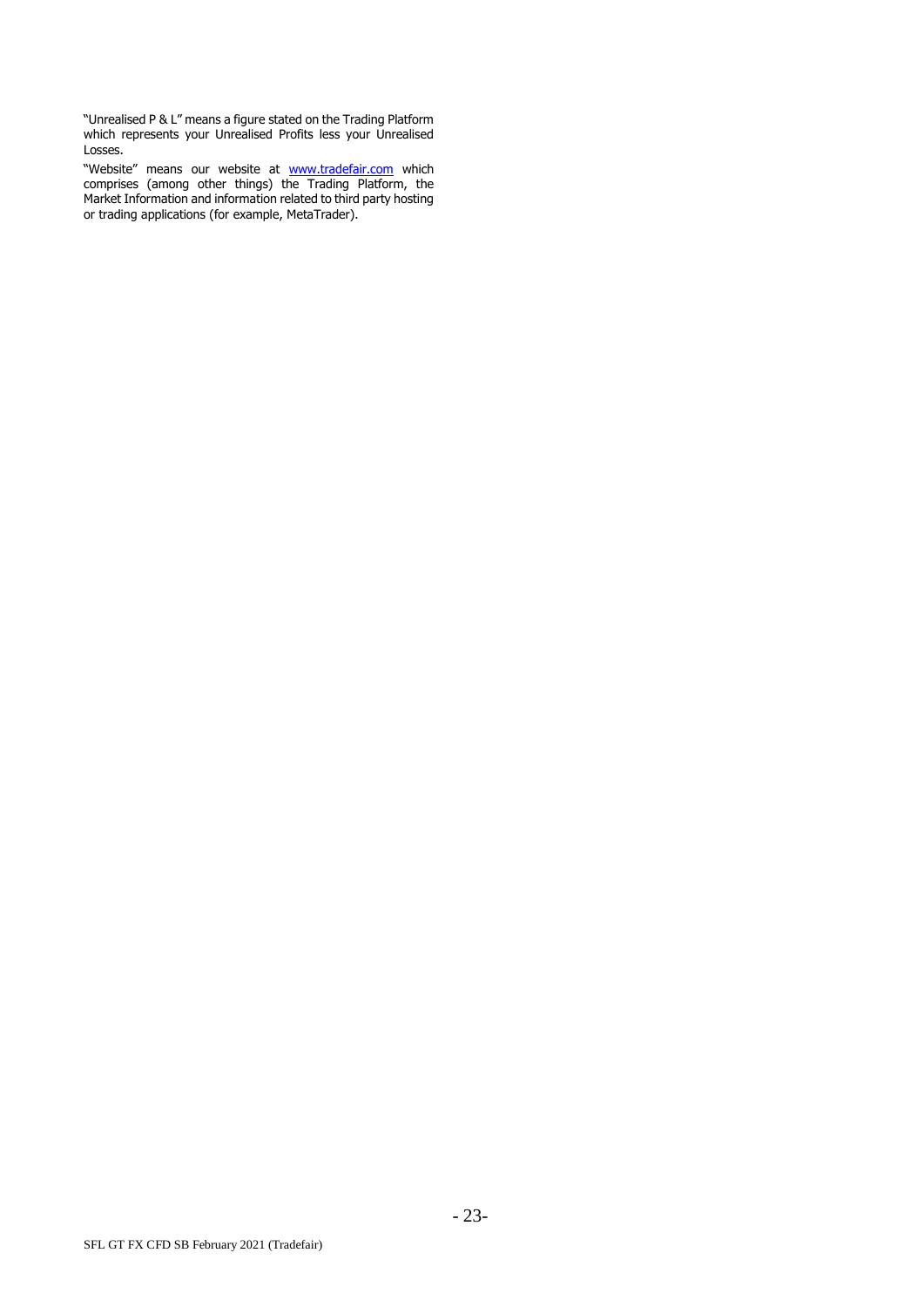"Unrealised P & L" means a figure stated on the Trading Platform which represents your Unrealised Profits less your Unrealised Losses.

"Website" means our website at [www.tradefair.com](http://www.tradefair.com) which comprises (among other things) the Trading Platform, the Market Information and information related to third party hosting or trading applications (for example, MetaTrader).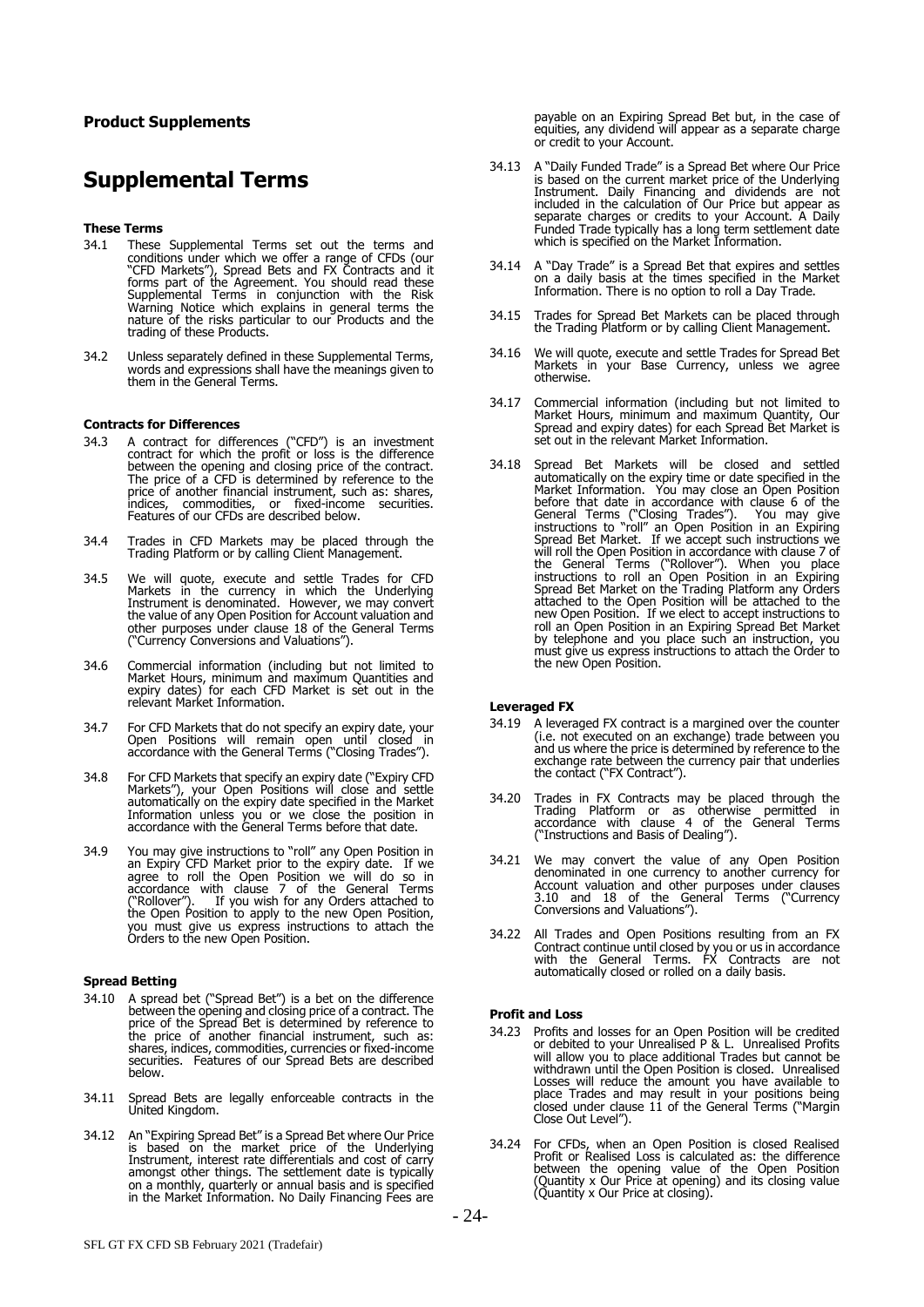**Product Supplements**

# Supplemental Terms

#### These Terms

34.1 These Supplemental Terms set out the terms and conditions under which we offer a range of CFDs (our "CFD Markets"), Spread Bets and FX Contracts and it forms part of the Agreement. You should read these Supplemental Terms in conjunction with the Risk Warning Notice which explains in general terms the nature of the risks particular to our Products and the trading of these Products.

34.2 Unless separately defined in these Supplemental Terms, words and expressions shall have the meanings given to them in the General Terms.

#### Contracts for Differences

34.3 A contract for differences ("CFD") is an investment contract for which the profit or loss is the difference between the opening and closing price of the contract. The price of a CFD is determined by reference to the price of another financial instrument, such as: shares, indices, commodities, or fixed-income securities. Features of our CFDs are described below.

34.4 Trades in CFD Markets may be placed through the Trading Platform or by calling Client Management.

34.5 We will quote, execute and settle Trades for CFD Markets in the currency in which the Underlying Instrument is denominated. However, we may convert the value of any Open Position for Account valuation and other purposes under clause 18 of the General Terms ("Currency Conversions and Valuations").

34.6 Commercial information (including but not limited to Market Hours, minimum and maximum Quantities and expiry dates) for each CFD Market is set out in the relevant Market Information.

34.7 For CFD Markets that do not specify an expiry date, your Open Positions will remain open until closed in accordance with the General Terms ("Closing Trades").

34.8 For CFD Markets that specify an expiry date ("Expiry CFD Markets"), your Open Positions will close and settle automatically on the expiry date specified in the Market Information unless you or we close the position in accordance with the General Terms before that date.

34.9 You may give instructions to "roll" any Open Position in an Expiry CFD Market prior to the expiry date. If we agree to roll the Open Position we will do so in accordance with clause 7 of the General Terms ("Rollover"). If you wish for any Orders attached to the Open Position to apply to the new Open Position, you must give us express instructions to attach the Orders to the new Open Position.

#### Spread Betting

34.10 A spread bet ("Spread Bet") is a bet on the difference between the opening and closing price of a contract. The price of the Spread Bet is determined by reference to the price of another financial instrument, such as: shares, indices, commodities, currencies or fixed-income securities. Features of our Spread Bets are described below.

34.11 Spread Bets are legally enforceable contracts in the United Kingdom.

34.12 An "Expiring Spread Bet" is a Spread Bet where Our Price is based on the market price of the Underlying Instrument, interest rate differentials and cost of carry amongst other things. The settlement date is typically on a monthly, quarterly or annual basis and is specified in the Market Information. No Daily Financing Fees are payable on an Expiring Spread Bet but, in the case of equities, any dividend will appear as a separate charge or credit to your Account.

34.13 A "Daily Funded Trade" is a Spread Bet where Our Price is based on the current market price of the Underlying Instrument. Daily Financing and dividends are not included in the calculation of Our Price but appear as separate charges or credits to your Account. A Daily Funded Trade typically has a long term settlement date which is specified on the Market Information.

34.14 A "Day Trade" is a Spread Bet that expires and settles on a daily basis at the times specified in the Market Information. There is no option to roll a Day Trade.

34.15 Trades for Spread Bet Markets can be placed through the Trading Platform or by calling Client Management.

34.16 We will quote, execute and settle Trades for Spread Bet Markets in your Base Currency, unless we agree otherwise.

34.17 Commercial information (including but not limited to Market Hours, minimum and maximum Quantity, Our Spread and expiry dates) for each Spread Bet Market is set out in the relevant Market Information.

34.18 Spread Bet Markets will be closed and settled automatically on the expiry time or date specified in the Market Information. You may close an Open Position before that date in accordance with clause 6 of the General Terms ("Closing Trades"). You may give instructions to "roll" an Open Position in an Expiring Spread Bet Market. If we accept such instructions we will roll the Open Position in accordance with clause 7 of the General Terms ("Rollover"). When you place instructions to roll an Open Position in an Expiring Spread Bet Market on the Trading Platform any Orders attached to the Open Position will be attached to the new Open Position. If we elect to accept instructions to roll an Open Position in an Expiring Spread Bet Market by telephone and you place such an instruction, you must give us express instructions to attach the Order to the new Open Position.

#### Leveraged FX

34.19 A leveraged FX contract is a margined over the counter (i.e. not executed on an exchange) trade between you and us where the price is determined by reference to the exchange rate between the currency pair that underlies the contact ("FX Contract").

34.20 Trades in FX Contracts may be placed through the Trading Platform or as otherwise permitted in accordance with clause 4 of the General Terms ("Instructions and Basis of Dealing").

34.21 We may convert the value of any Open Position denominated in one currency to another currency for Account valuation and other purposes under clauses 3.10 and 18 of the General Terms ("Currency Conversions and Valuations").

34.22 All Trades and Open Positions resulting from an FX Contract continue until closed by you or us in accordance with the General Terms. FX Contracts are not automatically closed or rolled on a daily basis.

#### Profit and Loss

34.23 Profits and losses for an Open Position will be credited or debited to your Unrealised P & L. Unrealised Profits will allow you to place additional Trades but cannot be withdrawn until the Open Position is closed. Unrealised Losses will reduce the amount you have available to place Trades and may result in your positions being closed under clause 11 of the General Terms ("Margin Close Out Level").

34.24 For CFDs, when an Open Position is closed Realised Profit or Realised Loss is calculated as: the difference between the opening value of the Open Position (Quantity x Our Price at opening) and its closing value (Quantity x Our Price at closing).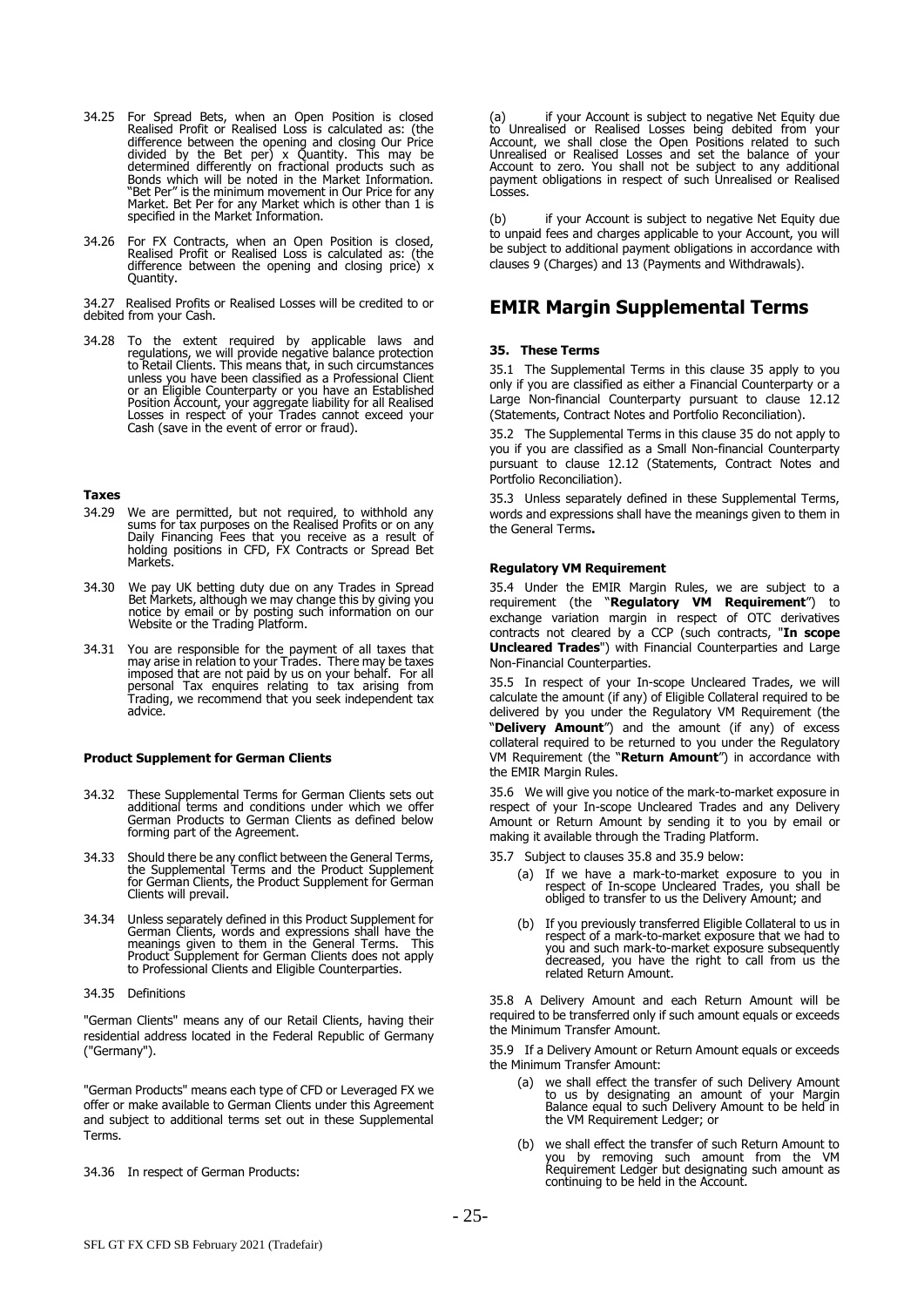34.25 For Spread Bets, when an Open Position is closed Realised Profit or Realised Loss is calculated as: (the difference between the opening and closing Our Price divided by the Bet per) x Quantity. This may be determined differently on fractional products such as Bonds which will be noted in the Market Information. "Bet Per" is the minimum movement in Our Price for any Market. Bet Per for any Market which is other than 1 is specified in the Market Information.

34.26 For FX Contracts, when an Open Position is closed, Realised Profit or Realised Loss is calculated as: (the difference between the opening and closing price) x Quantity.

34.27 Realised Profits or Realised Losses will be credited to or debited from your Cash.

34.28 To the extent required by applicable laws and regulations, we will provide negative balance protection to Retail Clients. This means that, in such circumstances unless you have been classified as a Professional Client or an Eligible Counterparty or you have an Established Position Account, your aggregate liability for all Realised Losses in respect of your Trades cannot exceed your Cash (save in the event of error or fraud).

**Taxes**

34.29 We are permitted, but not required, to withhold any sums for tax purposes on the Realised Profits or on any Daily Financing Fees that you receive as a result of holding positions in CFD, FX Contracts or Spread Bet Markets.

34.30 We pay UK betting duty due on any Trades in Spread Bet Markets, although we may change this by giving you notice by email or by posting such information on our Website or the Trading Platform.

34.31 You are responsible for the payment of all taxes that may arise in relation to your Trades. There may be taxes imposed that are not paid by us on your behalf. For all personal Tax enquires relating to tax arising from Trading, we recommend that you seek independent tax advice.

**Product Supplement for German Clients**

34.32 These Supplemental Terms for German Clients sets out additional terms and conditions under which we offer German Products to German Clients as defined below forming part of the Agreement.

34.33 Should there be any conflict between the General Terms, the Supplemental Terms and the Product Supplement for German Clients, the Product Supplement for German Clients will prevail.

34.34 Unless separately defined in this Product Supplement for German Clients, words and expressions shall have the meanings given to them in the General Terms. This Product Supplement for German Clients does not apply to Professional Clients and Eligible Counterparties.

34.35 Definitions

"German Clients" means any of our Retail Clients, having their residential address located in the Federal Republic of Germany ("Germany").

"German Products" means each type of CFD or Leveraged FX we offer or make available to German Clients under this Agreement and subject to additional terms set out in these Supplemental Terms.

34.36 In respect of German Products:

(a) if your Account is subject to negative Net Equity due to Unrealised or Realised Losses being debited from your Account, we shall close the Open Positions related to such Unrealised or Realised Losses and set the balance of your Account to zero. You shall not be subject to any additional payment obligations in respect of such Unrealised or Realised Losses.

(b) if your Account is subject to negative Net Equity due to unpaid fees and charges applicable to your Account, you will be subject to additional payment obligations in accordance with clauses 9 (Charges) and 13 (Payments and Withdrawals).

## EMIR Margin Supplemental Terms

### 35. These Terms

35.1 The Supplemental Terms in this clause 35 apply to you only if you are classified as either a Financial Counterparty or a Large Non-financial Counterparty pursuant to clause 12.12 (Statements, Contract Notes and Portfolio Reconciliation).

35.2 The Supplemental Terms in this clause 35 do not apply to you if you are classified as a Small Non-financial Counterparty pursuant to clause 12.12 (Statements, Contract Notes and Portfolio Reconciliation).

35.3 Unless separately defined in these Supplemental Terms, words and expressions shall have the meanings given to them in the General Terms**.**

**Regulatory VM Requirement**

35.4 Under the EMIR Margin Rules, we are subject to a requirement (the "**Regulatory VM Requirement**") to exchange variation margin in respect of OTC derivatives contracts not cleared by a CCP (such contracts, "**In scope Uncleared Trades**") with Financial Counterparties and Large Non-Financial Counterparties.

35.5 In respect of your In-scope Uncleared Trades, we will calculate the amount (if any) of Eligible Collateral required to be delivered by you under the Regulatory VM Requirement (the "**Delivery Amount**") and the amount (if any) of excess collateral required to be returned to you under the Regulatory VM Requirement (the "**Return Amount**") in accordance with the EMIR Margin Rules.

35.6 We will give you notice of the mark-to-market exposure in respect of your In-scope Uncleared Trades and any Delivery Amount or Return Amount by sending it to you by email or making it available through the Trading Platform.

35.7 Subject to clauses 35.8 and 35.9 below:

(a) If we have a mark-to-market exposure to you in respect of In-scope Uncleared Trades, you shall be obliged to transfer to us the Delivery Amount; and

(b) If you previously transferred Eligible Collateral to us in respect of a mark-to-market exposure that we had to you and such mark-to-market exposure subsequently decreased, you have the right to call from us the related Return Amount.

35.8 A Delivery Amount and each Return Amount will be required to be transferred only if such amount equals or exceeds the Minimum Transfer Amount.

35.9 If a Delivery Amount or Return Amount equals or exceeds the Minimum Transfer Amount:

(a) we shall effect the transfer of such Delivery Amount to us by designating an amount of your Margin Balance equal to such Delivery Amount to be held in the VM Requirement Ledger; or

(b) we shall effect the transfer of such Return Amount to you by removing such amount from the VM Requirement Ledger but designating such amount as continuing to be held in the Account.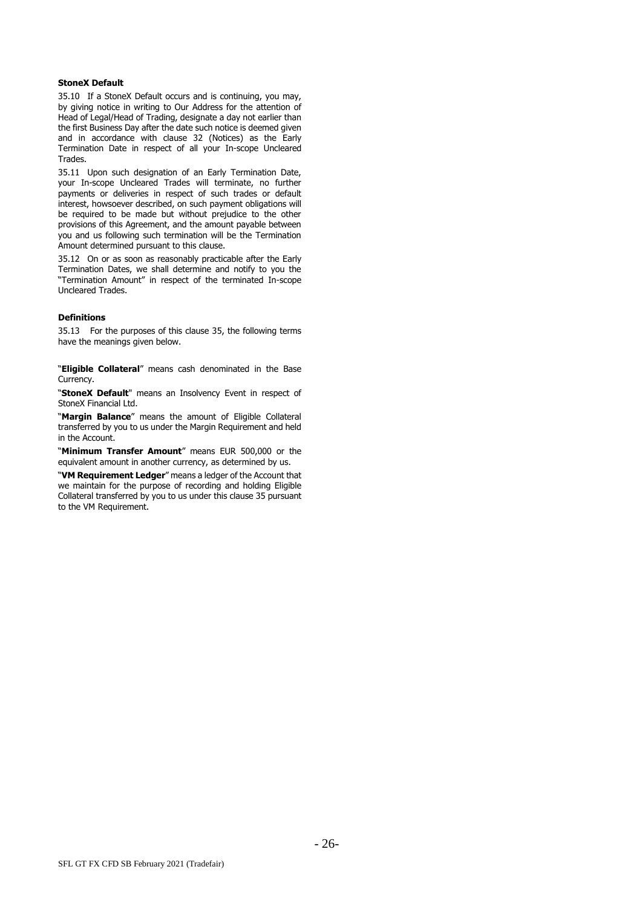**StoneX Default**

35.10 If a StoneX Default occurs and is continuing, you may, by giving notice in writing to Our Address for the attention of Head of Legal/Head of Trading, designate a day not earlier than the first Business Day after the date such notice is deemed given and in accordance with clause 32 (Notices) as the Early Termination Date in respect of all your In-scope Uncleared Trades.

35.11 Upon such designation of an Early Termination Date, your In-scope Uncleared Trades will terminate, no further payments or deliveries in respect of such trades or default interest, howsoever described, on such payment obligations will be required to be made but without prejudice to the other provisions of this Agreement, and the amount payable between you and us following such termination will be the Termination Amount determined pursuant to this clause.

35.12 On or as soon as reasonably practicable after the Early Termination Dates, we shall determine and notify to you the "Termination Amount" in respect of the terminated In-scope Uncleared Trades.

**Definitions**

35.13 For the purposes of this clause 35, the following terms have the meanings given below.

"**Eligible Collateral**" means cash denominated in the Base Currency.

"**StoneX Default**" means an Insolvency Event in respect of StoneX Financial Ltd.

"**Margin Balance**" means the amount of Eligible Collateral transferred by you to us under the Margin Requirement and held in the Account.

"**Minimum Transfer Amount**" means EUR 500,000 or the equivalent amount in another currency, as determined by us.

"**VM Requirement Ledger**" means a ledger of the Account that we maintain for the purpose of recording and holding Eligible Collateral transferred by you to us under this clause 35 pursuant to the VM Requirement.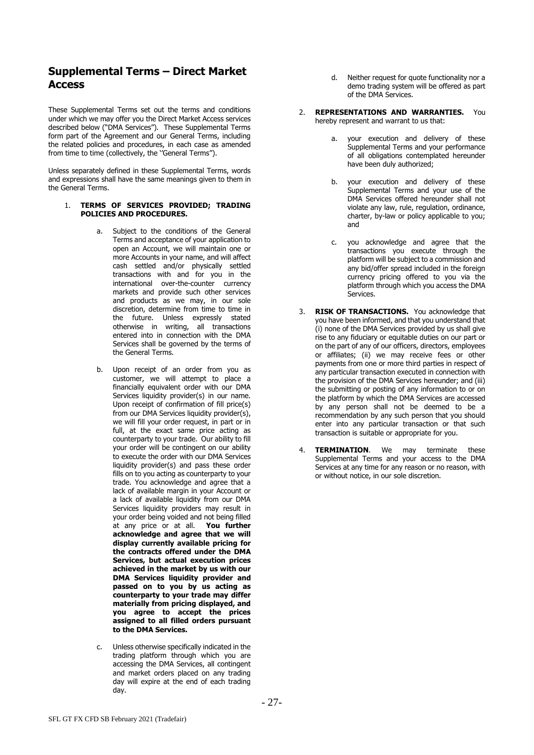## Supplemental Terms – Direct Market Access

These Supplemental Terms set out the terms and conditions under which we may offer you the Direct Market Access services described below ("DMA Services"). These Supplemental Terms form part of the Agreement and our General Terms, including the related policies and procedures, in each case as amended from time to time (collectively, the ''General Terms").

Unless separately defined in these Supplemental Terms, words and expressions shall have the same meanings given to them in the General Terms.

1. **TERMS OF SERVICES PROVIDED; TRADING POLICIES AND PROCEDURES.**

    a. Subject to the conditions of the General Terms and acceptance of your application to open an Account, we will maintain one or more Accounts in your name, and will affect cash settled and/or physically settled transactions with and for you in the international over-the-counter currency markets and provide such other services and products as we may, in our sole discretion, determine from time to time in the future. Unless expressly stated otherwise in writing, all transactions entered into in connection with the DMA Services shall be governed by the terms of the General Terms.

    b. Upon receipt of an order from you as customer, we will attempt to place a financially equivalent order with our DMA Services liquidity provider(s) in our name. Upon receipt of confirmation of fill price(s) from our DMA Services liquidity provider(s), we will fill your order request, in part or in full, at the exact same price acting as counterparty to your trade. Our ability to fill your order will be contingent on our ability to execute the order with our DMA Services liquidity provider(s) and pass these order fills on to you acting as counterparty to your trade. You acknowledge and agree that a lack of available margin in your Account or a lack of available liquidity from our DMA Services liquidity providers may result in your order being voided and not being filled at any price or at all. **You further acknowledge and agree that we will display currently available pricing for the contracts offered under the DMA Services, but actual execution prices achieved in the market by us with our DMA Services liquidity provider and passed on to you by us acting as counterparty to your trade may differ materially from pricing displayed, and you agree to accept the prices assigned to all filled orders pursuant to the DMA Services.**

    c. Unless otherwise specifically indicated in the trading platform through which you are accessing the DMA Services, all contingent and market orders placed on any trading day will expire at the end of each trading day.

    d. Neither request for quote functionality nor a demo trading system will be offered as part of the DMA Services.

2. **REPRESENTATIONS AND WARRANTIES.** You hereby represent and warrant to us that:

    a. your execution and delivery of these Supplemental Terms and your performance of all obligations contemplated hereunder have been duly authorized;

    b. your execution and delivery of these Supplemental Terms and your use of the DMA Services offered hereunder shall not violate any law, rule, regulation, ordinance, charter, by-law or policy applicable to you; and

    c. you acknowledge and agree that the transactions you execute through the platform will be subject to a commission and any bid/offer spread included in the foreign currency pricing offered to you via the platform through which you access the DMA Services.

3. **RISK OF TRANSACTIONS.** You acknowledge that you have been informed, and that you understand that (i) none of the DMA Services provided by us shall give rise to any fiduciary or equitable duties on our part or on the part of any of our officers, directors, employees or affiliates; (ii) we may receive fees or other payments from one or more third parties in respect of any particular transaction executed in connection with the provision of the DMA Services hereunder; and (iii) the submitting or posting of any information to or on the platform by which the DMA Services are accessed by any person shall not be deemed to be a recommendation by any such person that you should enter into any particular transaction or that such transaction is suitable or appropriate for you.

4. **TERMINATION**. We may terminate these Supplemental Terms and your access to the DMA Services at any time for any reason or no reason, with or without notice, in our sole discretion.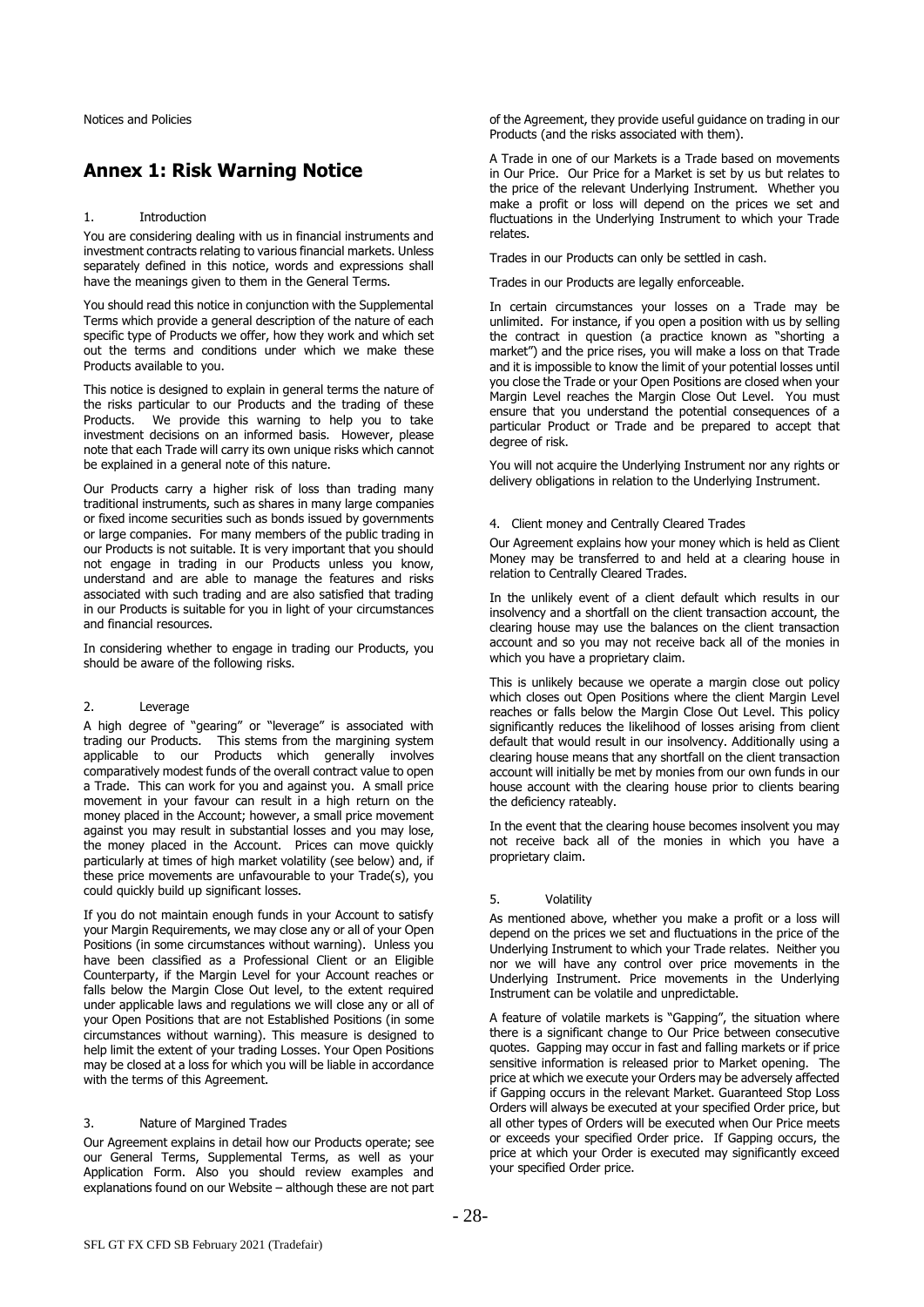# Annex 1: Risk Warning Notice

## 1. Introduction

You are considering dealing with us in financial instruments and investment contracts relating to various financial markets. Unless separately defined in this notice, words and expressions shall have the meanings given to them in the General Terms.

You should read this notice in conjunction with the Supplemental Terms which provide a general description of the nature of each specific type of Products we offer, how they work and which set out the terms and conditions under which we make these Products available to you.

This notice is designed to explain in general terms the nature of the risks particular to our Products and the trading of these Products. We provide this warning to help you to take investment decisions on an informed basis. However, please note that each Trade will carry its own unique risks which cannot be explained in a general note of this nature.

Our Products carry a higher risk of loss than trading many traditional instruments, such as shares in many large companies or fixed income securities such as bonds issued by governments or large companies. For many members of the public trading in our Products is not suitable. It is very important that you should not engage in trading in our Products unless you know, understand and are able to manage the features and risks associated with such trading and are also satisfied that trading in our Products is suitable for you in light of your circumstances and financial resources.

In considering whether to engage in trading our Products, you should be aware of the following risks.

## 2. Leverage

A high degree of "gearing" or "leverage" is associated with trading our Products. This stems from the margining system applicable to our Products which generally involves comparatively modest funds of the overall contract value to open a Trade. This can work for you and against you. A small price movement in your favour can result in a high return on the money placed in the Account; however, a small price movement against you may result in substantial losses and you may lose, the money placed in the Account. Prices can move quickly particularly at times of high market volatility (see below) and, if these price movements are unfavourable to your Trade(s), you could quickly build up significant losses.

If you do not maintain enough funds in your Account to satisfy your Margin Requirements, we may close any or all of your Open Positions (in some circumstances without warning). Unless you have been classified as a Professional Client or an Eligible Counterparty, if the Margin Level for your Account reaches or falls below the Margin Close Out level, to the extent required under applicable laws and regulations we will close any or all of your Open Positions that are not Established Positions (in some circumstances without warning). This measure is designed to help limit the extent of your trading Losses. Your Open Positions may be closed at a loss for which you will be liable in accordance with the terms of this Agreement.

## 3. Nature of Margined Trades

Our Agreement explains in detail how our Products operate; see our General Terms, Supplemental Terms, as well as your Application Form. Also you should review examples and explanations found on our Website – although these are not part of the Agreement, they provide useful guidance on trading in our Products (and the risks associated with them).

A Trade in one of our Markets is a Trade based on movements in Our Price. Our Price for a Market is set by us but relates to the price of the relevant Underlying Instrument. Whether you make a profit or loss will depend on the prices we set and fluctuations in the Underlying Instrument to which your Trade relates.

Trades in our Products can only be settled in cash.

Trades in our Products are legally enforceable.

In certain circumstances your losses on a Trade may be unlimited. For instance, if you open a position with us by selling the contract in question (a practice known as "shorting a market") and the price rises, you will make a loss on that Trade and it is impossible to know the limit of your potential losses until you close the Trade or your Open Positions are closed when your Margin Level reaches the Margin Close Out Level. You must ensure that you understand the potential consequences of a particular Product or Trade and be prepared to accept that degree of risk.

You will not acquire the Underlying Instrument nor any rights or delivery obligations in relation to the Underlying Instrument.

## 4. Client money and Centrally Cleared Trades

Our Agreement explains how your money which is held as Client Money may be transferred to and held at a clearing house in relation to Centrally Cleared Trades.

In the unlikely event of a client default which results in our insolvency and a shortfall on the client transaction account, the clearing house may use the balances on the client transaction account and so you may not receive back all of the monies in which you have a proprietary claim.

This is unlikely because we operate a margin close out policy which closes out Open Positions where the client Margin Level reaches or falls below the Margin Close Out Level. This policy significantly reduces the likelihood of losses arising from client default that would result in our insolvency. Additionally using a clearing house means that any shortfall on the client transaction account will initially be met by monies from our own funds in our house account with the clearing house prior to clients bearing the deficiency rateably.

In the event that the clearing house becomes insolvent you may not receive back all of the monies in which you have a proprietary claim.

## 5. Volatility

As mentioned above, whether you make a profit or a loss will depend on the prices we set and fluctuations in the price of the Underlying Instrument to which your Trade relates. Neither you nor we will have any control over price movements in the Underlying Instrument. Price movements in the Underlying Instrument can be volatile and unpredictable.

A feature of volatile markets is "Gapping", the situation where there is a significant change to Our Price between consecutive quotes. Gapping may occur in fast and falling markets or if price sensitive information is released prior to Market opening. The price at which we execute your Orders may be adversely affected if Gapping occurs in the relevant Market. Guaranteed Stop Loss Orders will always be executed at your specified Order price, but all other types of Orders will be executed when Our Price meets or exceeds your specified Order price. If Gapping occurs, the price at which your Order is executed may significantly exceed your specified Order price.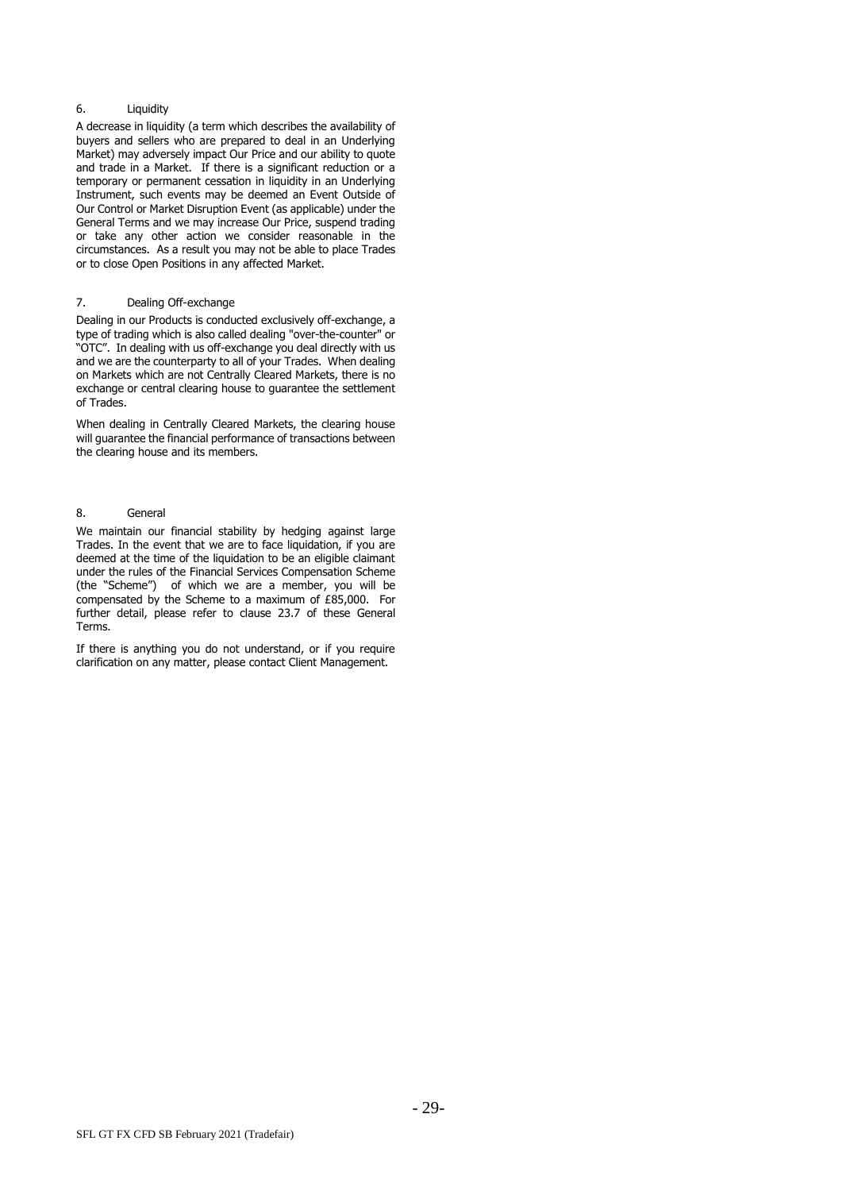## 6. Liquidity

A decrease in liquidity (a term which describes the availability of buyers and sellers who are prepared to deal in an Underlying Market) may adversely impact Our Price and our ability to quote and trade in a Market. If there is a significant reduction or a temporary or permanent cessation in liquidity in an Underlying Instrument, such events may be deemed an Event Outside of Our Control or Market Disruption Event (as applicable) under the General Terms and we may increase Our Price, suspend trading or take any other action we consider reasonable in the circumstances. As a result you may not be able to place Trades or to close Open Positions in any affected Market.

## 7. Dealing Off-exchange

Dealing in our Products is conducted exclusively off-exchange, a type of trading which is also called dealing "over-the-counter" or "OTC". In dealing with us off-exchange you deal directly with us and we are the counterparty to all of your Trades. When dealing on Markets which are not Centrally Cleared Markets, there is no exchange or central clearing house to guarantee the settlement of Trades.

When dealing in Centrally Cleared Markets, the clearing house will guarantee the financial performance of transactions between the clearing house and its members.

## 8. General

We maintain our financial stability by hedging against large Trades. In the event that we are to face liquidation, if you are deemed at the time of the liquidation to be an eligible claimant under the rules of the Financial Services Compensation Scheme (the "Scheme") of which we are a member, you will be compensated by the Scheme to a maximum of £85,000. For further detail, please refer to clause 23.7 of these General Terms.

If there is anything you do not understand, or if you require clarification on any matter, please contact Client Management.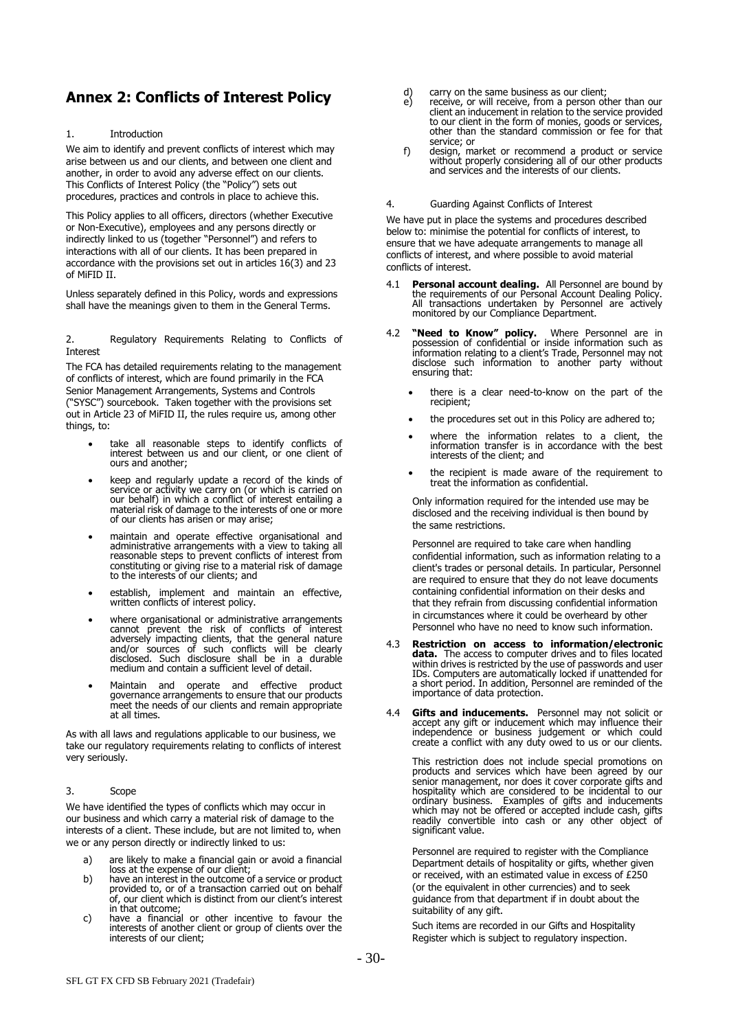# Annex 2: Conflicts of Interest Policy

1. Introduction

We aim to identify and prevent conflicts of interest which may arise between us and our clients, and between one client and another, in order to avoid any adverse effect on our clients. This Conflicts of Interest Policy (the "Policy") sets out procedures, practices and controls in place to achieve this.

This Policy applies to all officers, directors (whether Executive or Non-Executive), employees and any persons directly or indirectly linked to us (together "Personnel") and refers to interactions with all of our clients. It has been prepared in accordance with the provisions set out in articles 16(3) and 23 of MiFID II.

Unless separately defined in this Policy, words and expressions shall have the meanings given to them in the General Terms.

2. Regulatory Requirements Relating to Conflicts of Interest

The FCA has detailed requirements relating to the management of conflicts of interest, which are found primarily in the FCA Senior Management Arrangements, Systems and Controls ("SYSC") sourcebook. Taken together with the provisions set out in Article 23 of MiFID II, the rules require us, among other things, to:

- take all reasonable steps to identify conflicts of interest between us and our client, or one client of ours and another;
- keep and regularly update a record of the kinds of service or activity we carry on (or which is carried on our behalf) in which a conflict of interest entailing a material risk of damage to the interests of one or more of our clients has arisen or may arise;
- maintain and operate effective organisational and administrative arrangements with a view to taking all reasonable steps to prevent conflicts of interest from constituting or giving rise to a material risk of damage to the interests of our clients; and
- establish, implement and maintain an effective, written conflicts of interest policy.
- where organisational or administrative arrangements cannot prevent the risk of conflicts of interest adversely impacting clients, that the general nature and/or sources of such conflicts will be clearly disclosed. Such disclosure shall be in a durable medium and contain a sufficient level of detail.
- Maintain and operate and effective product governance arrangements to ensure that our products meet the needs of our clients and remain appropriate at all times.

As with all laws and regulations applicable to our business, we take our regulatory requirements relating to conflicts of interest very seriously.

3. Scope

We have identified the types of conflicts which may occur in our business and which carry a material risk of damage to the interests of a client. These include, but are not limited to, when we or any person directly or indirectly linked to us:

a) are likely to make a financial gain or avoid a financial loss at the expense of our client;
b) have an interest in the outcome of a service or product provided to, or of a transaction carried out on behalf of, our client which is distinct from our client's interest in that outcome;
c) have a financial or other incentive to favour the interests of another client or group of clients over the interests of our client;
d) carry on the same business as our client;
e) receive, or will receive, from a person other than our client an inducement in relation to the service provided to our client in the form of monies, goods or services, other than the standard commission or fee for that service; or
f) design, market or recommend a product or service without properly considering all of our other products and services and the interests of our clients.

4. Guarding Against Conflicts of Interest

We have put in place the systems and procedures described below to: minimise the potential for conflicts of interest, to ensure that we have adequate arrangements to manage all conflicts of interest, and where possible to avoid material conflicts of interest.

4.1 **Personal account dealing.** All Personnel are bound by the requirements of our Personal Account Dealing Policy. All transactions undertaken by Personnel are actively monitored by our Compliance Department.

4.2 **"Need to Know" policy.** Where Personnel are in possession of confidential or inside information such as information relating to a client's Trade, Personnel may not disclose such information to another party without ensuring that:

- there is a clear need-to-know on the part of the recipient;
- the procedures set out in this Policy are adhered to;
- where the information relates to a client, the information transfer is in accordance with the best interests of the client; and
- the recipient is made aware of the requirement to treat the information as confidential.

Only information required for the intended use may be disclosed and the receiving individual is then bound by the same restrictions.

Personnel are required to take care when handling confidential information, such as information relating to a client's trades or personal details. In particular, Personnel are required to ensure that they do not leave documents containing confidential information on their desks and that they refrain from discussing confidential information in circumstances where it could be overheard by other Personnel who have no need to know such information.

4.3 **Restriction on access to information/electronic data.** The access to computer drives and to files located within drives is restricted by the use of passwords and user IDs. Computers are automatically locked if unattended for a short period. In addition, Personnel are reminded of the importance of data protection.

4.4 **Gifts and inducements.** Personnel may not solicit or accept any gift or inducement which may influence their independence or business judgement or which could create a conflict with any duty owed to us or our clients.

This restriction does not include special promotions on products and services which have been agreed by our senior management, nor does it cover corporate gifts and hospitality which are considered to be incidental to our ordinary business. Examples of gifts and inducements which may not be offered or accepted include cash, gifts readily convertible into cash or any other object of significant value.

Personnel are required to register with the Compliance Department details of hospitality or gifts, whether given or received, with an estimated value in excess of £250 (or the equivalent in other currencies) and to seek guidance from that department if in doubt about the suitability of any gift.

Such items are recorded in our Gifts and Hospitality Register which is subject to regulatory inspection.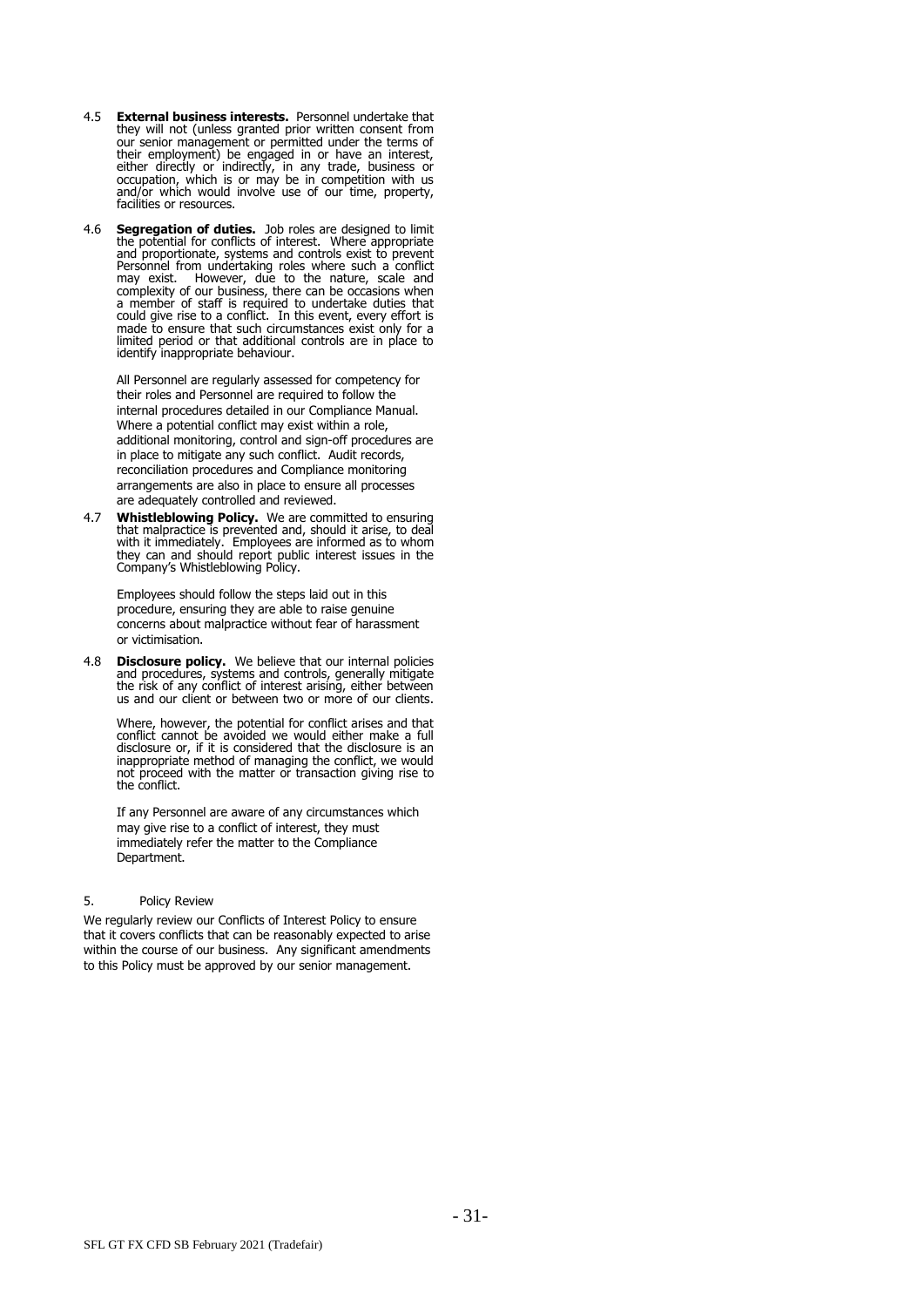4.5 **External business interests.** Personnel undertake that they will not (unless granted prior written consent from our senior management or permitted under the terms of their employment) be engaged in or have an interest, either directly or indirectly, in any trade, business or occupation, which is or may be in competition with us and/or which would involve use of our time, property, facilities or resources.

4.6 **Segregation of duties.** Job roles are designed to limit the potential for conflicts of interest. Where appropriate and proportionate, systems and controls exist to prevent Personnel from undertaking roles where such a conflict may exist. However, due to the nature, scale and complexity of our business, there can be occasions when a member of staff is required to undertake duties that could give rise to a conflict. In this event, every effort is made to ensure that such circumstances exist only for a limited period or that additional controls are in place to identify inappropriate behaviour.

All Personnel are regularly assessed for competency for their roles and Personnel are required to follow the internal procedures detailed in our Compliance Manual. Where a potential conflict may exist within a role, additional monitoring, control and sign-off procedures are in place to mitigate any such conflict. Audit records, reconciliation procedures and Compliance monitoring arrangements are also in place to ensure all processes are adequately controlled and reviewed.

4.7 **Whistleblowing Policy.** We are committed to ensuring that malpractice is prevented and, should it arise, to deal with it immediately. Employees are informed as to whom they can and should report public interest issues in the Company's Whistleblowing Policy.

Employees should follow the steps laid out in this procedure, ensuring they are able to raise genuine concerns about malpractice without fear of harassment or victimisation.

4.8 **Disclosure policy.** We believe that our internal policies and procedures, systems and controls, generally mitigate the risk of any conflict of interest arising, either between us and our client or between two or more of our clients.

Where, however, the potential for conflict arises and that conflict cannot be avoided we would either make a full disclosure or, if it is considered that the disclosure is an inappropriate method of managing the conflict, we would not proceed with the matter or transaction giving rise to the conflict.

If any Personnel are aware of any circumstances which may give rise to a conflict of interest, they must immediately refer the matter to the Compliance Department.

## 5. Policy Review

We regularly review our Conflicts of Interest Policy to ensure that it covers conflicts that can be reasonably expected to arise within the course of our business. Any significant amendments to this Policy must be approved by our senior management.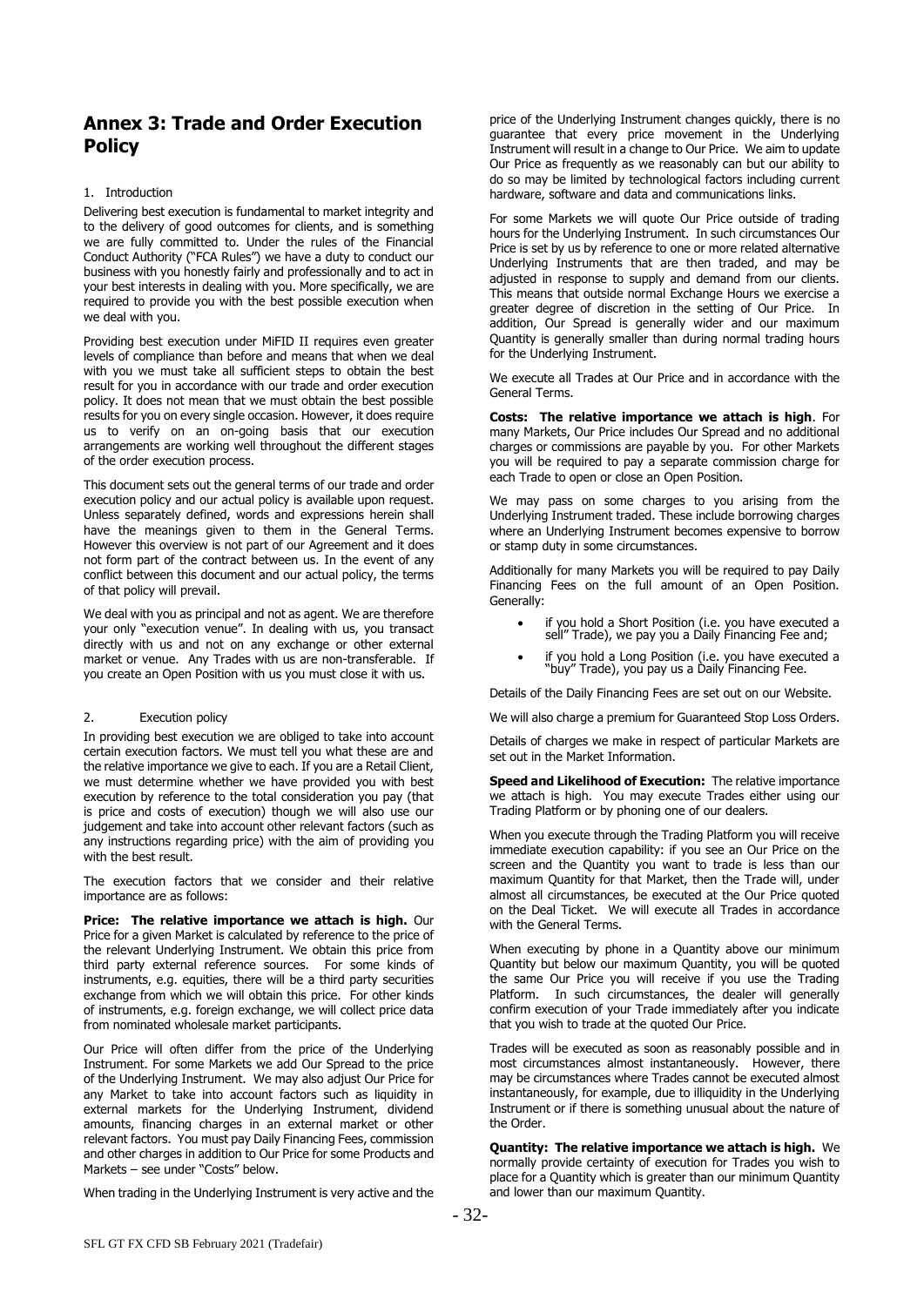# Annex 3: Trade and Order Execution Policy

1. Introduction

Delivering best execution is fundamental to market integrity and to the delivery of good outcomes for clients, and is something we are fully committed to. Under the rules of the Financial Conduct Authority ("FCA Rules") we have a duty to conduct our business with you honestly fairly and professionally and to act in your best interests in dealing with you. More specifically, we are required to provide you with the best possible execution when we deal with you.

Providing best execution under MiFID II requires even greater levels of compliance than before and means that when we deal with you we must take all sufficient steps to obtain the best result for you in accordance with our trade and order execution policy. It does not mean that we must obtain the best possible results for you on every single occasion. However, it does require us to verify on an on-going basis that our execution arrangements are working well throughout the different stages of the order execution process.

This document sets out the general terms of our trade and order execution policy and our actual policy is available upon request. Unless separately defined, words and expressions herein shall have the meanings given to them in the General Terms. However this overview is not part of our Agreement and it does not form part of the contract between us. In the event of any conflict between this document and our actual policy, the terms of that policy will prevail.

We deal with you as principal and not as agent. We are therefore your only "execution venue". In dealing with us, you transact directly with us and not on any exchange or other external market or venue. Any Trades with us are non-transferable. If you create an Open Position with us you must close it with us.

2. Execution policy

In providing best execution we are obliged to take into account certain execution factors. We must tell you what these are and the relative importance we give to each. If you are a Retail Client, we must determine whether we have provided you with best execution by reference to the total consideration you pay (that is price and costs of execution) though we will also use our judgement and take into account other relevant factors (such as any instructions regarding price) with the aim of providing you with the best result.

The execution factors that we consider and their relative importance are as follows:

**Price: The relative importance we attach is high.** Our Price for a given Market is calculated by reference to the price of the relevant Underlying Instrument. We obtain this price from third party external reference sources. For some kinds of instruments, e.g. equities, there will be a third party securities exchange from which we will obtain this price. For other kinds of instruments, e.g. foreign exchange, we will collect price data from nominated wholesale market participants.

Our Price will often differ from the price of the Underlying Instrument. For some Markets we add Our Spread to the price of the Underlying Instrument. We may also adjust Our Price for any Market to take into account factors such as liquidity in external markets for the Underlying Instrument, dividend amounts, financing charges in an external market or other relevant factors. You must pay Daily Financing Fees, commission and other charges in addition to Our Price for some Products and Markets – see under "Costs" below.

When trading in the Underlying Instrument is very active and the price of the Underlying Instrument changes quickly, there is no guarantee that every price movement in the Underlying Instrument will result in a change to Our Price. We aim to update Our Price as frequently as we reasonably can but our ability to do so may be limited by technological factors including current hardware, software and data and communications links.

For some Markets we will quote Our Price outside of trading hours for the Underlying Instrument. In such circumstances Our Price is set by us by reference to one or more related alternative Underlying Instruments that are then traded, and may be adjusted in response to supply and demand from our clients. This means that outside normal Exchange Hours we exercise a greater degree of discretion in the setting of Our Price. In addition, Our Spread is generally wider and our maximum Quantity is generally smaller than during normal trading hours for the Underlying Instrument.

We execute all Trades at Our Price and in accordance with the General Terms.

**Costs: The relative importance we attach is high**. For many Markets, Our Price includes Our Spread and no additional charges or commissions are payable by you. For other Markets you will be required to pay a separate commission charge for each Trade to open or close an Open Position.

We may pass on some charges to you arising from the Underlying Instrument traded. These include borrowing charges where an Underlying Instrument becomes expensive to borrow or stamp duty in some circumstances.

Additionally for many Markets you will be required to pay Daily Financing Fees on the full amount of an Open Position. Generally:

- if you hold a Short Position (i.e. you have executed a sell" Trade), we pay you a Daily Financing Fee and;
- if you hold a Long Position (i.e. you have executed a "buy" Trade), you pay us a Daily Financing Fee.

Details of the Daily Financing Fees are set out on our Website.

We will also charge a premium for Guaranteed Stop Loss Orders.

Details of charges we make in respect of particular Markets are set out in the Market Information.

**Speed and Likelihood of Execution:** The relative importance we attach is high. You may execute Trades either using our Trading Platform or by phoning one of our dealers.

When you execute through the Trading Platform you will receive immediate execution capability: if you see an Our Price on the screen and the Quantity you want to trade is less than our maximum Quantity for that Market, then the Trade will, under almost all circumstances, be executed at the Our Price quoted on the Deal Ticket. We will execute all Trades in accordance with the General Terms.

When executing by phone in a Quantity above our minimum Quantity but below our maximum Quantity, you will be quoted the same Our Price you will receive if you use the Trading Platform. In such circumstances, the dealer will generally confirm execution of your Trade immediately after you indicate that you wish to trade at the quoted Our Price.

Trades will be executed as soon as reasonably possible and in most circumstances almost instantaneously. However, there may be circumstances where Trades cannot be executed almost instantaneously, for example, due to illiquidity in the Underlying Instrument or if there is something unusual about the nature of the Order.

**Quantity: The relative importance we attach is high.** We normally provide certainty of execution for Trades you wish to place for a Quantity which is greater than our minimum Quantity and lower than our maximum Quantity.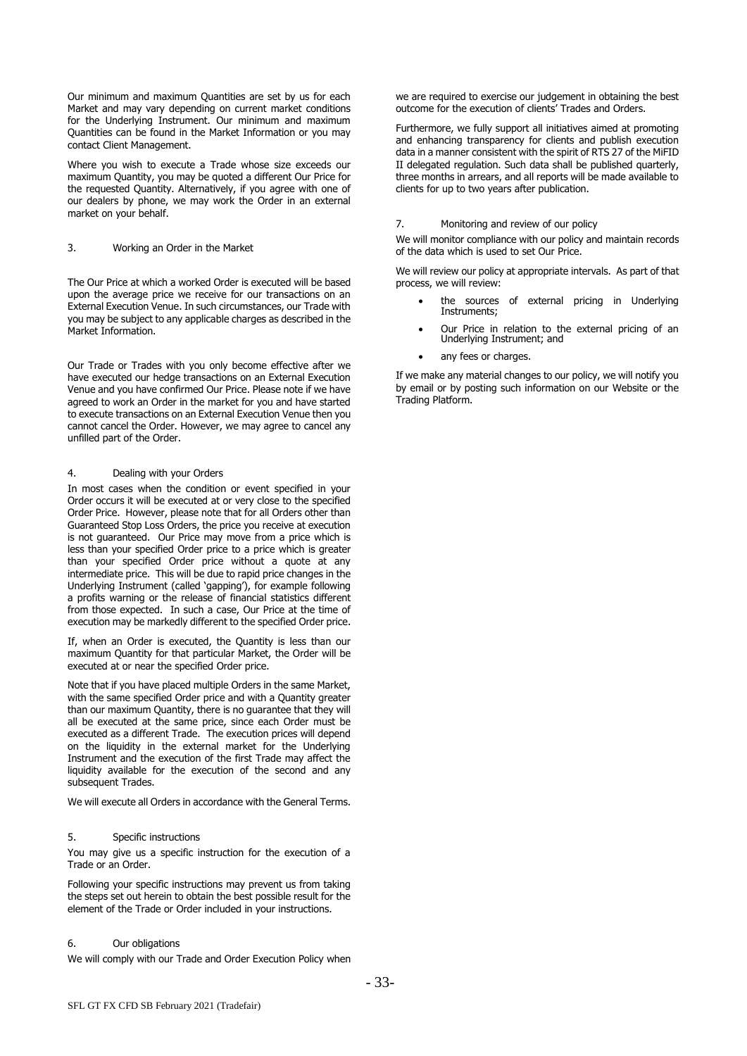Our minimum and maximum Quantities are set by us for each Market and may vary depending on current market conditions for the Underlying Instrument. Our minimum and maximum Quantities can be found in the Market Information or you may contact Client Management.

Where you wish to execute a Trade whose size exceeds our maximum Quantity, you may be quoted a different Our Price for the requested Quantity. Alternatively, if you agree with one of our dealers by phone, we may work the Order in an external market on your behalf.

## 3. Working an Order in the Market

The Our Price at which a worked Order is executed will be based upon the average price we receive for our transactions on an External Execution Venue. In such circumstances, our Trade with you may be subject to any applicable charges as described in the Market Information.

Our Trade or Trades with you only become effective after we have executed our hedge transactions on an External Execution Venue and you have confirmed Our Price. Please note if we have agreed to work an Order in the market for you and have started to execute transactions on an External Execution Venue then you cannot cancel the Order. However, we may agree to cancel any unfilled part of the Order.

## 4. Dealing with your Orders

In most cases when the condition or event specified in your Order occurs it will be executed at or very close to the specified Order Price. However, please note that for all Orders other than Guaranteed Stop Loss Orders, the price you receive at execution is not guaranteed. Our Price may move from a price which is less than your specified Order price to a price which is greater than your specified Order price without a quote at any intermediate price. This will be due to rapid price changes in the Underlying Instrument (called 'gapping'), for example following a profits warning or the release of financial statistics different from those expected. In such a case, Our Price at the time of execution may be markedly different to the specified Order price.

If, when an Order is executed, the Quantity is less than our maximum Quantity for that particular Market, the Order will be executed at or near the specified Order price.

Note that if you have placed multiple Orders in the same Market, with the same specified Order price and with a Quantity greater than our maximum Quantity, there is no guarantee that they will all be executed at the same price, since each Order must be executed as a different Trade. The execution prices will depend on the liquidity in the external market for the Underlying Instrument and the execution of the first Trade may affect the liquidity available for the execution of the second and any subsequent Trades.

We will execute all Orders in accordance with the General Terms.

## 5. Specific instructions

You may give us a specific instruction for the execution of a Trade or an Order.

Following your specific instructions may prevent us from taking the steps set out herein to obtain the best possible result for the element of the Trade or Order included in your instructions.

## 6. Our obligations

We will comply with our Trade and Order Execution Policy when we are required to exercise our judgement in obtaining the best outcome for the execution of clients' Trades and Orders.

Furthermore, we fully support all initiatives aimed at promoting and enhancing transparency for clients and publish execution data in a manner consistent with the spirit of RTS 27 of the MiFID II delegated regulation. Such data shall be published quarterly, three months in arrears, and all reports will be made available to clients for up to two years after publication.

## 7. Monitoring and review of our policy

We will monitor compliance with our policy and maintain records of the data which is used to set Our Price.

We will review our policy at appropriate intervals. As part of that process, we will review:

- the sources of external pricing in Underlying Instruments;
- Our Price in relation to the external pricing of an Underlying Instrument; and
- any fees or charges.

If we make any material changes to our policy, we will notify you by email or by posting such information on our Website or the Trading Platform.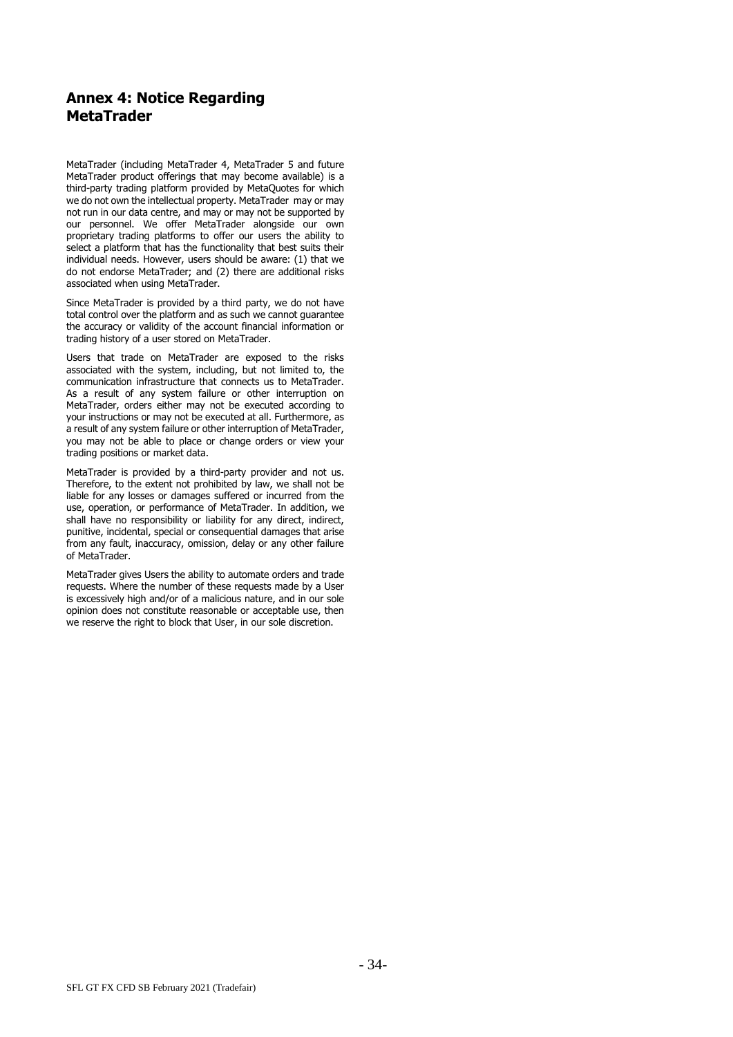## Annex 4: Notice Regarding MetaTrader

MetaTrader (including MetaTrader 4, MetaTrader 5 and future MetaTrader product offerings that may become available) is a third-party trading platform provided by MetaQuotes for which we do not own the intellectual property. MetaTrader may or may not run in our data centre, and may or may not be supported by our personnel. We offer MetaTrader alongside our own proprietary trading platforms to offer our users the ability to select a platform that has the functionality that best suits their individual needs. However, users should be aware: (1) that we do not endorse MetaTrader; and (2) there are additional risks associated when using MetaTrader.

Since MetaTrader is provided by a third party, we do not have total control over the platform and as such we cannot guarantee the accuracy or validity of the account financial information or trading history of a user stored on MetaTrader.

Users that trade on MetaTrader are exposed to the risks associated with the system, including, but not limited to, the communication infrastructure that connects us to MetaTrader. As a result of any system failure or other interruption on MetaTrader, orders either may not be executed according to your instructions or may not be executed at all. Furthermore, as a result of any system failure or other interruption of MetaTrader, you may not be able to place or change orders or view your trading positions or market data.

MetaTrader is provided by a third-party provider and not us. Therefore, to the extent not prohibited by law, we shall not be liable for any losses or damages suffered or incurred from the use, operation, or performance of MetaTrader. In addition, we shall have no responsibility or liability for any direct, indirect, punitive, incidental, special or consequential damages that arise from any fault, inaccuracy, omission, delay or any other failure of MetaTrader.

MetaTrader gives Users the ability to automate orders and trade requests. Where the number of these requests made by a User is excessively high and/or of a malicious nature, and in our sole opinion does not constitute reasonable or acceptable use, then we reserve the right to block that User, in our sole discretion.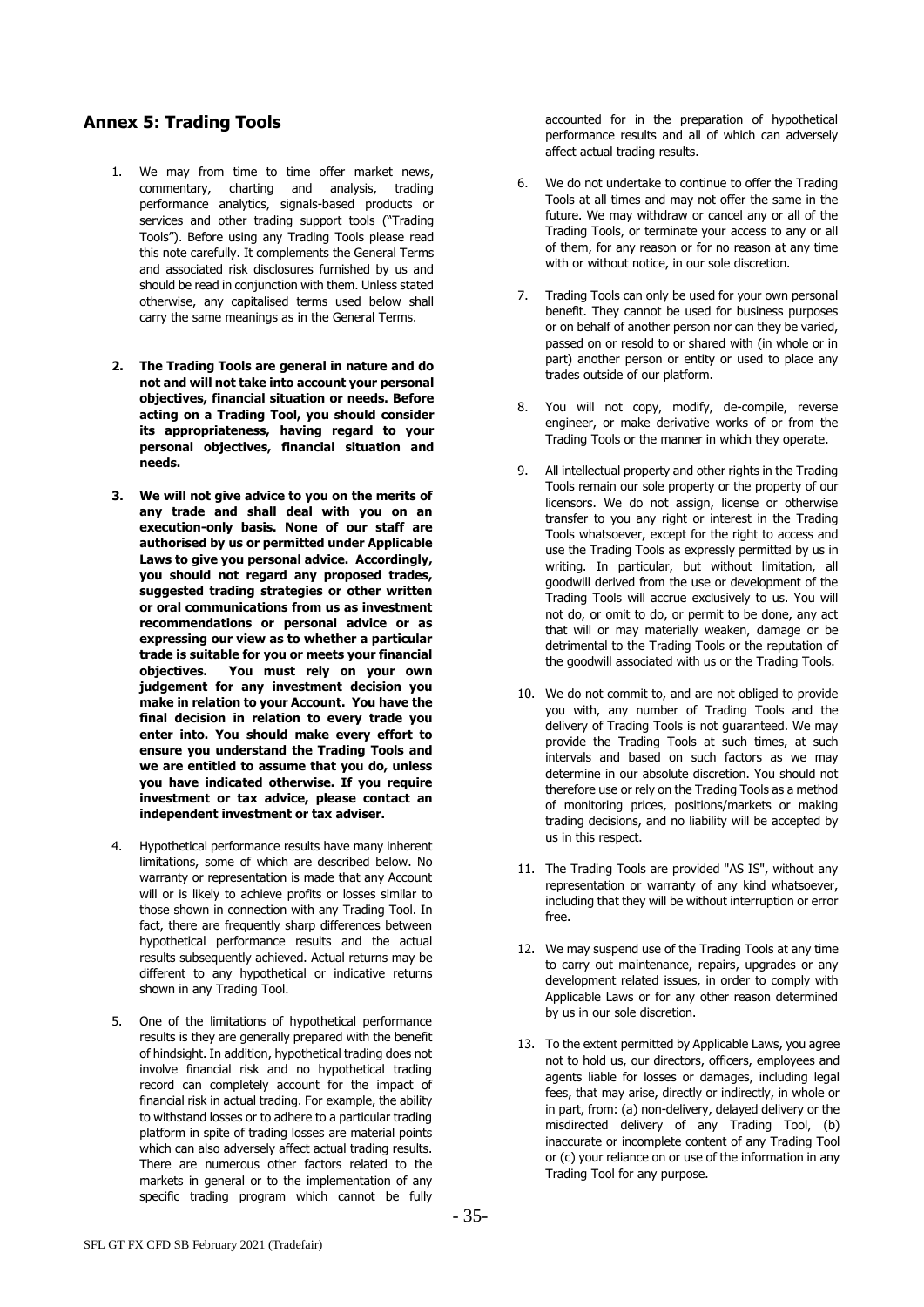## Annex 5: Trading Tools

1. We may from time to time offer market news, commentary, charting and analysis, trading performance analytics, signals-based products or services and other trading support tools ("Trading Tools"). Before using any Trading Tools please read this note carefully. It complements the General Terms and associated risk disclosures furnished by us and should be read in conjunction with them. Unless stated otherwise, any capitalised terms used below shall carry the same meanings as in the General Terms.

2. **The Trading Tools are general in nature and do not and will not take into account your personal objectives, financial situation or needs. Before acting on a Trading Tool, you should consider its appropriateness, having regard to your personal objectives, financial situation and needs.**

3. **We will not give advice to you on the merits of any trade and shall deal with you on an execution-only basis. None of our staff are authorised by us or permitted under Applicable Laws to give you personal advice. Accordingly, you should not regard any proposed trades, suggested trading strategies or other written or oral communications from us as investment recommendations or personal advice or as expressing our view as to whether a particular trade is suitable for you or meets your financial objectives. You must rely on your own judgement for any investment decision you make in relation to your Account. You have the final decision in relation to every trade you enter into. You should make every effort to ensure you understand the Trading Tools and we are entitled to assume that you do, unless you have indicated otherwise. If you require investment or tax advice, please contact an independent investment or tax adviser.**

4. Hypothetical performance results have many inherent limitations, some of which are described below. No warranty or representation is made that any Account will or is likely to achieve profits or losses similar to those shown in connection with any Trading Tool. In fact, there are frequently sharp differences between hypothetical performance results and the actual results subsequently achieved. Actual returns may be different to any hypothetical or indicative returns shown in any Trading Tool.

5. One of the limitations of hypothetical performance results is they are generally prepared with the benefit of hindsight. In addition, hypothetical trading does not involve financial risk and no hypothetical trading record can completely account for the impact of financial risk in actual trading. For example, the ability to withstand losses or to adhere to a particular trading platform in spite of trading losses are material points which can also adversely affect actual trading results. There are numerous other factors related to the markets in general or to the implementation of any specific trading program which cannot be fully accounted for in the preparation of hypothetical performance results and all of which can adversely affect actual trading results.

6. We do not undertake to continue to offer the Trading Tools at all times and may not offer the same in the future. We may withdraw or cancel any or all of the Trading Tools, or terminate your access to any or all of them, for any reason or for no reason at any time with or without notice, in our sole discretion.

7. Trading Tools can only be used for your own personal benefit. They cannot be used for business purposes or on behalf of another person nor can they be varied, passed on or resold to or shared with (in whole or in part) another person or entity or used to place any trades outside of our platform.

8. You will not copy, modify, de-compile, reverse engineer, or make derivative works of or from the Trading Tools or the manner in which they operate.

9. All intellectual property and other rights in the Trading Tools remain our sole property or the property of our licensors. We do not assign, license or otherwise transfer to you any right or interest in the Trading Tools whatsoever, except for the right to access and use the Trading Tools as expressly permitted by us in writing. In particular, but without limitation, all goodwill derived from the use or development of the Trading Tools will accrue exclusively to us. You will not do, or omit to do, or permit to be done, any act that will or may materially weaken, damage or be detrimental to the Trading Tools or the reputation of the goodwill associated with us or the Trading Tools.

10. We do not commit to, and are not obliged to provide you with, any number of Trading Tools and the delivery of Trading Tools is not guaranteed. We may provide the Trading Tools at such times, at such intervals and based on such factors as we may determine in our absolute discretion. You should not therefore use or rely on the Trading Tools as a method of monitoring prices, positions/markets or making trading decisions, and no liability will be accepted by us in this respect.

11. The Trading Tools are provided "AS IS", without any representation or warranty of any kind whatsoever, including that they will be without interruption or error free.

12. We may suspend use of the Trading Tools at any time to carry out maintenance, repairs, upgrades or any development related issues, in order to comply with Applicable Laws or for any other reason determined by us in our sole discretion.

13. To the extent permitted by Applicable Laws, you agree not to hold us, our directors, officers, employees and agents liable for losses or damages, including legal fees, that may arise, directly or indirectly, in whole or in part, from: (a) non-delivery, delayed delivery or the misdirected delivery of any Trading Tool, (b) inaccurate or incomplete content of any Trading Tool or (c) your reliance on or use of the information in any Trading Tool for any purpose.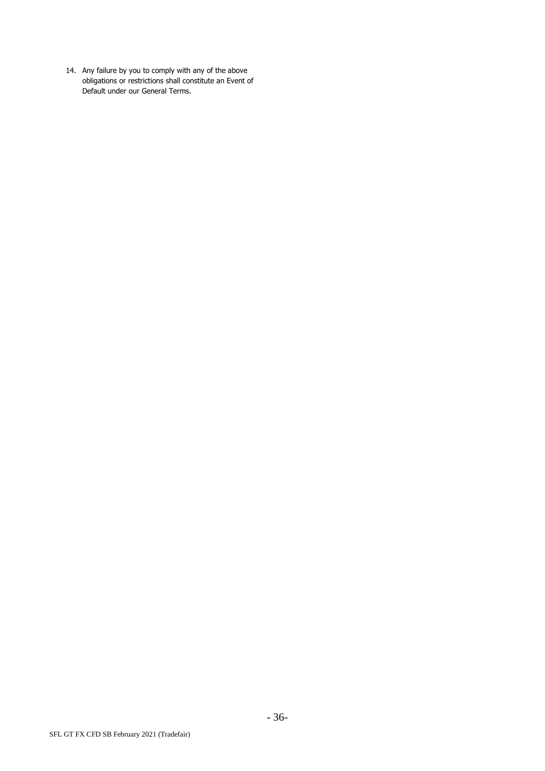14. Any failure by you to comply with any of the above obligations or restrictions shall constitute an Event of Default under our General Terms.